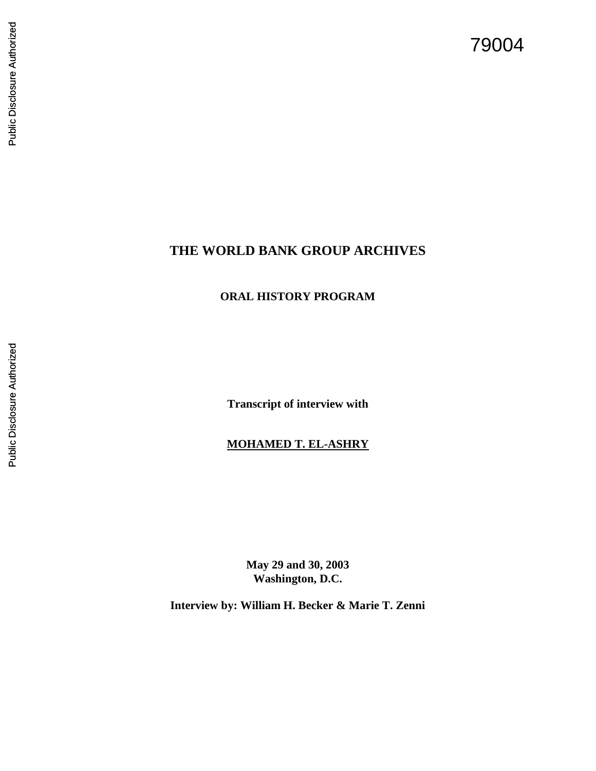79004

# THE WORLD BANK GROUP ARCHIVES

## ORAL HISTORY PROGRAM

**Transcript of interview with**

**MOHAMED T. EL-ASHRY**

**May 29 and 30, 2003**
**Washington, D.C.**

**Interview by: William H. Becker & Marie T. Zenni**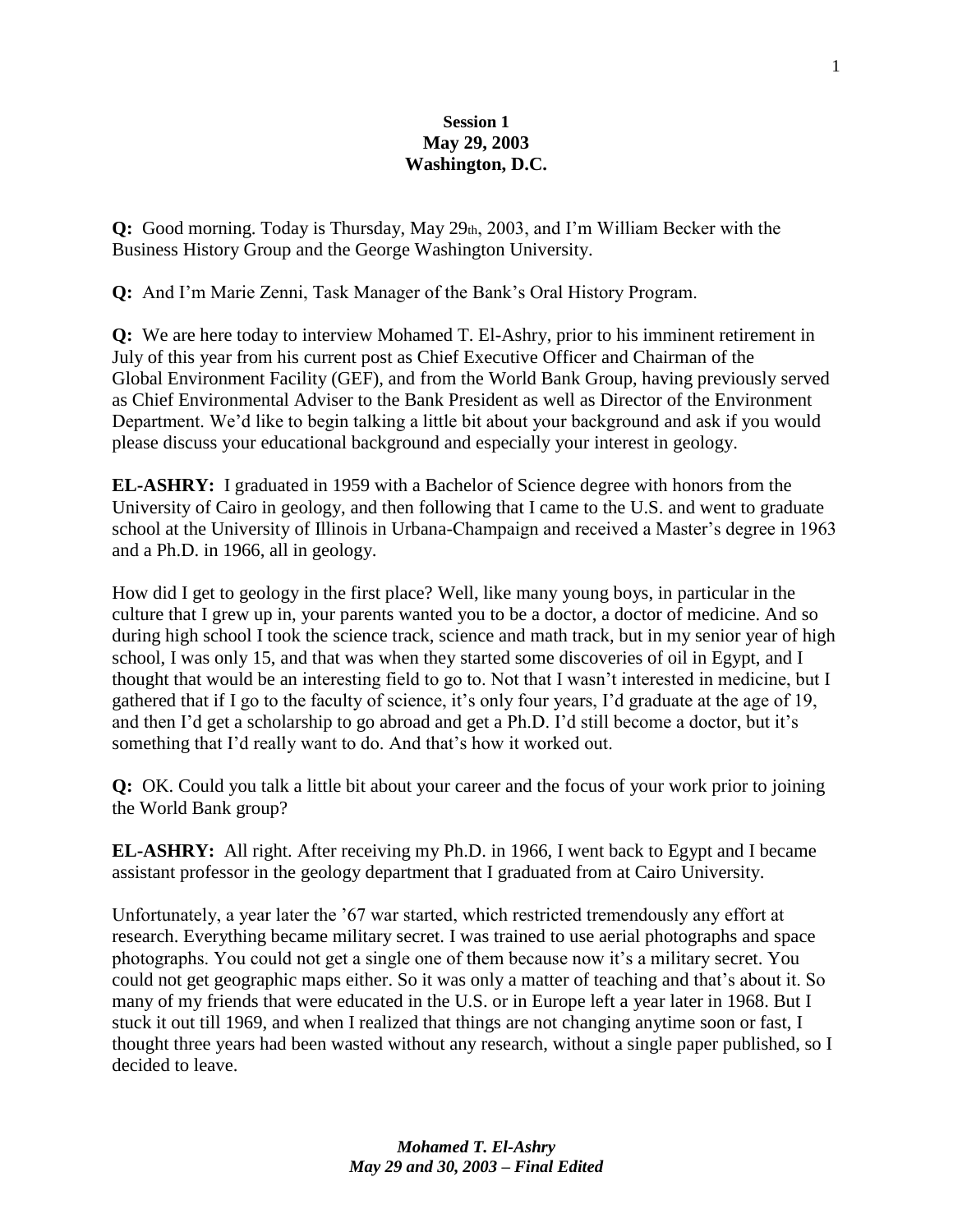**Session 1**
**May 29, 2003**
**Washington, D.C.**

**Q:** Good morning. Today is Thursday, May 29th, 2003, and I'm William Becker with the Business History Group and the George Washington University.

**Q:** And I'm Marie Zenni, Task Manager of the Bank's Oral History Program.

**Q:** We are here today to interview Mohamed T. El-Ashry, prior to his imminent retirement in July of this year from his current post as Chief Executive Officer and Chairman of the Global Environment Facility (GEF), and from the World Bank Group, having previously served as Chief Environmental Adviser to the Bank President as well as Director of the Environment Department. We'd like to begin talking a little bit about your background and ask if you would please discuss your educational background and especially your interest in geology.

**EL-ASHRY:** I graduated in 1959 with a Bachelor of Science degree with honors from the University of Cairo in geology, and then following that I came to the U.S. and went to graduate school at the University of Illinois in Urbana-Champaign and received a Master's degree in 1963 and a Ph.D. in 1966, all in geology.

How did I get to geology in the first place? Well, like many young boys, in particular in the culture that I grew up in, your parents wanted you to be a doctor, a doctor of medicine. And so during high school I took the science track, science and math track, but in my senior year of high school, I was only 15, and that was when they started some discoveries of oil in Egypt, and I thought that would be an interesting field to go to. Not that I wasn't interested in medicine, but I gathered that if I go to the faculty of science, it's only four years, I'd graduate at the age of 19, and then I'd get a scholarship to go abroad and get a Ph.D. I'd still become a doctor, but it's something that I'd really want to do. And that's how it worked out.

**Q:** OK. Could you talk a little bit about your career and the focus of your work prior to joining the World Bank group?

**EL-ASHRY:** All right. After receiving my Ph.D. in 1966, I went back to Egypt and I became assistant professor in the geology department that I graduated from at Cairo University.

Unfortunately, a year later the '67 war started, which restricted tremendously any effort at research. Everything became military secret. I was trained to use aerial photographs and space photographs. You could not get a single one of them because now it's a military secret. You could not get geographic maps either. So it was only a matter of teaching and that's about it. So many of my friends that were educated in the U.S. or in Europe left a year later in 1968. But I stuck it out till 1969, and when I realized that things are not changing anytime soon or fast, I thought three years had been wasted without any research, without a single paper published, so I decided to leave.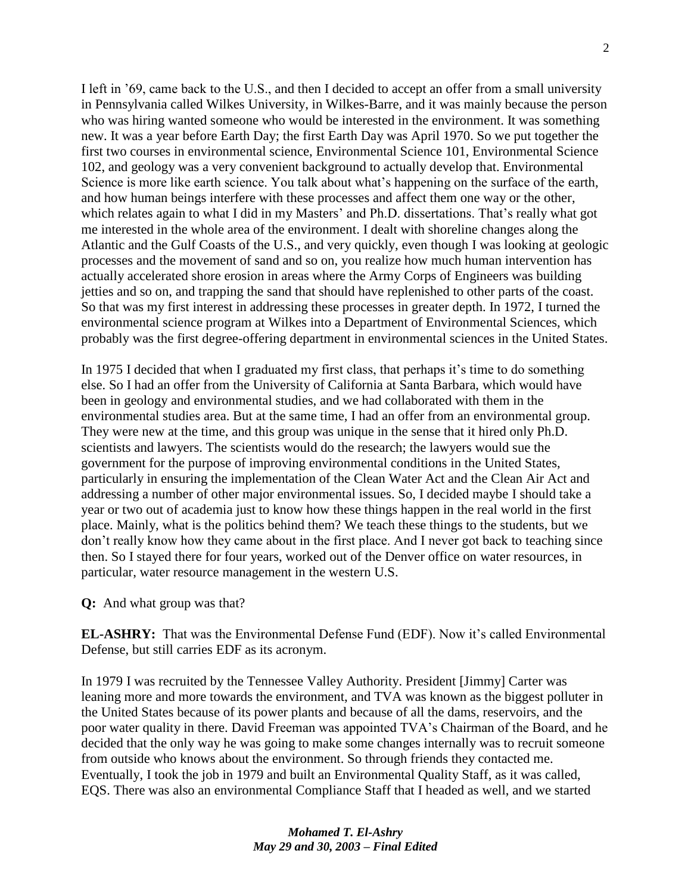I left in '69, came back to the U.S., and then I decided to accept an offer from a small university in Pennsylvania called Wilkes University, in Wilkes-Barre, and it was mainly because the person who was hiring wanted someone who would be interested in the environment. It was something new. It was a year before Earth Day; the first Earth Day was April 1970. So we put together the first two courses in environmental science, Environmental Science 101, Environmental Science 102, and geology was a very convenient background to actually develop that. Environmental Science is more like earth science. You talk about what's happening on the surface of the earth, and how human beings interfere with these processes and affect them one way or the other, which relates again to what I did in my Masters' and Ph.D. dissertations. That's really what got me interested in the whole area of the environment. I dealt with shoreline changes along the Atlantic and the Gulf Coasts of the U.S., and very quickly, even though I was looking at geologic processes and the movement of sand and so on, you realize how much human intervention has actually accelerated shore erosion in areas where the Army Corps of Engineers was building jetties and so on, and trapping the sand that should have replenished to other parts of the coast. So that was my first interest in addressing these processes in greater depth. In 1972, I turned the environmental science program at Wilkes into a Department of Environmental Sciences, which probably was the first degree-offering department in environmental sciences in the United States.

In 1975 I decided that when I graduated my first class, that perhaps it's time to do something else. So I had an offer from the University of California at Santa Barbara, which would have been in geology and environmental studies, and we had collaborated with them in the environmental studies area. But at the same time, I had an offer from an environmental group. They were new at the time, and this group was unique in the sense that it hired only Ph.D. scientists and lawyers. The scientists would do the research; the lawyers would sue the government for the purpose of improving environmental conditions in the United States, particularly in ensuring the implementation of the Clean Water Act and the Clean Air Act and addressing a number of other major environmental issues. So, I decided maybe I should take a year or two out of academia just to know how these things happen in the real world in the first place. Mainly, what is the politics behind them? We teach these things to the students, but we don't really know how they came about in the first place. And I never got back to teaching since then. So I stayed there for four years, worked out of the Denver office on water resources, in particular, water resource management in the western U.S.

**Q:** And what group was that?

**EL-ASHRY:** That was the Environmental Defense Fund (EDF). Now it's called Environmental Defense, but still carries EDF as its acronym.

In 1979 I was recruited by the Tennessee Valley Authority. President [Jimmy] Carter was leaning more and more towards the environment, and TVA was known as the biggest polluter in the United States because of its power plants and because of all the dams, reservoirs, and the poor water quality in there. David Freeman was appointed TVA's Chairman of the Board, and he decided that the only way he was going to make some changes internally was to recruit someone from outside who knows about the environment. So through friends they contacted me. Eventually, I took the job in 1979 and built an Environmental Quality Staff, as it was called, EQS. There was also an environmental Compliance Staff that I headed as well, and we started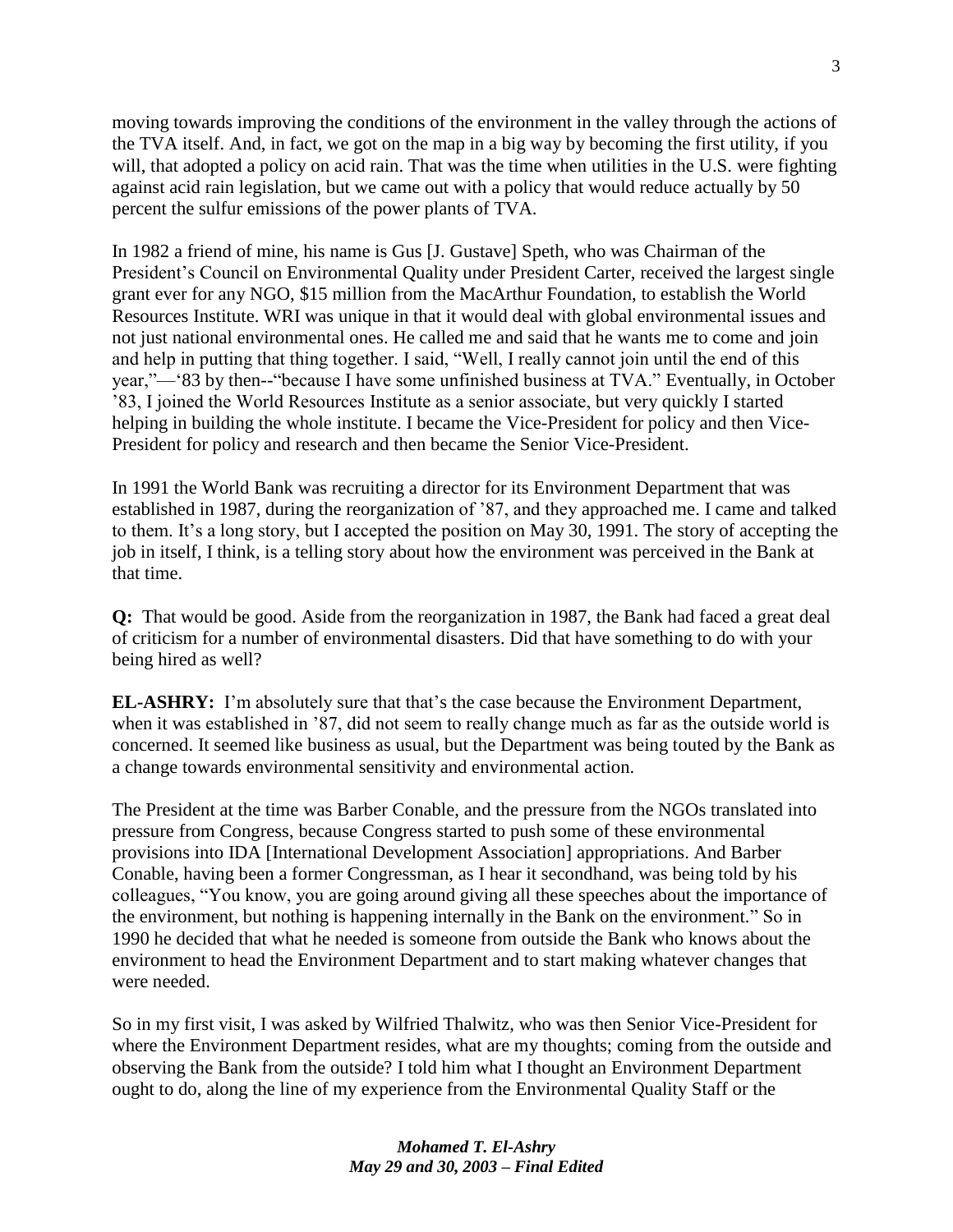moving towards improving the conditions of the environment in the valley through the actions of the TVA itself. And, in fact, we got on the map in a big way by becoming the first utility, if you will, that adopted a policy on acid rain. That was the time when utilities in the U.S. were fighting against acid rain legislation, but we came out with a policy that would reduce actually by 50 percent the sulfur emissions of the power plants of TVA.

In 1982 a friend of mine, his name is Gus [J. Gustave] Speth, who was Chairman of the President's Council on Environmental Quality under President Carter, received the largest single grant ever for any NGO, $15 million from the MacArthur Foundation, to establish the World Resources Institute. WRI was unique in that it would deal with global environmental issues and not just national environmental ones. He called me and said that he wants me to come and join and help in putting that thing together. I said, "Well, I really cannot join until the end of this year,"—'83 by then--"because I have some unfinished business at TVA." Eventually, in October '83, I joined the World Resources Institute as a senior associate, but very quickly I started helping in building the whole institute. I became the Vice-President for policy and then Vice-President for policy and research and then became the Senior Vice-President.

In 1991 the World Bank was recruiting a director for its Environment Department that was established in 1987, during the reorganization of '87, and they approached me. I came and talked to them. It's a long story, but I accepted the position on May 30, 1991. The story of accepting the job in itself, I think, is a telling story about how the environment was perceived in the Bank at that time.

**Q:** That would be good. Aside from the reorganization in 1987, the Bank had faced a great deal of criticism for a number of environmental disasters. Did that have something to do with your being hired as well?

**EL-ASHRY:** I'm absolutely sure that that's the case because the Environment Department, when it was established in '87, did not seem to really change much as far as the outside world is concerned. It seemed like business as usual, but the Department was being touted by the Bank as a change towards environmental sensitivity and environmental action.

The President at the time was Barber Conable, and the pressure from the NGOs translated into pressure from Congress, because Congress started to push some of these environmental provisions into IDA [International Development Association] appropriations. And Barber Conable, having been a former Congressman, as I hear it secondhand, was being told by his colleagues, "You know, you are going around giving all these speeches about the importance of the environment, but nothing is happening internally in the Bank on the environment." So in 1990 he decided that what he needed is someone from outside the Bank who knows about the environment to head the Environment Department and to start making whatever changes that were needed.

So in my first visit, I was asked by Wilfried Thalwitz, who was then Senior Vice-President for where the Environment Department resides, what are my thoughts; coming from the outside and observing the Bank from the outside? I told him what I thought an Environment Department ought to do, along the line of my experience from the Environmental Quality Staff or the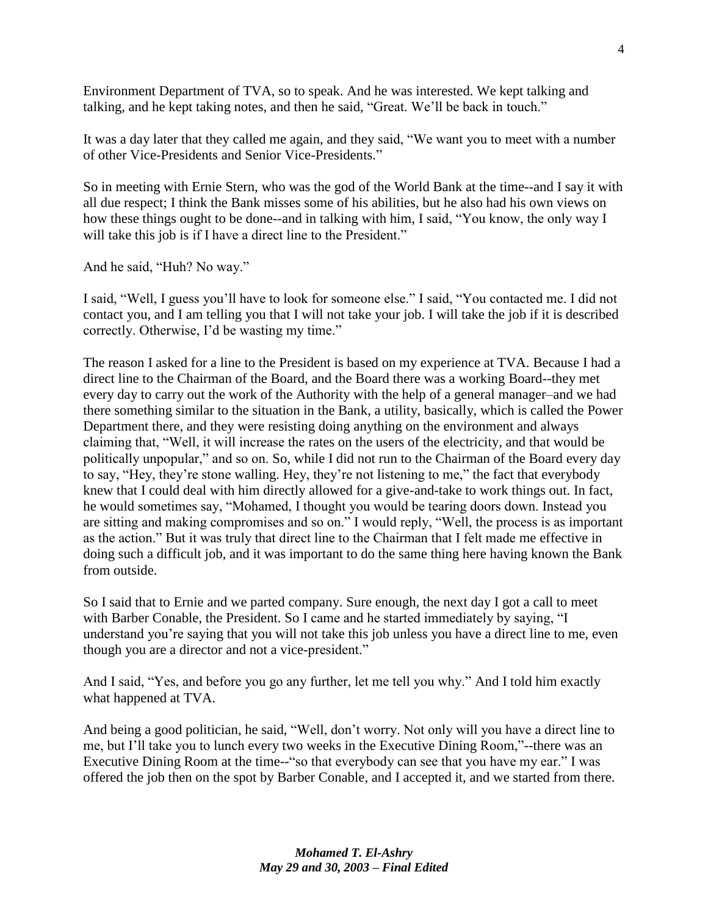Environment Department of TVA, so to speak. And he was interested. We kept talking and talking, and he kept taking notes, and then he said, "Great. We'll be back in touch."

It was a day later that they called me again, and they said, "We want you to meet with a number of other Vice-Presidents and Senior Vice-Presidents."

So in meeting with Ernie Stern, who was the god of the World Bank at the time--and I say it with all due respect; I think the Bank misses some of his abilities, but he also had his own views on how these things ought to be done--and in talking with him, I said, "You know, the only way I will take this job is if I have a direct line to the President."

And he said, "Huh? No way."

I said, "Well, I guess you'll have to look for someone else." I said, "You contacted me. I did not contact you, and I am telling you that I will not take your job. I will take the job if it is described correctly. Otherwise, I'd be wasting my time."

The reason I asked for a line to the President is based on my experience at TVA. Because I had a direct line to the Chairman of the Board, and the Board there was a working Board--they met every day to carry out the work of the Authority with the help of a general manager–and we had there something similar to the situation in the Bank, a utility, basically, which is called the Power Department there, and they were resisting doing anything on the environment and always claiming that, "Well, it will increase the rates on the users of the electricity, and that would be politically unpopular," and so on. So, while I did not run to the Chairman of the Board every day to say, "Hey, they're stone walling. Hey, they're not listening to me," the fact that everybody knew that I could deal with him directly allowed for a give-and-take to work things out. In fact, he would sometimes say, "Mohamed, I thought you would be tearing doors down. Instead you are sitting and making compromises and so on." I would reply, "Well, the process is as important as the action." But it was truly that direct line to the Chairman that I felt made me effective in doing such a difficult job, and it was important to do the same thing here having known the Bank from outside.

So I said that to Ernie and we parted company. Sure enough, the next day I got a call to meet with Barber Conable, the President. So I came and he started immediately by saying, "I understand you're saying that you will not take this job unless you have a direct line to me, even though you are a director and not a vice-president."

And I said, "Yes, and before you go any further, let me tell you why." And I told him exactly what happened at TVA.

And being a good politician, he said, "Well, don't worry. Not only will you have a direct line to me, but I'll take you to lunch every two weeks in the Executive Dining Room,"--there was an Executive Dining Room at the time--"so that everybody can see that you have my ear." I was offered the job then on the spot by Barber Conable, and I accepted it, and we started from there.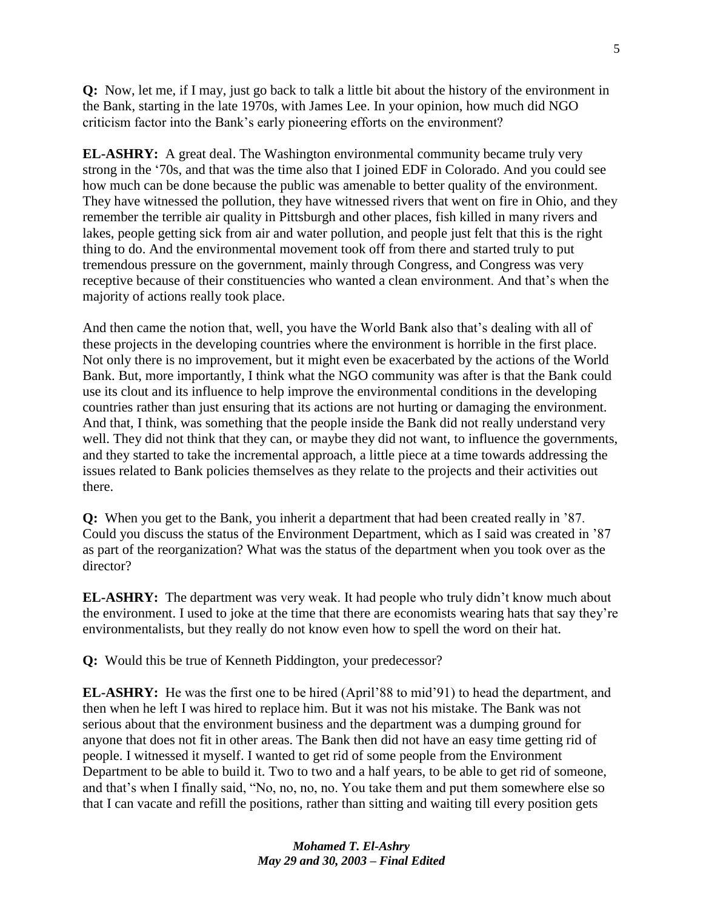**Q:** Now, let me, if I may, just go back to talk a little bit about the history of the environment in the Bank, starting in the late 1970s, with James Lee. In your opinion, how much did NGO criticism factor into the Bank's early pioneering efforts on the environment?

**EL-ASHRY:** A great deal. The Washington environmental community became truly very strong in the '70s, and that was the time also that I joined EDF in Colorado. And you could see how much can be done because the public was amenable to better quality of the environment. They have witnessed the pollution, they have witnessed rivers that went on fire in Ohio, and they remember the terrible air quality in Pittsburgh and other places, fish killed in many rivers and lakes, people getting sick from air and water pollution, and people just felt that this is the right thing to do. And the environmental movement took off from there and started truly to put tremendous pressure on the government, mainly through Congress, and Congress was very receptive because of their constituencies who wanted a clean environment. And that's when the majority of actions really took place.

And then came the notion that, well, you have the World Bank also that's dealing with all of these projects in the developing countries where the environment is horrible in the first place. Not only there is no improvement, but it might even be exacerbated by the actions of the World Bank. But, more importantly, I think what the NGO community was after is that the Bank could use its clout and its influence to help improve the environmental conditions in the developing countries rather than just ensuring that its actions are not hurting or damaging the environment. And that, I think, was something that the people inside the Bank did not really understand very well. They did not think that they can, or maybe they did not want, to influence the governments, and they started to take the incremental approach, a little piece at a time towards addressing the issues related to Bank policies themselves as they relate to the projects and their activities out there.

**Q:** When you get to the Bank, you inherit a department that had been created really in '87. Could you discuss the status of the Environment Department, which as I said was created in '87 as part of the reorganization? What was the status of the department when you took over as the director?

**EL-ASHRY:** The department was very weak. It had people who truly didn't know much about the environment. I used to joke at the time that there are economists wearing hats that say they're environmentalists, but they really do not know even how to spell the word on their hat.

**Q:** Would this be true of Kenneth Piddington, your predecessor?

**EL-ASHRY:** He was the first one to be hired (April'88 to mid'91) to head the department, and then when he left I was hired to replace him. But it was not his mistake. The Bank was not serious about that the environment business and the department was a dumping ground for anyone that does not fit in other areas. The Bank then did not have an easy time getting rid of people. I witnessed it myself. I wanted to get rid of some people from the Environment Department to be able to build it. Two to two and a half years, to be able to get rid of someone, and that's when I finally said, "No, no, no, no. You take them and put them somewhere else so that I can vacate and refill the positions, rather than sitting and waiting till every position gets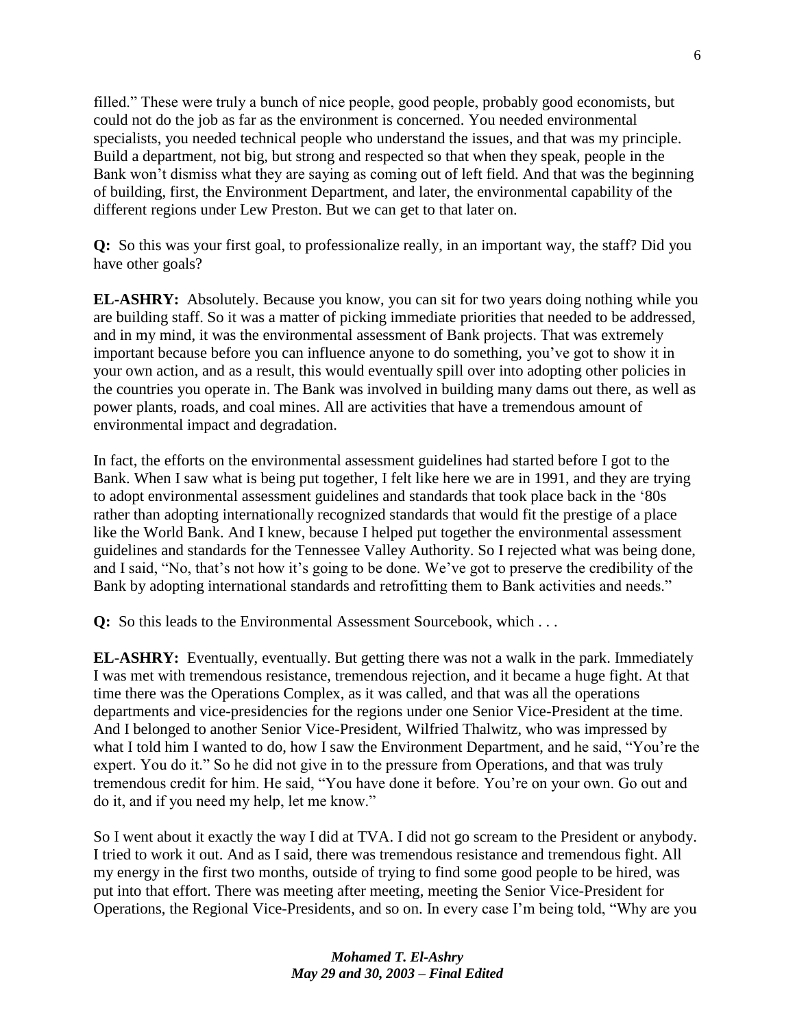filled." These were truly a bunch of nice people, good people, probably good economists, but could not do the job as far as the environment is concerned. You needed environmental specialists, you needed technical people who understand the issues, and that was my principle. Build a department, not big, but strong and respected so that when they speak, people in the Bank won't dismiss what they are saying as coming out of left field. And that was the beginning of building, first, the Environment Department, and later, the environmental capability of the different regions under Lew Preston. But we can get to that later on.

**Q:** So this was your first goal, to professionalize really, in an important way, the staff? Did you have other goals?

**EL-ASHRY:** Absolutely. Because you know, you can sit for two years doing nothing while you are building staff. So it was a matter of picking immediate priorities that needed to be addressed, and in my mind, it was the environmental assessment of Bank projects. That was extremely important because before you can influence anyone to do something, you've got to show it in your own action, and as a result, this would eventually spill over into adopting other policies in the countries you operate in. The Bank was involved in building many dams out there, as well as power plants, roads, and coal mines. All are activities that have a tremendous amount of environmental impact and degradation.

In fact, the efforts on the environmental assessment guidelines had started before I got to the Bank. When I saw what is being put together, I felt like here we are in 1991, and they are trying to adopt environmental assessment guidelines and standards that took place back in the '80s rather than adopting internationally recognized standards that would fit the prestige of a place like the World Bank. And I knew, because I helped put together the environmental assessment guidelines and standards for the Tennessee Valley Authority. So I rejected what was being done, and I said, "No, that's not how it's going to be done. We've got to preserve the credibility of the Bank by adopting international standards and retrofitting them to Bank activities and needs."

**Q:** So this leads to the Environmental Assessment Sourcebook, which . . .

**EL-ASHRY:** Eventually, eventually. But getting there was not a walk in the park. Immediately I was met with tremendous resistance, tremendous rejection, and it became a huge fight. At that time there was the Operations Complex, as it was called, and that was all the operations departments and vice-presidencies for the regions under one Senior Vice-President at the time. And I belonged to another Senior Vice-President, Wilfried Thalwitz, who was impressed by what I told him I wanted to do, how I saw the Environment Department, and he said, "You're the expert. You do it." So he did not give in to the pressure from Operations, and that was truly tremendous credit for him. He said, "You have done it before. You're on your own. Go out and do it, and if you need my help, let me know."

So I went about it exactly the way I did at TVA. I did not go scream to the President or anybody. I tried to work it out. And as I said, there was tremendous resistance and tremendous fight. All my energy in the first two months, outside of trying to find some good people to be hired, was put into that effort. There was meeting after meeting, meeting the Senior Vice-President for Operations, the Regional Vice-Presidents, and so on. In every case I'm being told, "Why are you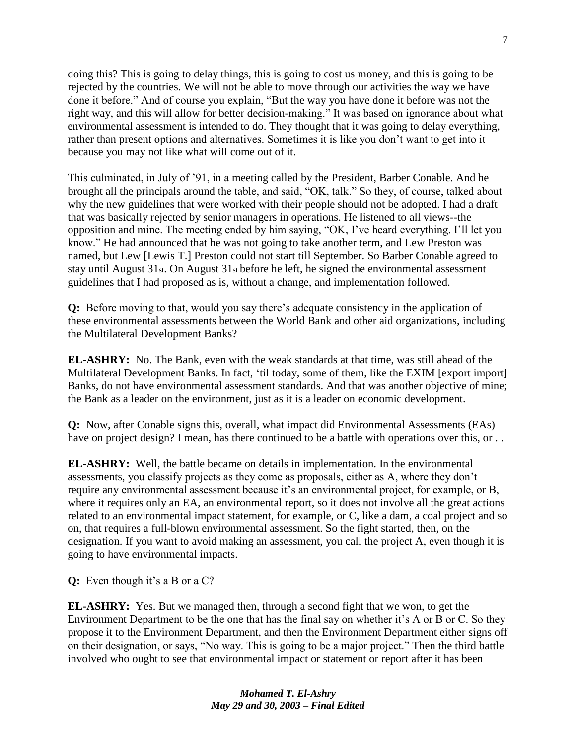doing this? This is going to delay things, this is going to cost us money, and this is going to be rejected by the countries. We will not be able to move through our activities the way we have done it before." And of course you explain, "But the way you have done it before was not the right way, and this will allow for better decision-making." It was based on ignorance about what environmental assessment is intended to do. They thought that it was going to delay everything, rather than present options and alternatives. Sometimes it is like you don't want to get into it because you may not like what will come out of it.

This culminated, in July of '91, in a meeting called by the President, Barber Conable. And he brought all the principals around the table, and said, "OK, talk." So they, of course, talked about why the new guidelines that were worked with their people should not be adopted. I had a draft that was basically rejected by senior managers in operations. He listened to all views--the opposition and mine. The meeting ended by him saying, "OK, I've heard everything. I'll let you know." He had announced that he was not going to take another term, and Lew Preston was named, but Lew [Lewis T.] Preston could not start till September. So Barber Conable agreed to stay until August 31st. On August 31st before he left, he signed the environmental assessment guidelines that I had proposed as is, without a change, and implementation followed.

**Q:** Before moving to that, would you say there's adequate consistency in the application of these environmental assessments between the World Bank and other aid organizations, including the Multilateral Development Banks?

**EL-ASHRY:** No. The Bank, even with the weak standards at that time, was still ahead of the Multilateral Development Banks. In fact, 'til today, some of them, like the EXIM [export import] Banks, do not have environmental assessment standards. And that was another objective of mine; the Bank as a leader on the environment, just as it is a leader on economic development.

**Q:** Now, after Conable signs this, overall, what impact did Environmental Assessments (EAs) have on project design? I mean, has there continued to be a battle with operations over this, or . .

**EL-ASHRY:** Well, the battle became on details in implementation. In the environmental assessments, you classify projects as they come as proposals, either as A, where they don't require any environmental assessment because it's an environmental project, for example, or B, where it requires only an EA, an environmental report, so it does not involve all the great actions related to an environmental impact statement, for example, or C, like a dam, a coal project and so on, that requires a full-blown environmental assessment. So the fight started, then, on the designation. If you want to avoid making an assessment, you call the project A, even though it is going to have environmental impacts.

**Q:** Even though it's a B or a C?

**EL-ASHRY:** Yes. But we managed then, through a second fight that we won, to get the Environment Department to be the one that has the final say on whether it's A or B or C. So they propose it to the Environment Department, and then the Environment Department either signs off on their designation, or says, "No way. This is going to be a major project." Then the third battle involved who ought to see that environmental impact or statement or report after it has been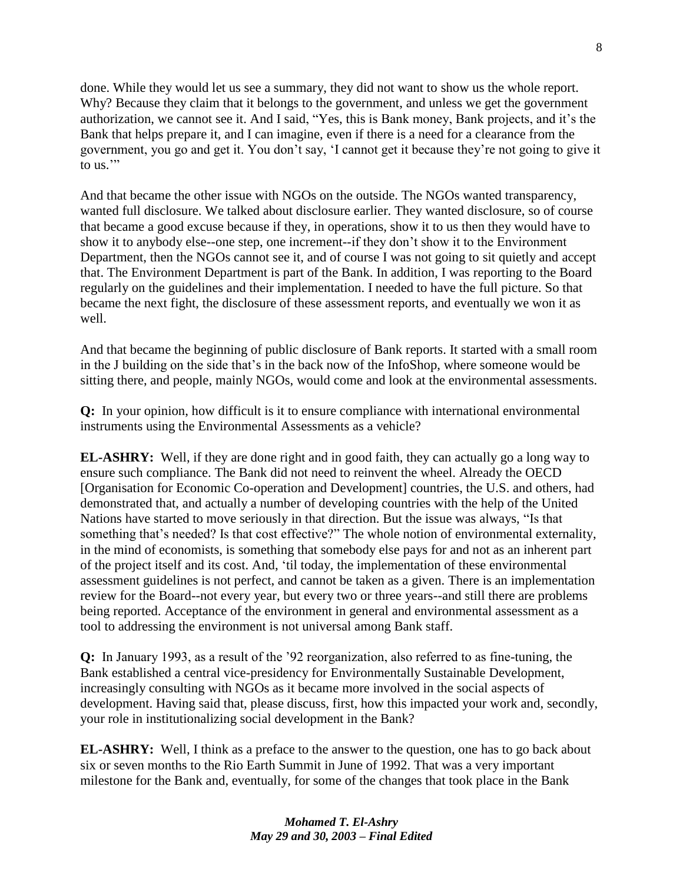done. While they would let us see a summary, they did not want to show us the whole report. Why? Because they claim that it belongs to the government, and unless we get the government authorization, we cannot see it. And I said, "Yes, this is Bank money, Bank projects, and it's the Bank that helps prepare it, and I can imagine, even if there is a need for a clearance from the government, you go and get it. You don't say, 'I cannot get it because they're not going to give it to us.'"

And that became the other issue with NGOs on the outside. The NGOs wanted transparency, wanted full disclosure. We talked about disclosure earlier. They wanted disclosure, so of course that became a good excuse because if they, in operations, show it to us then they would have to show it to anybody else--one step, one increment--if they don't show it to the Environment Department, then the NGOs cannot see it, and of course I was not going to sit quietly and accept that. The Environment Department is part of the Bank. In addition, I was reporting to the Board regularly on the guidelines and their implementation. I needed to have the full picture. So that became the next fight, the disclosure of these assessment reports, and eventually we won it as well.

And that became the beginning of public disclosure of Bank reports. It started with a small room in the J building on the side that's in the back now of the InfoShop, where someone would be sitting there, and people, mainly NGOs, would come and look at the environmental assessments.

**Q:** In your opinion, how difficult is it to ensure compliance with international environmental instruments using the Environmental Assessments as a vehicle?

**EL-ASHRY:** Well, if they are done right and in good faith, they can actually go a long way to ensure such compliance. The Bank did not need to reinvent the wheel. Already the OECD [Organisation for Economic Co-operation and Development] countries, the U.S. and others, had demonstrated that, and actually a number of developing countries with the help of the United Nations have started to move seriously in that direction. But the issue was always, "Is that something that's needed? Is that cost effective?" The whole notion of environmental externality, in the mind of economists, is something that somebody else pays for and not as an inherent part of the project itself and its cost. And, 'til today, the implementation of these environmental assessment guidelines is not perfect, and cannot be taken as a given. There is an implementation review for the Board--not every year, but every two or three years--and still there are problems being reported. Acceptance of the environment in general and environmental assessment as a tool to addressing the environment is not universal among Bank staff.

**Q:** In January 1993, as a result of the '92 reorganization, also referred to as fine-tuning, the Bank established a central vice-presidency for Environmentally Sustainable Development, increasingly consulting with NGOs as it became more involved in the social aspects of development. Having said that, please discuss, first, how this impacted your work and, secondly, your role in institutionalizing social development in the Bank?

**EL-ASHRY:** Well, I think as a preface to the answer to the question, one has to go back about six or seven months to the Rio Earth Summit in June of 1992. That was a very important milestone for the Bank and, eventually, for some of the changes that took place in the Bank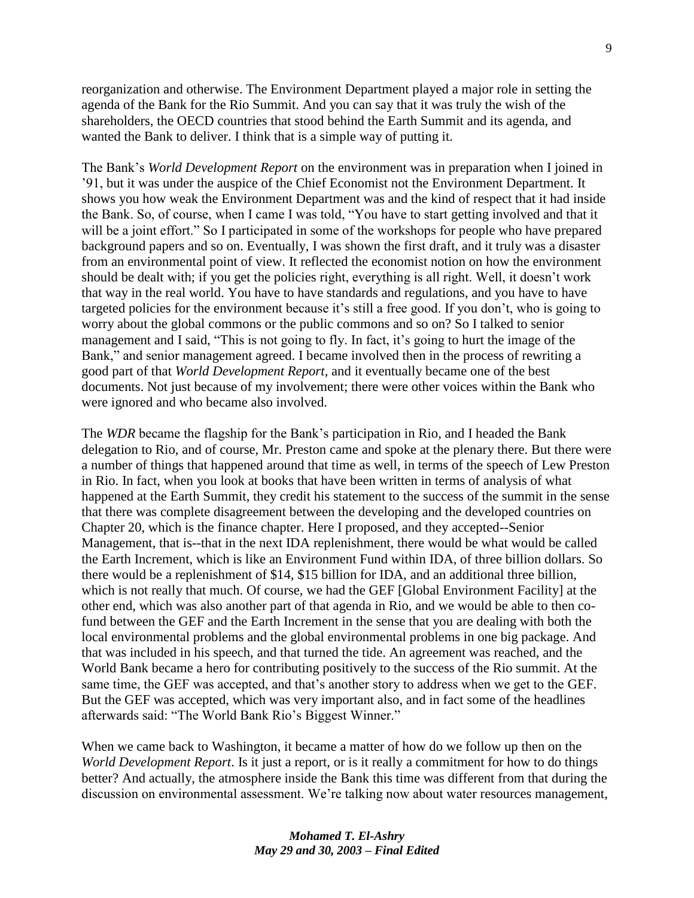reorganization and otherwise. The Environment Department played a major role in setting the agenda of the Bank for the Rio Summit. And you can say that it was truly the wish of the shareholders, the OECD countries that stood behind the Earth Summit and its agenda, and wanted the Bank to deliver. I think that is a simple way of putting it.

The Bank's *World Development Report* on the environment was in preparation when I joined in '91, but it was under the auspice of the Chief Economist not the Environment Department. It shows you how weak the Environment Department was and the kind of respect that it had inside the Bank. So, of course, when I came I was told, "You have to start getting involved and that it will be a joint effort." So I participated in some of the workshops for people who have prepared background papers and so on. Eventually, I was shown the first draft, and it truly was a disaster from an environmental point of view. It reflected the economist notion on how the environment should be dealt with; if you get the policies right, everything is all right. Well, it doesn't work that way in the real world. You have to have standards and regulations, and you have to have targeted policies for the environment because it's still a free good. If you don't, who is going to worry about the global commons or the public commons and so on? So I talked to senior management and I said, "This is not going to fly. In fact, it's going to hurt the image of the Bank," and senior management agreed. I became involved then in the process of rewriting a good part of that *World Development Report*, and it eventually became one of the best documents. Not just because of my involvement; there were other voices within the Bank who were ignored and who became also involved.

The *WDR* became the flagship for the Bank's participation in Rio, and I headed the Bank delegation to Rio, and of course, Mr. Preston came and spoke at the plenary there. But there were a number of things that happened around that time as well, in terms of the speech of Lew Preston in Rio. In fact, when you look at books that have been written in terms of analysis of what happened at the Earth Summit, they credit his statement to the success of the summit in the sense that there was complete disagreement between the developing and the developed countries on Chapter 20, which is the finance chapter. Here I proposed, and they accepted--Senior Management, that is--that in the next IDA replenishment, there would be what would be called the Earth Increment, which is like an Environment Fund within IDA, of three billion dollars. So there would be a replenishment of $14, $15 billion for IDA, and an additional three billion, which is not really that much. Of course, we had the GEF [Global Environment Facility] at the other end, which was also another part of that agenda in Rio, and we would be able to then co-fund between the GEF and the Earth Increment in the sense that you are dealing with both the local environmental problems and the global environmental problems in one big package. And that was included in his speech, and that turned the tide. An agreement was reached, and the World Bank became a hero for contributing positively to the success of the Rio summit. At the same time, the GEF was accepted, and that's another story to address when we get to the GEF. But the GEF was accepted, which was very important also, and in fact some of the headlines afterwards said: "The World Bank Rio's Biggest Winner."

When we came back to Washington, it became a matter of how do we follow up then on the *World Development Report*. Is it just a report, or is it really a commitment for how to do things better? And actually, the atmosphere inside the Bank this time was different from that during the discussion on environmental assessment. We're talking now about water resources management,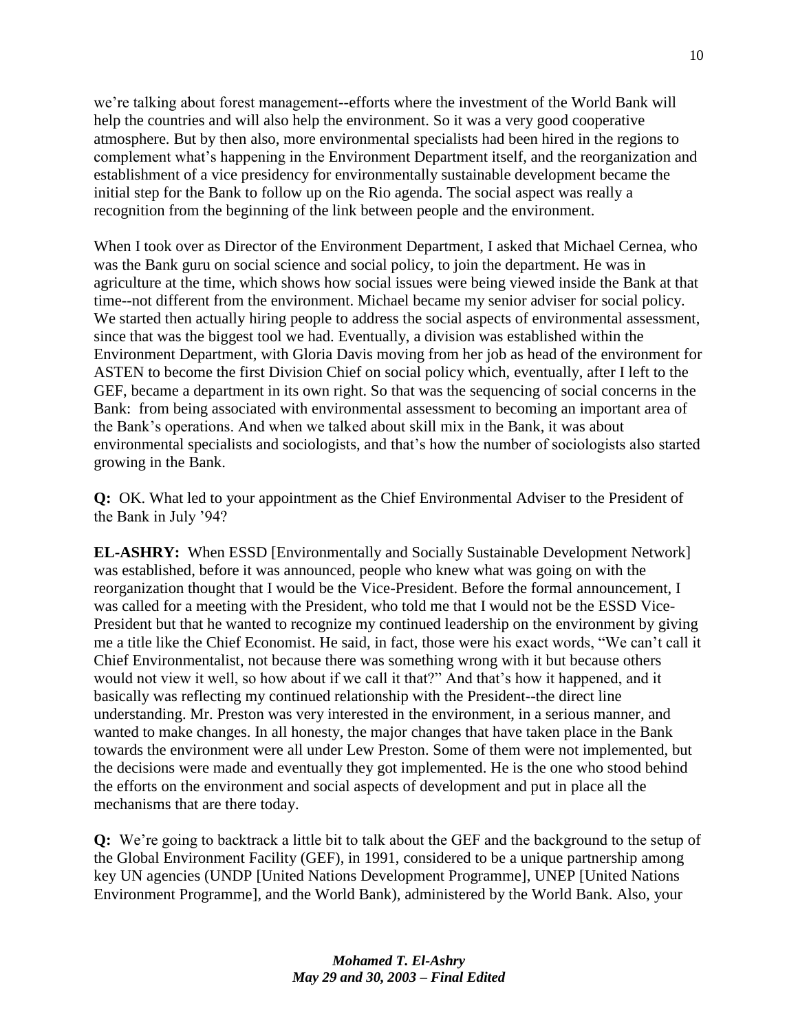we're talking about forest management--efforts where the investment of the World Bank will help the countries and will also help the environment. So it was a very good cooperative atmosphere. But by then also, more environmental specialists had been hired in the regions to complement what's happening in the Environment Department itself, and the reorganization and establishment of a vice presidency for environmentally sustainable development became the initial step for the Bank to follow up on the Rio agenda. The social aspect was really a recognition from the beginning of the link between people and the environment.

When I took over as Director of the Environment Department, I asked that Michael Cernea, who was the Bank guru on social science and social policy, to join the department. He was in agriculture at the time, which shows how social issues were being viewed inside the Bank at that time--not different from the environment. Michael became my senior adviser for social policy. We started then actually hiring people to address the social aspects of environmental assessment, since that was the biggest tool we had. Eventually, a division was established within the Environment Department, with Gloria Davis moving from her job as head of the environment for ASTEN to become the first Division Chief on social policy which, eventually, after I left to the GEF, became a department in its own right. So that was the sequencing of social concerns in the Bank: from being associated with environmental assessment to becoming an important area of the Bank's operations. And when we talked about skill mix in the Bank, it was about environmental specialists and sociologists, and that's how the number of sociologists also started growing in the Bank.

**Q:** OK. What led to your appointment as the Chief Environmental Adviser to the President of the Bank in July '94?

**EL-ASHRY:** When ESSD [Environmentally and Socially Sustainable Development Network] was established, before it was announced, people who knew what was going on with the reorganization thought that I would be the Vice-President. Before the formal announcement, I was called for a meeting with the President, who told me that I would not be the ESSD Vice-President but that he wanted to recognize my continued leadership on the environment by giving me a title like the Chief Economist. He said, in fact, those were his exact words, "We can't call it Chief Environmentalist, not because there was something wrong with it but because others would not view it well, so how about if we call it that?" And that's how it happened, and it basically was reflecting my continued relationship with the President--the direct line understanding. Mr. Preston was very interested in the environment, in a serious manner, and wanted to make changes. In all honesty, the major changes that have taken place in the Bank towards the environment were all under Lew Preston. Some of them were not implemented, but the decisions were made and eventually they got implemented. He is the one who stood behind the efforts on the environment and social aspects of development and put in place all the mechanisms that are there today.

**Q:** We're going to backtrack a little bit to talk about the GEF and the background to the setup of the Global Environment Facility (GEF), in 1991, considered to be a unique partnership among key UN agencies (UNDP [United Nations Development Programme], UNEP [United Nations Environment Programme], and the World Bank), administered by the World Bank. Also, your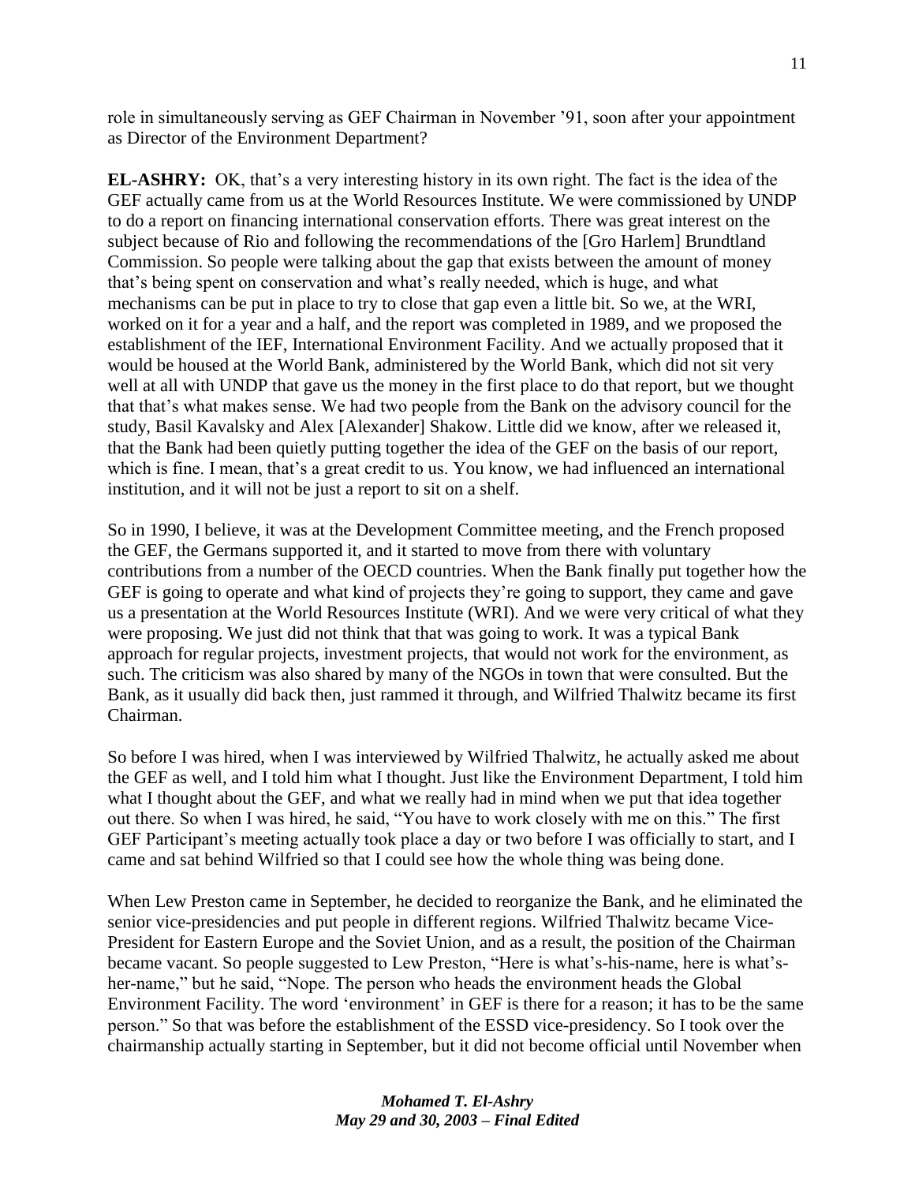role in simultaneously serving as GEF Chairman in November '91, soon after your appointment as Director of the Environment Department?

**EL-ASHRY:** OK, that's a very interesting history in its own right. The fact is the idea of the GEF actually came from us at the World Resources Institute. We were commissioned by UNDP to do a report on financing international conservation efforts. There was great interest on the subject because of Rio and following the recommendations of the [Gro Harlem] Brundtland Commission. So people were talking about the gap that exists between the amount of money that's being spent on conservation and what's really needed, which is huge, and what mechanisms can be put in place to try to close that gap even a little bit. So we, at the WRI, worked on it for a year and a half, and the report was completed in 1989, and we proposed the establishment of the IEF, International Environment Facility. And we actually proposed that it would be housed at the World Bank, administered by the World Bank, which did not sit very well at all with UNDP that gave us the money in the first place to do that report, but we thought that that's what makes sense. We had two people from the Bank on the advisory council for the study, Basil Kavalsky and Alex [Alexander] Shakow. Little did we know, after we released it, that the Bank had been quietly putting together the idea of the GEF on the basis of our report, which is fine. I mean, that's a great credit to us. You know, we had influenced an international institution, and it will not be just a report to sit on a shelf.

So in 1990, I believe, it was at the Development Committee meeting, and the French proposed the GEF, the Germans supported it, and it started to move from there with voluntary contributions from a number of the OECD countries. When the Bank finally put together how the GEF is going to operate and what kind of projects they're going to support, they came and gave us a presentation at the World Resources Institute (WRI). And we were very critical of what they were proposing. We just did not think that that was going to work. It was a typical Bank approach for regular projects, investment projects, that would not work for the environment, as such. The criticism was also shared by many of the NGOs in town that were consulted. But the Bank, as it usually did back then, just rammed it through, and Wilfried Thalwitz became its first Chairman.

So before I was hired, when I was interviewed by Wilfried Thalwitz, he actually asked me about the GEF as well, and I told him what I thought. Just like the Environment Department, I told him what I thought about the GEF, and what we really had in mind when we put that idea together out there. So when I was hired, he said, "You have to work closely with me on this." The first GEF Participant's meeting actually took place a day or two before I was officially to start, and I came and sat behind Wilfried so that I could see how the whole thing was being done.

When Lew Preston came in September, he decided to reorganize the Bank, and he eliminated the senior vice-presidencies and put people in different regions. Wilfried Thalwitz became Vice-President for Eastern Europe and the Soviet Union, and as a result, the position of the Chairman became vacant. So people suggested to Lew Preston, "Here is what's-his-name, here is what's-her-name," but he said, "Nope. The person who heads the environment heads the Global Environment Facility. The word 'environment' in GEF is there for a reason; it has to be the same person." So that was before the establishment of the ESSD vice-presidency. So I took over the chairmanship actually starting in September, but it did not become official until November when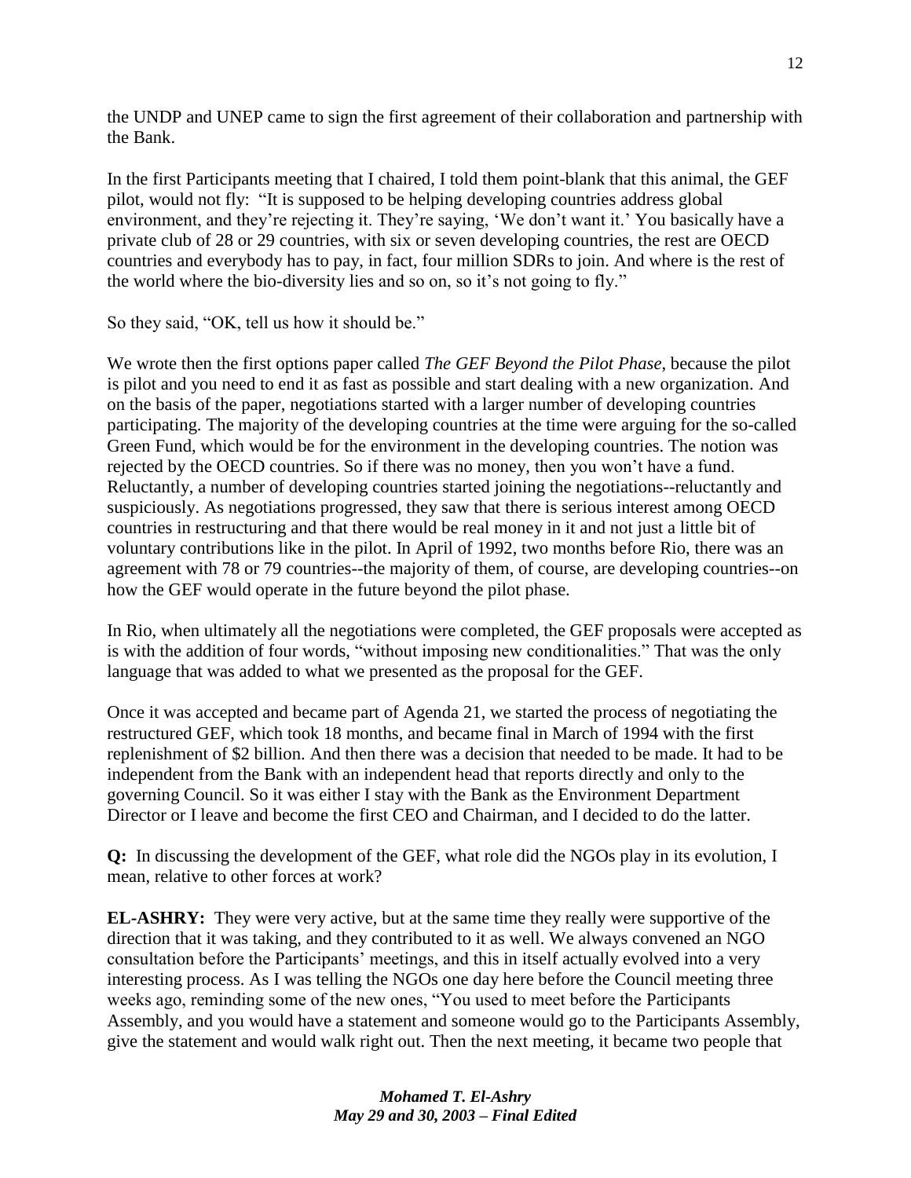the UNDP and UNEP came to sign the first agreement of their collaboration and partnership with the Bank.

In the first Participants meeting that I chaired, I told them point-blank that this animal, the GEF pilot, would not fly: "It is supposed to be helping developing countries address global environment, and they're rejecting it. They're saying, 'We don't want it.' You basically have a private club of 28 or 29 countries, with six or seven developing countries, the rest are OECD countries and everybody has to pay, in fact, four million SDRs to join. And where is the rest of the world where the bio-diversity lies and so on, so it's not going to fly."

So they said, "OK, tell us how it should be."

We wrote then the first options paper called *The GEF Beyond the Pilot Phase*, because the pilot is pilot and you need to end it as fast as possible and start dealing with a new organization. And on the basis of the paper, negotiations started with a larger number of developing countries participating. The majority of the developing countries at the time were arguing for the so-called Green Fund, which would be for the environment in the developing countries. The notion was rejected by the OECD countries. So if there was no money, then you won't have a fund. Reluctantly, a number of developing countries started joining the negotiations--reluctantly and suspiciously. As negotiations progressed, they saw that there is serious interest among OECD countries in restructuring and that there would be real money in it and not just a little bit of voluntary contributions like in the pilot. In April of 1992, two months before Rio, there was an agreement with 78 or 79 countries--the majority of them, of course, are developing countries--on how the GEF would operate in the future beyond the pilot phase.

In Rio, when ultimately all the negotiations were completed, the GEF proposals were accepted as is with the addition of four words, "without imposing new conditionalities." That was the only language that was added to what we presented as the proposal for the GEF.

Once it was accepted and became part of Agenda 21, we started the process of negotiating the restructured GEF, which took 18 months, and became final in March of 1994 with the first replenishment of $2 billion. And then there was a decision that needed to be made. It had to be independent from the Bank with an independent head that reports directly and only to the governing Council. So it was either I stay with the Bank as the Environment Department Director or I leave and become the first CEO and Chairman, and I decided to do the latter.

**Q:** In discussing the development of the GEF, what role did the NGOs play in its evolution, I mean, relative to other forces at work?

**EL-ASHRY:** They were very active, but at the same time they really were supportive of the direction that it was taking, and they contributed to it as well. We always convened an NGO consultation before the Participants' meetings, and this in itself actually evolved into a very interesting process. As I was telling the NGOs one day here before the Council meeting three weeks ago, reminding some of the new ones, "You used to meet before the Participants Assembly, and you would have a statement and someone would go to the Participants Assembly, give the statement and would walk right out. Then the next meeting, it became two people that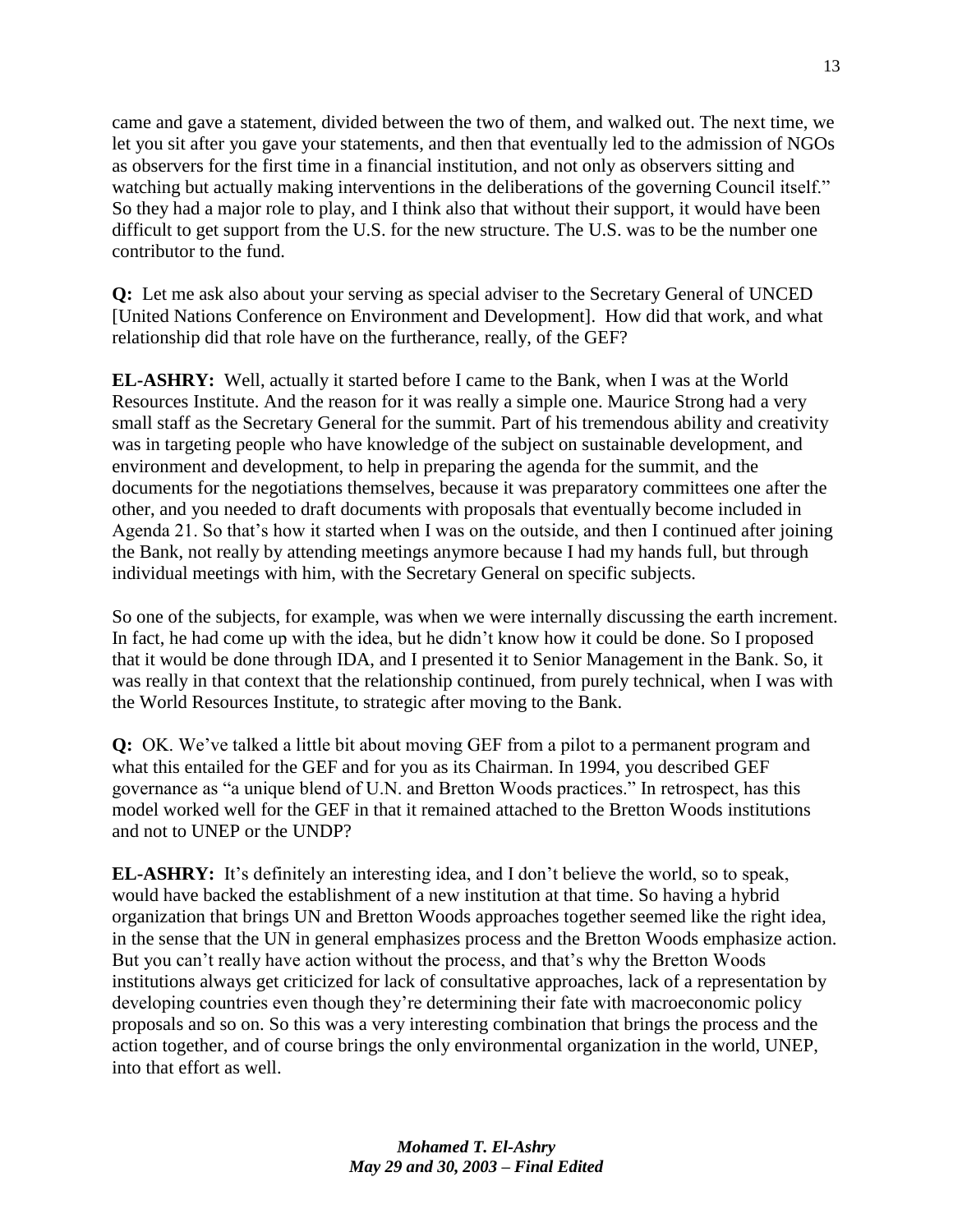came and gave a statement, divided between the two of them, and walked out. The next time, we let you sit after you gave your statements, and then that eventually led to the admission of NGOs as observers for the first time in a financial institution, and not only as observers sitting and watching but actually making interventions in the deliberations of the governing Council itself." So they had a major role to play, and I think also that without their support, it would have been difficult to get support from the U.S. for the new structure. The U.S. was to be the number one contributor to the fund.

**Q:** Let me ask also about your serving as special adviser to the Secretary General of UNCED [United Nations Conference on Environment and Development]. How did that work, and what relationship did that role have on the furtherance, really, of the GEF?

**EL-ASHRY:** Well, actually it started before I came to the Bank, when I was at the World Resources Institute. And the reason for it was really a simple one. Maurice Strong had a very small staff as the Secretary General for the summit. Part of his tremendous ability and creativity was in targeting people who have knowledge of the subject on sustainable development, and environment and development, to help in preparing the agenda for the summit, and the documents for the negotiations themselves, because it was preparatory committees one after the other, and you needed to draft documents with proposals that eventually become included in Agenda 21. So that's how it started when I was on the outside, and then I continued after joining the Bank, not really by attending meetings anymore because I had my hands full, but through individual meetings with him, with the Secretary General on specific subjects.

So one of the subjects, for example, was when we were internally discussing the earth increment. In fact, he had come up with the idea, but he didn't know how it could be done. So I proposed that it would be done through IDA, and I presented it to Senior Management in the Bank. So, it was really in that context that the relationship continued, from purely technical, when I was with the World Resources Institute, to strategic after moving to the Bank.

**Q:** OK. We've talked a little bit about moving GEF from a pilot to a permanent program and what this entailed for the GEF and for you as its Chairman. In 1994, you described GEF governance as "a unique blend of U.N. and Bretton Woods practices." In retrospect, has this model worked well for the GEF in that it remained attached to the Bretton Woods institutions and not to UNEP or the UNDP?

**EL-ASHRY:** It's definitely an interesting idea, and I don't believe the world, so to speak, would have backed the establishment of a new institution at that time. So having a hybrid organization that brings UN and Bretton Woods approaches together seemed like the right idea, in the sense that the UN in general emphasizes process and the Bretton Woods emphasize action. But you can't really have action without the process, and that's why the Bretton Woods institutions always get criticized for lack of consultative approaches, lack of a representation by developing countries even though they're determining their fate with macroeconomic policy proposals and so on. So this was a very interesting combination that brings the process and the action together, and of course brings the only environmental organization in the world, UNEP, into that effort as well.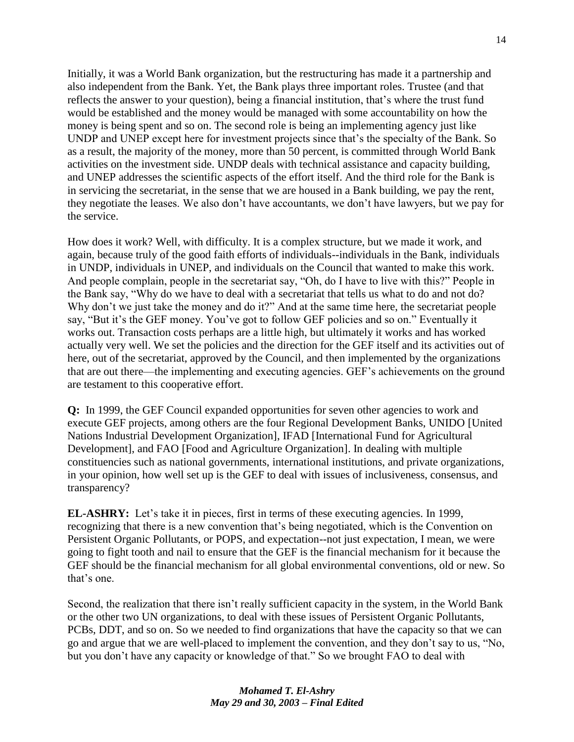Initially, it was a World Bank organization, but the restructuring has made it a partnership and also independent from the Bank. Yet, the Bank plays three important roles. Trustee (and that reflects the answer to your question), being a financial institution, that's where the trust fund would be established and the money would be managed with some accountability on how the money is being spent and so on. The second role is being an implementing agency just like UNDP and UNEP except here for investment projects since that's the specialty of the Bank. So as a result, the majority of the money, more than 50 percent, is committed through World Bank activities on the investment side. UNDP deals with technical assistance and capacity building, and UNEP addresses the scientific aspects of the effort itself. And the third role for the Bank is in servicing the secretariat, in the sense that we are housed in a Bank building, we pay the rent, they negotiate the leases. We also don't have accountants, we don't have lawyers, but we pay for the service.

How does it work? Well, with difficulty. It is a complex structure, but we made it work, and again, because truly of the good faith efforts of individuals--individuals in the Bank, individuals in UNDP, individuals in UNEP, and individuals on the Council that wanted to make this work. And people complain, people in the secretariat say, "Oh, do I have to live with this?" People in the Bank say, "Why do we have to deal with a secretariat that tells us what to do and not do? Why don't we just take the money and do it?" And at the same time here, the secretariat people say, "But it's the GEF money. You've got to follow GEF policies and so on." Eventually it works out. Transaction costs perhaps are a little high, but ultimately it works and has worked actually very well. We set the policies and the direction for the GEF itself and its activities out of here, out of the secretariat, approved by the Council, and then implemented by the organizations that are out there—the implementing and executing agencies. GEF's achievements on the ground are testament to this cooperative effort.

**Q:** In 1999, the GEF Council expanded opportunities for seven other agencies to work and execute GEF projects, among others are the four Regional Development Banks, UNIDO [United Nations Industrial Development Organization], IFAD [International Fund for Agricultural Development], and FAO [Food and Agriculture Organization]. In dealing with multiple constituencies such as national governments, international institutions, and private organizations, in your opinion, how well set up is the GEF to deal with issues of inclusiveness, consensus, and transparency?

**EL-ASHRY:** Let's take it in pieces, first in terms of these executing agencies. In 1999, recognizing that there is a new convention that's being negotiated, which is the Convention on Persistent Organic Pollutants, or POPS, and expectation--not just expectation, I mean, we were going to fight tooth and nail to ensure that the GEF is the financial mechanism for it because the GEF should be the financial mechanism for all global environmental conventions, old or new. So that's one.

Second, the realization that there isn't really sufficient capacity in the system, in the World Bank or the other two UN organizations, to deal with these issues of Persistent Organic Pollutants, PCBs, DDT, and so on. So we needed to find organizations that have the capacity so that we can go and argue that we are well-placed to implement the convention, and they don't say to us, "No, but you don't have any capacity or knowledge of that." So we brought FAO to deal with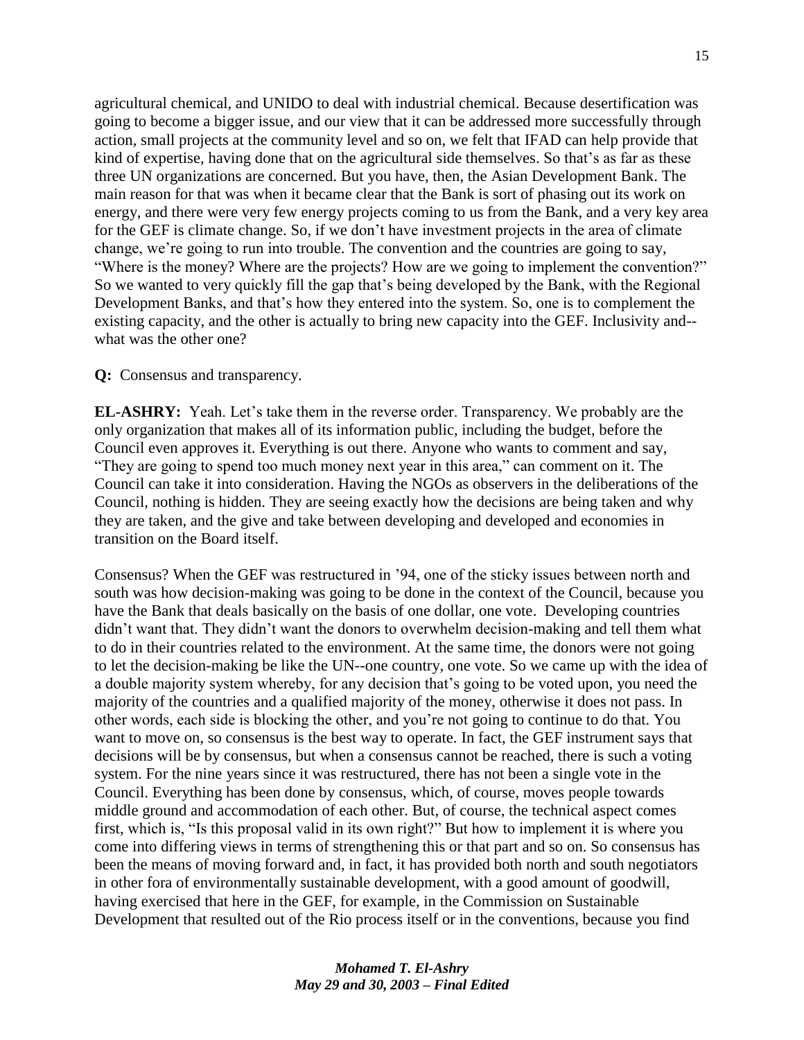agricultural chemical, and UNIDO to deal with industrial chemical. Because desertification was going to become a bigger issue, and our view that it can be addressed more successfully through action, small projects at the community level and so on, we felt that IFAD can help provide that kind of expertise, having done that on the agricultural side themselves. So that's as far as these three UN organizations are concerned. But you have, then, the Asian Development Bank. The main reason for that was when it became clear that the Bank is sort of phasing out its work on energy, and there were very few energy projects coming to us from the Bank, and a very key area for the GEF is climate change. So, if we don't have investment projects in the area of climate change, we're going to run into trouble. The convention and the countries are going to say, "Where is the money? Where are the projects? How are we going to implement the convention?" So we wanted to very quickly fill the gap that's being developed by the Bank, with the Regional Development Banks, and that's how they entered into the system. So, one is to complement the existing capacity, and the other is actually to bring new capacity into the GEF. Inclusivity and--what was the other one?

**Q:** Consensus and transparency.

**EL-ASHRY:** Yeah. Let's take them in the reverse order. Transparency. We probably are the only organization that makes all of its information public, including the budget, before the Council even approves it. Everything is out there. Anyone who wants to comment and say, "They are going to spend too much money next year in this area," can comment on it. The Council can take it into consideration. Having the NGOs as observers in the deliberations of the Council, nothing is hidden. They are seeing exactly how the decisions are being taken and why they are taken, and the give and take between developing and developed and economies in transition on the Board itself.

Consensus? When the GEF was restructured in '94, one of the sticky issues between north and south was how decision-making was going to be done in the context of the Council, because you have the Bank that deals basically on the basis of one dollar, one vote. Developing countries didn't want that. They didn't want the donors to overwhelm decision-making and tell them what to do in their countries related to the environment. At the same time, the donors were not going to let the decision-making be like the UN--one country, one vote. So we came up with the idea of a double majority system whereby, for any decision that's going to be voted upon, you need the majority of the countries and a qualified majority of the money, otherwise it does not pass. In other words, each side is blocking the other, and you're not going to continue to do that. You want to move on, so consensus is the best way to operate. In fact, the GEF instrument says that decisions will be by consensus, but when a consensus cannot be reached, there is such a voting system. For the nine years since it was restructured, there has not been a single vote in the Council. Everything has been done by consensus, which, of course, moves people towards middle ground and accommodation of each other. But, of course, the technical aspect comes first, which is, "Is this proposal valid in its own right?" But how to implement it is where you come into differing views in terms of strengthening this or that part and so on. So consensus has been the means of moving forward and, in fact, it has provided both north and south negotiators in other fora of environmentally sustainable development, with a good amount of goodwill, having exercised that here in the GEF, for example, in the Commission on Sustainable Development that resulted out of the Rio process itself or in the conventions, because you find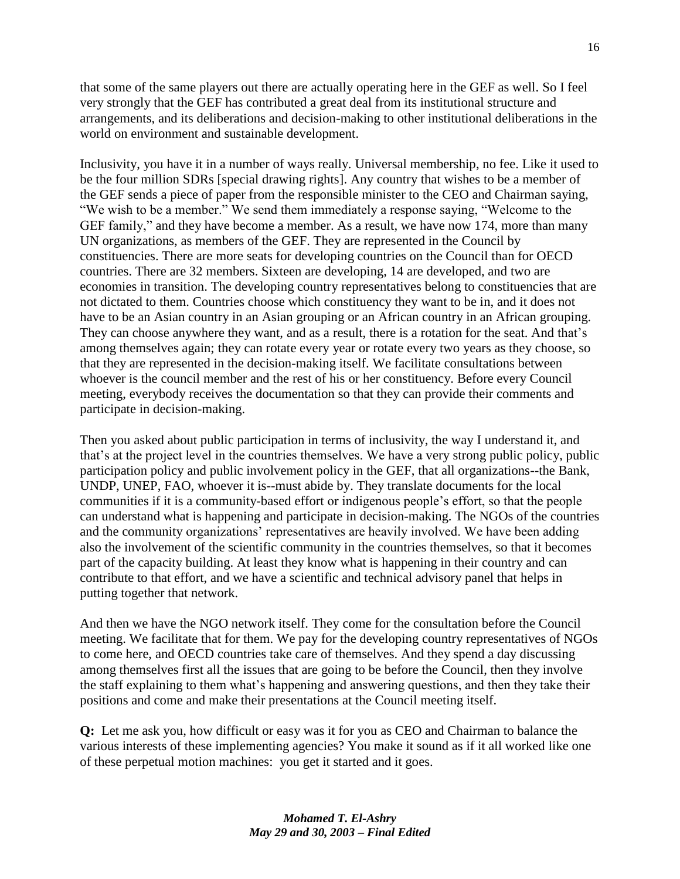that some of the same players out there are actually operating here in the GEF as well. So I feel very strongly that the GEF has contributed a great deal from its institutional structure and arrangements, and its deliberations and decision-making to other institutional deliberations in the world on environment and sustainable development.

Inclusivity, you have it in a number of ways really. Universal membership, no fee. Like it used to be the four million SDRs [special drawing rights]. Any country that wishes to be a member of the GEF sends a piece of paper from the responsible minister to the CEO and Chairman saying, "We wish to be a member." We send them immediately a response saying, "Welcome to the GEF family," and they have become a member. As a result, we have now 174, more than many UN organizations, as members of the GEF. They are represented in the Council by constituencies. There are more seats for developing countries on the Council than for OECD countries. There are 32 members. Sixteen are developing, 14 are developed, and two are economies in transition. The developing country representatives belong to constituencies that are not dictated to them. Countries choose which constituency they want to be in, and it does not have to be an Asian country in an Asian grouping or an African country in an African grouping. They can choose anywhere they want, and as a result, there is a rotation for the seat. And that's among themselves again; they can rotate every year or rotate every two years as they choose, so that they are represented in the decision-making itself. We facilitate consultations between whoever is the council member and the rest of his or her constituency. Before every Council meeting, everybody receives the documentation so that they can provide their comments and participate in decision-making.

Then you asked about public participation in terms of inclusivity, the way I understand it, and that's at the project level in the countries themselves. We have a very strong public policy, public participation policy and public involvement policy in the GEF, that all organizations--the Bank, UNDP, UNEP, FAO, whoever it is--must abide by. They translate documents for the local communities if it is a community-based effort or indigenous people's effort, so that the people can understand what is happening and participate in decision-making. The NGOs of the countries and the community organizations' representatives are heavily involved. We have been adding also the involvement of the scientific community in the countries themselves, so that it becomes part of the capacity building. At least they know what is happening in their country and can contribute to that effort, and we have a scientific and technical advisory panel that helps in putting together that network.

And then we have the NGO network itself. They come for the consultation before the Council meeting. We facilitate that for them. We pay for the developing country representatives of NGOs to come here, and OECD countries take care of themselves. And they spend a day discussing among themselves first all the issues that are going to be before the Council, then they involve the staff explaining to them what's happening and answering questions, and then they take their positions and come and make their presentations at the Council meeting itself.

**Q:** Let me ask you, how difficult or easy was it for you as CEO and Chairman to balance the various interests of these implementing agencies? You make it sound as if it all worked like one of these perpetual motion machines: you get it started and it goes.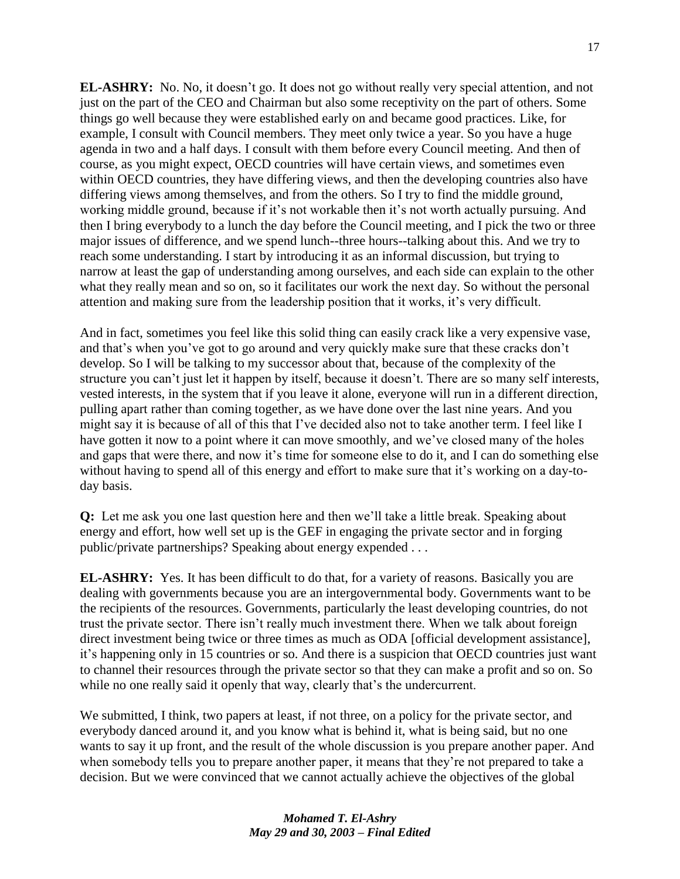**EL-ASHRY:** No. No, it doesn't go. It does not go without really very special attention, and not just on the part of the CEO and Chairman but also some receptivity on the part of others. Some things go well because they were established early on and became good practices. Like, for example, I consult with Council members. They meet only twice a year. So you have a huge agenda in two and a half days. I consult with them before every Council meeting. And then of course, as you might expect, OECD countries will have certain views, and sometimes even within OECD countries, they have differing views, and then the developing countries also have differing views among themselves, and from the others. So I try to find the middle ground, working middle ground, because if it's not workable then it's not worth actually pursuing. And then I bring everybody to a lunch the day before the Council meeting, and I pick the two or three major issues of difference, and we spend lunch--three hours--talking about this. And we try to reach some understanding. I start by introducing it as an informal discussion, but trying to narrow at least the gap of understanding among ourselves, and each side can explain to the other what they really mean and so on, so it facilitates our work the next day. So without the personal attention and making sure from the leadership position that it works, it's very difficult.

And in fact, sometimes you feel like this solid thing can easily crack like a very expensive vase, and that's when you've got to go around and very quickly make sure that these cracks don't develop. So I will be talking to my successor about that, because of the complexity of the structure you can't just let it happen by itself, because it doesn't. There are so many self interests, vested interests, in the system that if you leave it alone, everyone will run in a different direction, pulling apart rather than coming together, as we have done over the last nine years. And you might say it is because of all of this that I've decided also not to take another term. I feel like I have gotten it now to a point where it can move smoothly, and we've closed many of the holes and gaps that were there, and now it's time for someone else to do it, and I can do something else without having to spend all of this energy and effort to make sure that it's working on a day-to-day basis.

**Q:** Let me ask you one last question here and then we'll take a little break. Speaking about energy and effort, how well set up is the GEF in engaging the private sector and in forging public/private partnerships? Speaking about energy expended . . .

**EL-ASHRY:** Yes. It has been difficult to do that, for a variety of reasons. Basically you are dealing with governments because you are an intergovernmental body. Governments want to be the recipients of the resources. Governments, particularly the least developing countries, do not trust the private sector. There isn't really much investment there. When we talk about foreign direct investment being twice or three times as much as ODA [official development assistance], it's happening only in 15 countries or so. And there is a suspicion that OECD countries just want to channel their resources through the private sector so that they can make a profit and so on. So while no one really said it openly that way, clearly that's the undercurrent.

We submitted, I think, two papers at least, if not three, on a policy for the private sector, and everybody danced around it, and you know what is behind it, what is being said, but no one wants to say it up front, and the result of the whole discussion is you prepare another paper. And when somebody tells you to prepare another paper, it means that they're not prepared to take a decision. But we were convinced that we cannot actually achieve the objectives of the global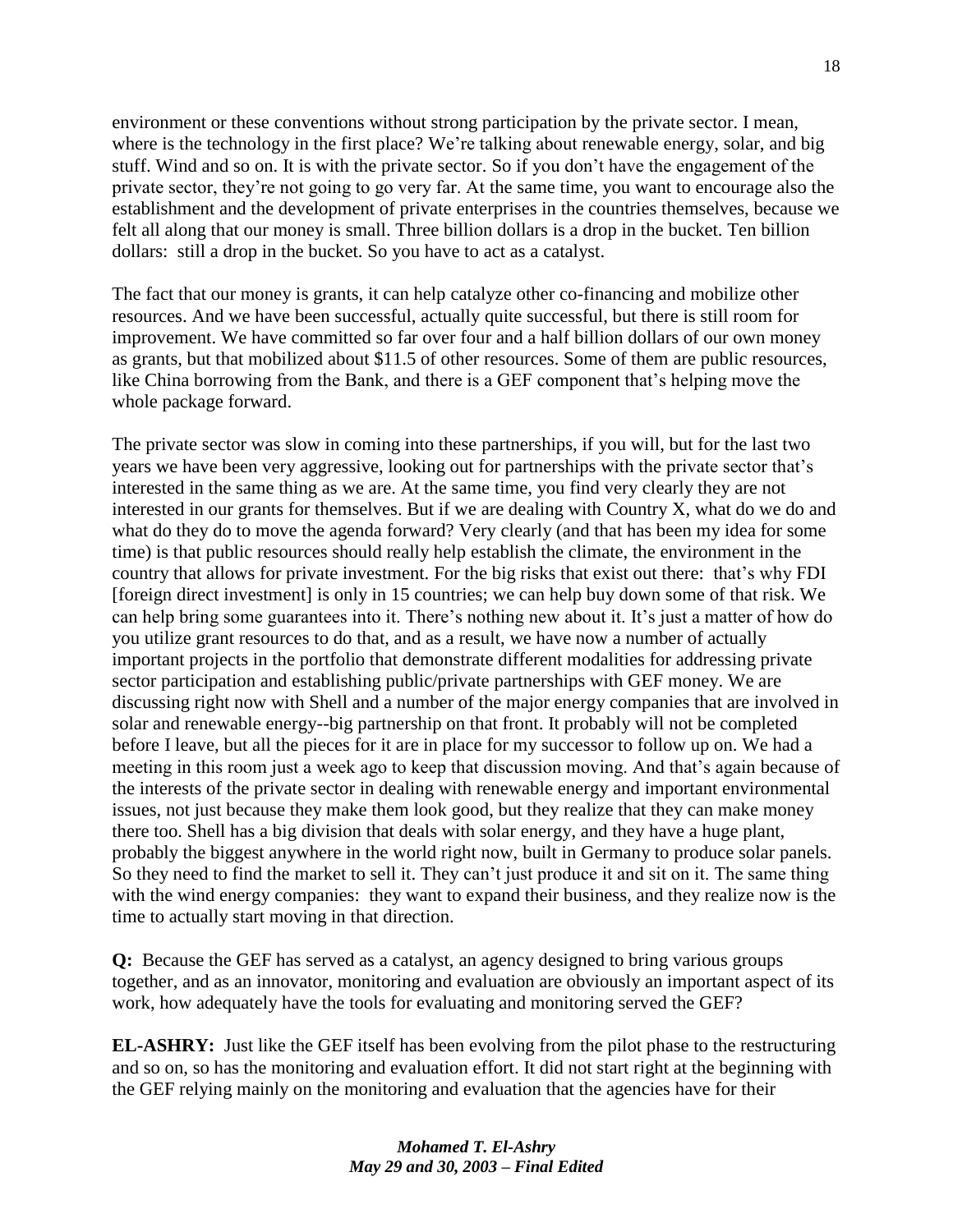environment or these conventions without strong participation by the private sector. I mean, where is the technology in the first place? We're talking about renewable energy, solar, and big stuff. Wind and so on. It is with the private sector. So if you don't have the engagement of the private sector, they're not going to go very far. At the same time, you want to encourage also the establishment and the development of private enterprises in the countries themselves, because we felt all along that our money is small. Three billion dollars is a drop in the bucket. Ten billion dollars: still a drop in the bucket. So you have to act as a catalyst.

The fact that our money is grants, it can help catalyze other co-financing and mobilize other resources. And we have been successful, actually quite successful, but there is still room for improvement. We have committed so far over four and a half billion dollars of our own money as grants, but that mobilized about $11.5 of other resources. Some of them are public resources, like China borrowing from the Bank, and there is a GEF component that's helping move the whole package forward.

The private sector was slow in coming into these partnerships, if you will, but for the last two years we have been very aggressive, looking out for partnerships with the private sector that's interested in the same thing as we are. At the same time, you find very clearly they are not interested in our grants for themselves. But if we are dealing with Country X, what do we do and what do they do to move the agenda forward? Very clearly (and that has been my idea for some time) is that public resources should really help establish the climate, the environment in the country that allows for private investment. For the big risks that exist out there: that's why FDI [foreign direct investment] is only in 15 countries; we can help buy down some of that risk. We can help bring some guarantees into it. There's nothing new about it. It's just a matter of how do you utilize grant resources to do that, and as a result, we have now a number of actually important projects in the portfolio that demonstrate different modalities for addressing private sector participation and establishing public/private partnerships with GEF money. We are discussing right now with Shell and a number of the major energy companies that are involved in solar and renewable energy--big partnership on that front. It probably will not be completed before I leave, but all the pieces for it are in place for my successor to follow up on. We had a meeting in this room just a week ago to keep that discussion moving. And that's again because of the interests of the private sector in dealing with renewable energy and important environmental issues, not just because they make them look good, but they realize that they can make money there too. Shell has a big division that deals with solar energy, and they have a huge plant, probably the biggest anywhere in the world right now, built in Germany to produce solar panels. So they need to find the market to sell it. They can't just produce it and sit on it. The same thing with the wind energy companies: they want to expand their business, and they realize now is the time to actually start moving in that direction.

**Q:** Because the GEF has served as a catalyst, an agency designed to bring various groups together, and as an innovator, monitoring and evaluation are obviously an important aspect of its work, how adequately have the tools for evaluating and monitoring served the GEF?

**EL-ASHRY:** Just like the GEF itself has been evolving from the pilot phase to the restructuring and so on, so has the monitoring and evaluation effort. It did not start right at the beginning with the GEF relying mainly on the monitoring and evaluation that the agencies have for their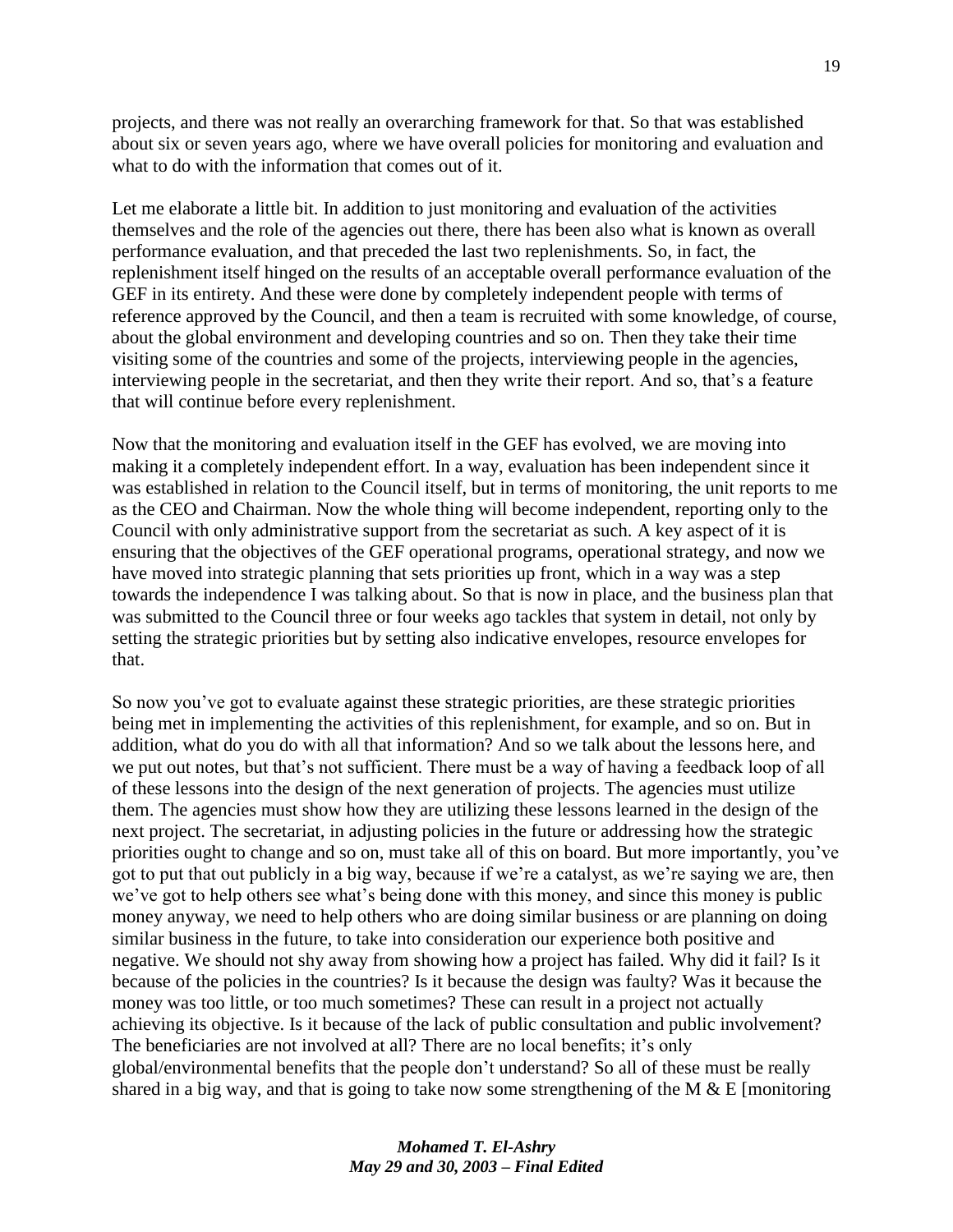projects, and there was not really an overarching framework for that. So that was established about six or seven years ago, where we have overall policies for monitoring and evaluation and what to do with the information that comes out of it.

Let me elaborate a little bit. In addition to just monitoring and evaluation of the activities themselves and the role of the agencies out there, there has been also what is known as overall performance evaluation, and that preceded the last two replenishments. So, in fact, the replenishment itself hinged on the results of an acceptable overall performance evaluation of the GEF in its entirety. And these were done by completely independent people with terms of reference approved by the Council, and then a team is recruited with some knowledge, of course, about the global environment and developing countries and so on. Then they take their time visiting some of the countries and some of the projects, interviewing people in the agencies, interviewing people in the secretariat, and then they write their report. And so, that's a feature that will continue before every replenishment.

Now that the monitoring and evaluation itself in the GEF has evolved, we are moving into making it a completely independent effort. In a way, evaluation has been independent since it was established in relation to the Council itself, but in terms of monitoring, the unit reports to me as the CEO and Chairman. Now the whole thing will become independent, reporting only to the Council with only administrative support from the secretariat as such. A key aspect of it is ensuring that the objectives of the GEF operational programs, operational strategy, and now we have moved into strategic planning that sets priorities up front, which in a way was a step towards the independence I was talking about. So that is now in place, and the business plan that was submitted to the Council three or four weeks ago tackles that system in detail, not only by setting the strategic priorities but by setting also indicative envelopes, resource envelopes for that.

So now you've got to evaluate against these strategic priorities, are these strategic priorities being met in implementing the activities of this replenishment, for example, and so on. But in addition, what do you do with all that information? And so we talk about the lessons here, and we put out notes, but that's not sufficient. There must be a way of having a feedback loop of all of these lessons into the design of the next generation of projects. The agencies must utilize them. The agencies must show how they are utilizing these lessons learned in the design of the next project. The secretariat, in adjusting policies in the future or addressing how the strategic priorities ought to change and so on, must take all of this on board. But more importantly, you've got to put that out publicly in a big way, because if we're a catalyst, as we're saying we are, then we've got to help others see what's being done with this money, and since this money is public money anyway, we need to help others who are doing similar business or are planning on doing similar business in the future, to take into consideration our experience both positive and negative. We should not shy away from showing how a project has failed. Why did it fail? Is it because of the policies in the countries? Is it because the design was faulty? Was it because the money was too little, or too much sometimes? These can result in a project not actually achieving its objective. Is it because of the lack of public consultation and public involvement? The beneficiaries are not involved at all? There are no local benefits; it's only global/environmental benefits that the people don't understand? So all of these must be really shared in a big way, and that is going to take now some strengthening of the M & E [monitoring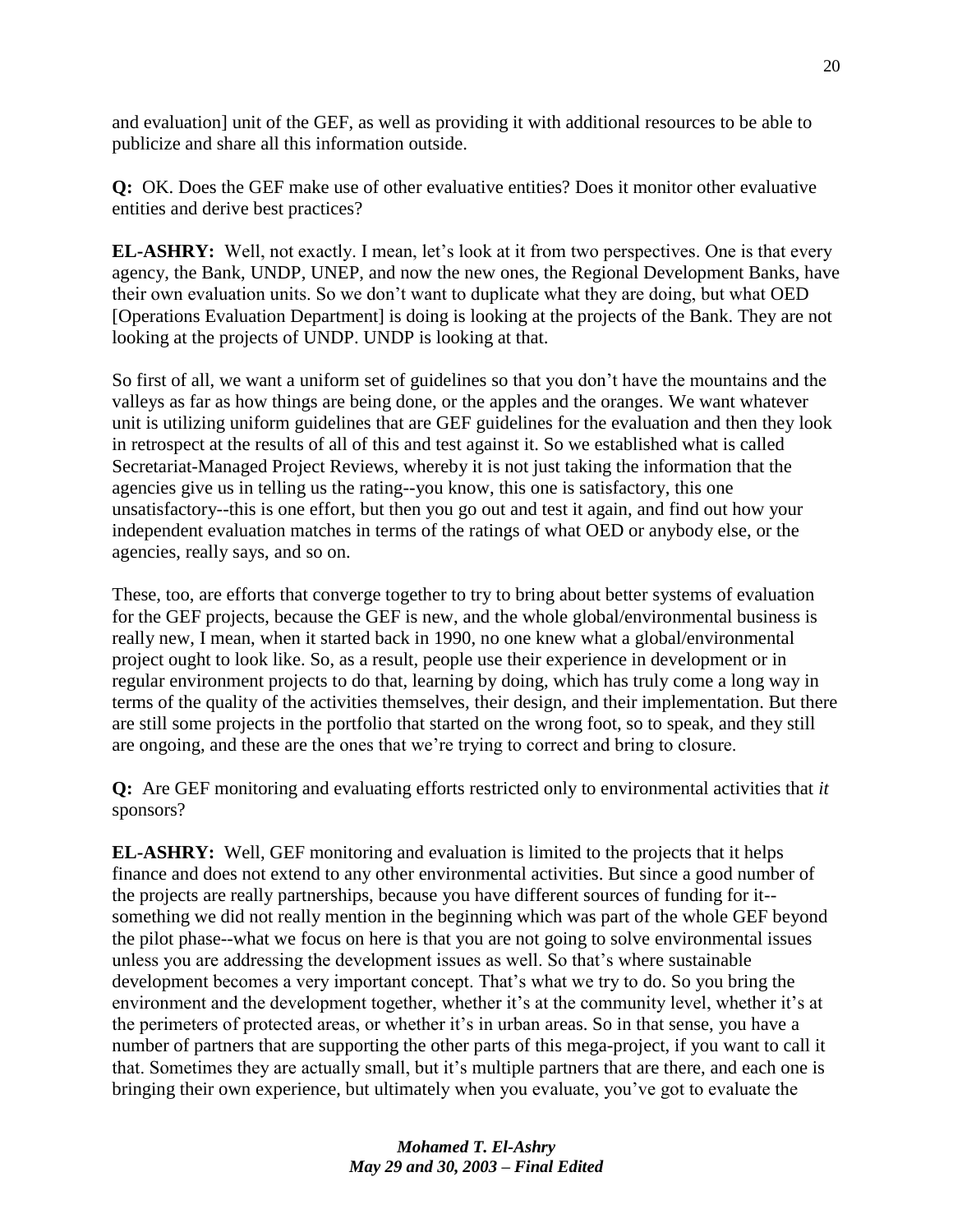and evaluation] unit of the GEF, as well as providing it with additional resources to be able to publicize and share all this information outside.

**Q:** OK. Does the GEF make use of other evaluative entities? Does it monitor other evaluative entities and derive best practices?

**EL-ASHRY:** Well, not exactly. I mean, let's look at it from two perspectives. One is that every agency, the Bank, UNDP, UNEP, and now the new ones, the Regional Development Banks, have their own evaluation units. So we don't want to duplicate what they are doing, but what OED [Operations Evaluation Department] is doing is looking at the projects of the Bank. They are not looking at the projects of UNDP. UNDP is looking at that.

So first of all, we want a uniform set of guidelines so that you don't have the mountains and the valleys as far as how things are being done, or the apples and the oranges. We want whatever unit is utilizing uniform guidelines that are GEF guidelines for the evaluation and then they look in retrospect at the results of all of this and test against it. So we established what is called Secretariat-Managed Project Reviews, whereby it is not just taking the information that the agencies give us in telling us the rating--you know, this one is satisfactory, this one unsatisfactory--this is one effort, but then you go out and test it again, and find out how your independent evaluation matches in terms of the ratings of what OED or anybody else, or the agencies, really says, and so on.

These, too, are efforts that converge together to try to bring about better systems of evaluation for the GEF projects, because the GEF is new, and the whole global/environmental business is really new, I mean, when it started back in 1990, no one knew what a global/environmental project ought to look like. So, as a result, people use their experience in development or in regular environment projects to do that, learning by doing, which has truly come a long way in terms of the quality of the activities themselves, their design, and their implementation. But there are still some projects in the portfolio that started on the wrong foot, so to speak, and they still are ongoing, and these are the ones that we're trying to correct and bring to closure.

**Q:** Are GEF monitoring and evaluating efforts restricted only to environmental activities that *it* sponsors?

**EL-ASHRY:** Well, GEF monitoring and evaluation is limited to the projects that it helps finance and does not extend to any other environmental activities. But since a good number of the projects are really partnerships, because you have different sources of funding for it--something we did not really mention in the beginning which was part of the whole GEF beyond the pilot phase--what we focus on here is that you are not going to solve environmental issues unless you are addressing the development issues as well. So that's where sustainable development becomes a very important concept. That's what we try to do. So you bring the environment and the development together, whether it's at the community level, whether it's at the perimeters of protected areas, or whether it's in urban areas. So in that sense, you have a number of partners that are supporting the other parts of this mega-project, if you want to call it that. Sometimes they are actually small, but it's multiple partners that are there, and each one is bringing their own experience, but ultimately when you evaluate, you've got to evaluate the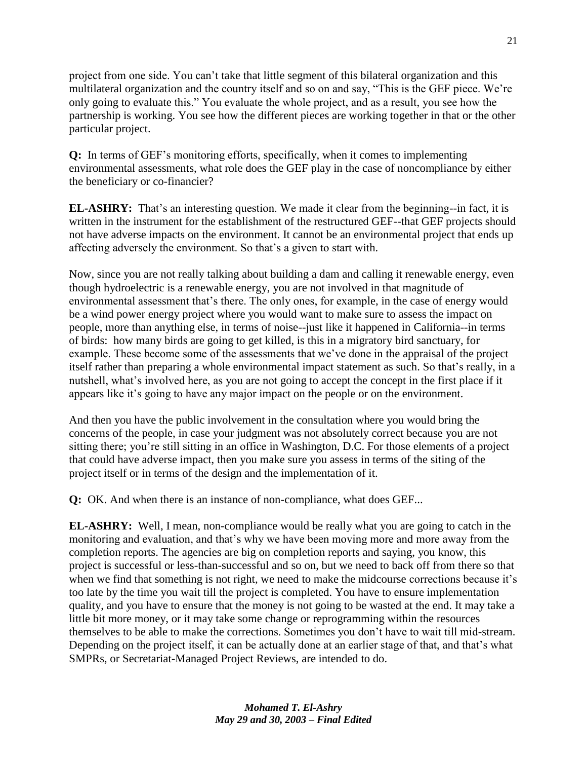project from one side. You can't take that little segment of this bilateral organization and this multilateral organization and the country itself and so on and say, "This is the GEF piece. We're only going to evaluate this." You evaluate the whole project, and as a result, you see how the partnership is working. You see how the different pieces are working together in that or the other particular project.

**Q:** In terms of GEF's monitoring efforts, specifically, when it comes to implementing environmental assessments, what role does the GEF play in the case of noncompliance by either the beneficiary or co-financier?

**EL-ASHRY:** That's an interesting question. We made it clear from the beginning--in fact, it is written in the instrument for the establishment of the restructured GEF--that GEF projects should not have adverse impacts on the environment. It cannot be an environmental project that ends up affecting adversely the environment. So that's a given to start with.

Now, since you are not really talking about building a dam and calling it renewable energy, even though hydroelectric is a renewable energy, you are not involved in that magnitude of environmental assessment that's there. The only ones, for example, in the case of energy would be a wind power energy project where you would want to make sure to assess the impact on people, more than anything else, in terms of noise--just like it happened in California--in terms of birds: how many birds are going to get killed, is this in a migratory bird sanctuary, for example. These become some of the assessments that we've done in the appraisal of the project itself rather than preparing a whole environmental impact statement as such. So that's really, in a nutshell, what's involved here, as you are not going to accept the concept in the first place if it appears like it's going to have any major impact on the people or on the environment.

And then you have the public involvement in the consultation where you would bring the concerns of the people, in case your judgment was not absolutely correct because you are not sitting there; you're still sitting in an office in Washington, D.C. For those elements of a project that could have adverse impact, then you make sure you assess in terms of the siting of the project itself or in terms of the design and the implementation of it.

**Q:** OK. And when there is an instance of non-compliance, what does GEF...

**EL-ASHRY:** Well, I mean, non-compliance would be really what you are going to catch in the monitoring and evaluation, and that's why we have been moving more and more away from the completion reports. The agencies are big on completion reports and saying, you know, this project is successful or less-than-successful and so on, but we need to back off from there so that when we find that something is not right, we need to make the midcourse corrections because it's too late by the time you wait till the project is completed. You have to ensure implementation quality, and you have to ensure that the money is not going to be wasted at the end. It may take a little bit more money, or it may take some change or reprogramming within the resources themselves to be able to make the corrections. Sometimes you don't have to wait till mid-stream. Depending on the project itself, it can be actually done at an earlier stage of that, and that's what SMPRs, or Secretariat-Managed Project Reviews, are intended to do.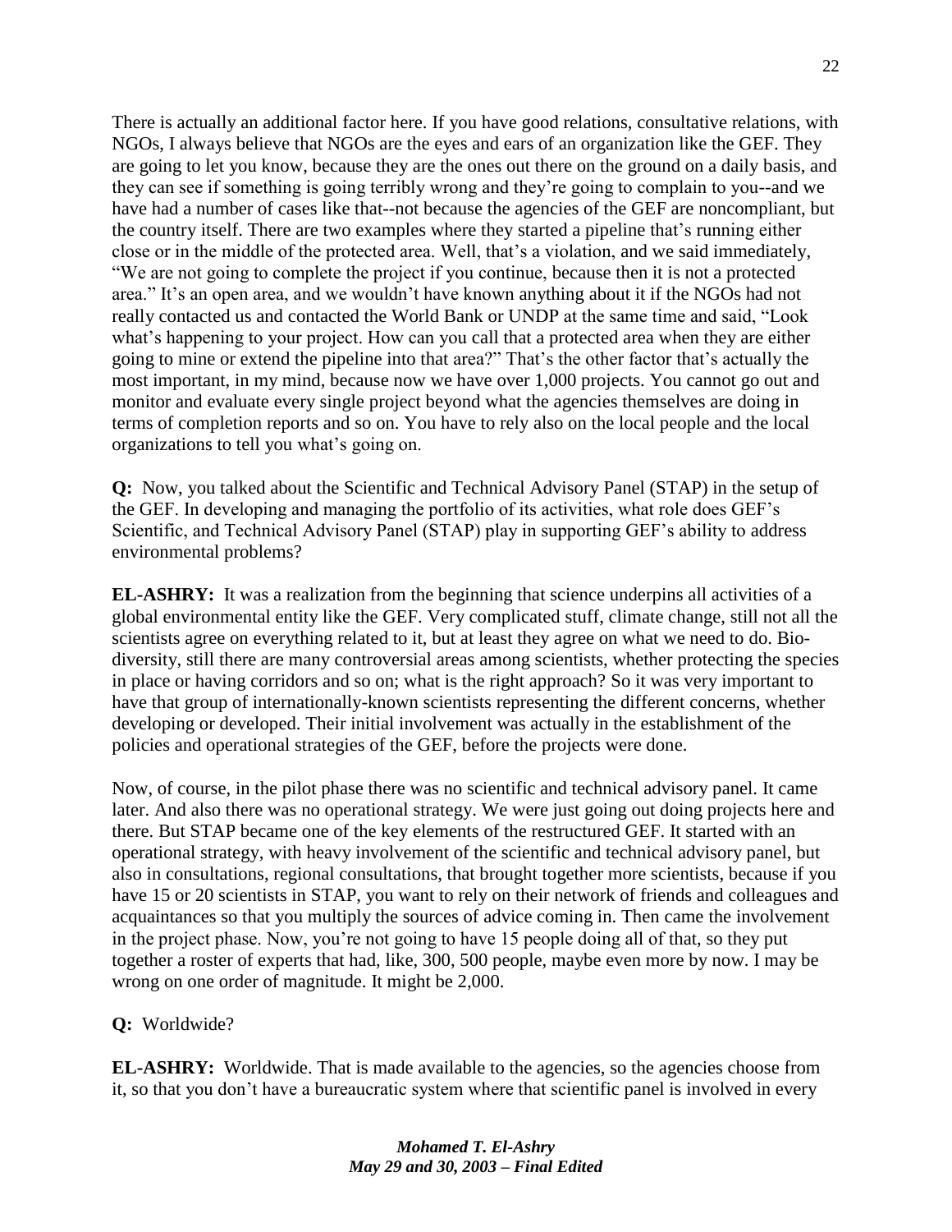There is actually an additional factor here. If you have good relations, consultative relations, with NGOs, I always believe that NGOs are the eyes and ears of an organization like the GEF. They are going to let you know, because they are the ones out there on the ground on a daily basis, and they can see if something is going terribly wrong and they're going to complain to you--and we have had a number of cases like that--not because the agencies of the GEF are noncompliant, but the country itself. There are two examples where they started a pipeline that's running either close or in the middle of the protected area. Well, that's a violation, and we said immediately, "We are not going to complete the project if you continue, because then it is not a protected area." It's an open area, and we wouldn't have known anything about it if the NGOs had not really contacted us and contacted the World Bank or UNDP at the same time and said, "Look what's happening to your project. How can you call that a protected area when they are either going to mine or extend the pipeline into that area?" That's the other factor that's actually the most important, in my mind, because now we have over 1,000 projects. You cannot go out and monitor and evaluate every single project beyond what the agencies themselves are doing in terms of completion reports and so on. You have to rely also on the local people and the local organizations to tell you what's going on.

**Q:** Now, you talked about the Scientific and Technical Advisory Panel (STAP) in the setup of the GEF. In developing and managing the portfolio of its activities, what role does GEF's Scientific, and Technical Advisory Panel (STAP) play in supporting GEF's ability to address environmental problems?

**EL-ASHRY:** It was a realization from the beginning that science underpins all activities of a global environmental entity like the GEF. Very complicated stuff, climate change, still not all the scientists agree on everything related to it, but at least they agree on what we need to do. Bio-diversity, still there are many controversial areas among scientists, whether protecting the species in place or having corridors and so on; what is the right approach? So it was very important to have that group of internationally-known scientists representing the different concerns, whether developing or developed. Their initial involvement was actually in the establishment of the policies and operational strategies of the GEF, before the projects were done.

Now, of course, in the pilot phase there was no scientific and technical advisory panel. It came later. And also there was no operational strategy. We were just going out doing projects here and there. But STAP became one of the key elements of the restructured GEF. It started with an operational strategy, with heavy involvement of the scientific and technical advisory panel, but also in consultations, regional consultations, that brought together more scientists, because if you have 15 or 20 scientists in STAP, you want to rely on their network of friends and colleagues and acquaintances so that you multiply the sources of advice coming in. Then came the involvement in the project phase. Now, you're not going to have 15 people doing all of that, so they put together a roster of experts that had, like, 300, 500 people, maybe even more by now. I may be wrong on one order of magnitude. It might be 2,000.

**Q:** Worldwide?

**EL-ASHRY:** Worldwide. That is made available to the agencies, so the agencies choose from it, so that you don't have a bureaucratic system where that scientific panel is involved in every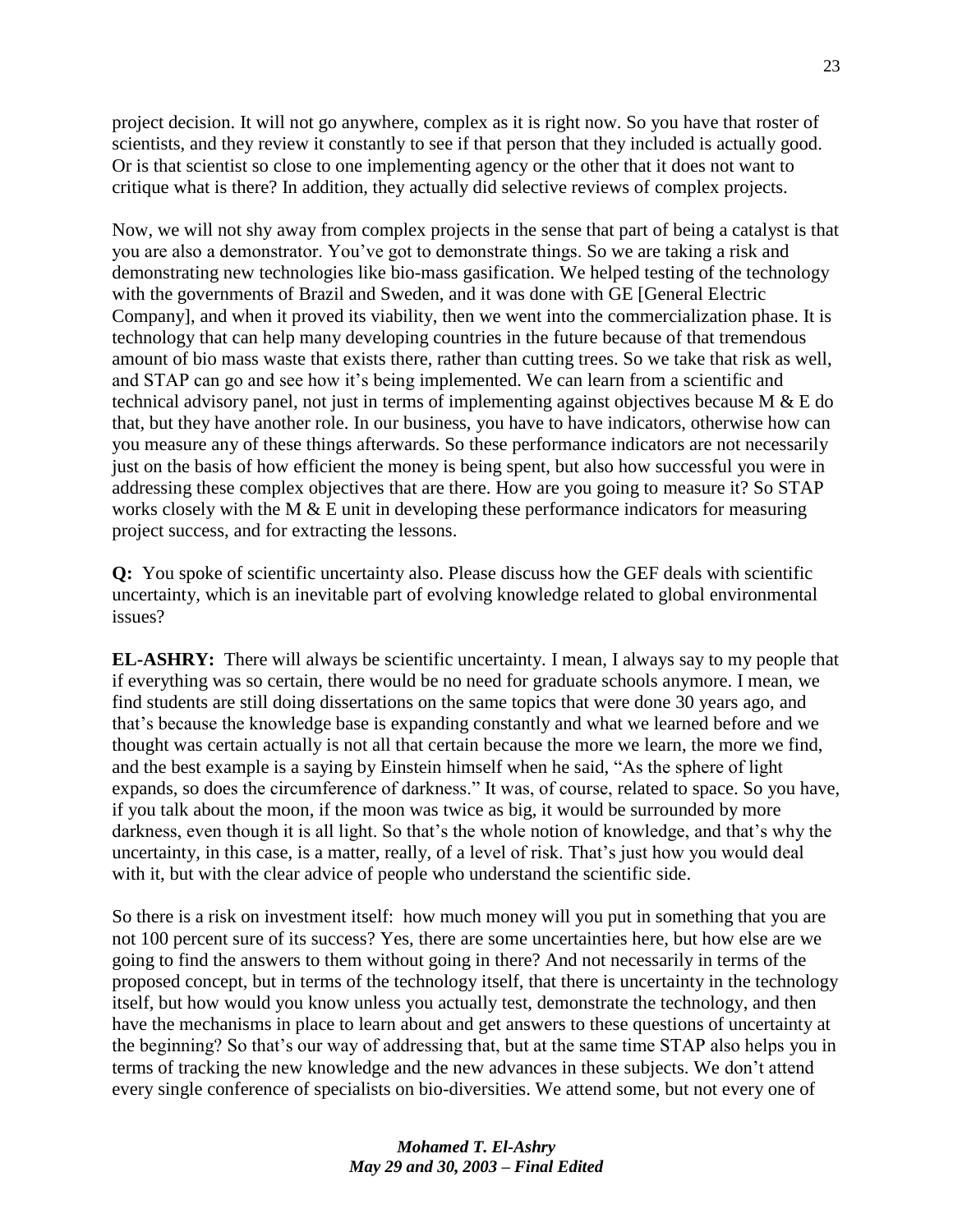project decision. It will not go anywhere, complex as it is right now. So you have that roster of scientists, and they review it constantly to see if that person that they included is actually good. Or is that scientist so close to one implementing agency or the other that it does not want to critique what is there? In addition, they actually did selective reviews of complex projects.

Now, we will not shy away from complex projects in the sense that part of being a catalyst is that you are also a demonstrator. You've got to demonstrate things. So we are taking a risk and demonstrating new technologies like bio-mass gasification. We helped testing of the technology with the governments of Brazil and Sweden, and it was done with GE [General Electric Company], and when it proved its viability, then we went into the commercialization phase. It is technology that can help many developing countries in the future because of that tremendous amount of bio mass waste that exists there, rather than cutting trees. So we take that risk as well, and STAP can go and see how it's being implemented. We can learn from a scientific and technical advisory panel, not just in terms of implementing against objectives because M & E do that, but they have another role. In our business, you have to have indicators, otherwise how can you measure any of these things afterwards. So these performance indicators are not necessarily just on the basis of how efficient the money is being spent, but also how successful you were in addressing these complex objectives that are there. How are you going to measure it? So STAP works closely with the M & E unit in developing these performance indicators for measuring project success, and for extracting the lessons.

**Q:** You spoke of scientific uncertainty also. Please discuss how the GEF deals with scientific uncertainty, which is an inevitable part of evolving knowledge related to global environmental issues?

**EL-ASHRY:** There will always be scientific uncertainty. I mean, I always say to my people that if everything was so certain, there would be no need for graduate schools anymore. I mean, we find students are still doing dissertations on the same topics that were done 30 years ago, and that's because the knowledge base is expanding constantly and what we learned before and we thought was certain actually is not all that certain because the more we learn, the more we find, and the best example is a saying by Einstein himself when he said, "As the sphere of light expands, so does the circumference of darkness." It was, of course, related to space. So you have, if you talk about the moon, if the moon was twice as big, it would be surrounded by more darkness, even though it is all light. So that's the whole notion of knowledge, and that's why the uncertainty, in this case, is a matter, really, of a level of risk. That's just how you would deal with it, but with the clear advice of people who understand the scientific side.

So there is a risk on investment itself: how much money will you put in something that you are not 100 percent sure of its success? Yes, there are some uncertainties here, but how else are we going to find the answers to them without going in there? And not necessarily in terms of the proposed concept, but in terms of the technology itself, that there is uncertainty in the technology itself, but how would you know unless you actually test, demonstrate the technology, and then have the mechanisms in place to learn about and get answers to these questions of uncertainty at the beginning? So that's our way of addressing that, but at the same time STAP also helps you in terms of tracking the new knowledge and the new advances in these subjects. We don't attend every single conference of specialists on bio-diversities. We attend some, but not every one of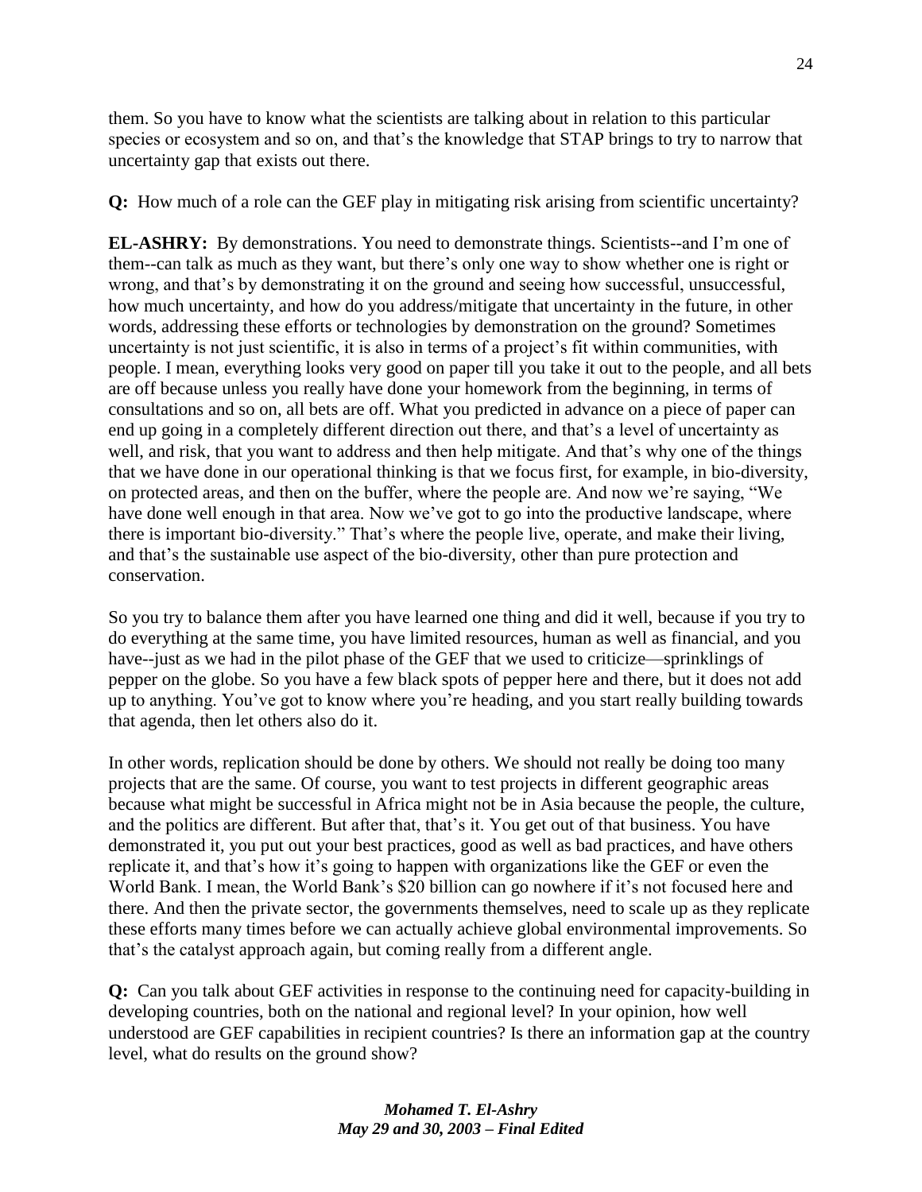them. So you have to know what the scientists are talking about in relation to this particular species or ecosystem and so on, and that's the knowledge that STAP brings to try to narrow that uncertainty gap that exists out there.

**Q:** How much of a role can the GEF play in mitigating risk arising from scientific uncertainty?

**EL-ASHRY:** By demonstrations. You need to demonstrate things. Scientists--and I'm one of them--can talk as much as they want, but there's only one way to show whether one is right or wrong, and that's by demonstrating it on the ground and seeing how successful, unsuccessful, how much uncertainty, and how do you address/mitigate that uncertainty in the future, in other words, addressing these efforts or technologies by demonstration on the ground? Sometimes uncertainty is not just scientific, it is also in terms of a project's fit within communities, with people. I mean, everything looks very good on paper till you take it out to the people, and all bets are off because unless you really have done your homework from the beginning, in terms of consultations and so on, all bets are off. What you predicted in advance on a piece of paper can end up going in a completely different direction out there, and that's a level of uncertainty as well, and risk, that you want to address and then help mitigate. And that's why one of the things that we have done in our operational thinking is that we focus first, for example, in bio-diversity, on protected areas, and then on the buffer, where the people are. And now we're saying, "We have done well enough in that area. Now we've got to go into the productive landscape, where there is important bio-diversity." That's where the people live, operate, and make their living, and that's the sustainable use aspect of the bio-diversity, other than pure protection and conservation.

So you try to balance them after you have learned one thing and did it well, because if you try to do everything at the same time, you have limited resources, human as well as financial, and you have--just as we had in the pilot phase of the GEF that we used to criticize—sprinklings of pepper on the globe. So you have a few black spots of pepper here and there, but it does not add up to anything. You've got to know where you're heading, and you start really building towards that agenda, then let others also do it.

In other words, replication should be done by others. We should not really be doing too many projects that are the same. Of course, you want to test projects in different geographic areas because what might be successful in Africa might not be in Asia because the people, the culture, and the politics are different. But after that, that's it. You get out of that business. You have demonstrated it, you put out your best practices, good as well as bad practices, and have others replicate it, and that's how it's going to happen with organizations like the GEF or even the World Bank. I mean, the World Bank's $20 billion can go nowhere if it's not focused here and there. And then the private sector, the governments themselves, need to scale up as they replicate these efforts many times before we can actually achieve global environmental improvements. So that's the catalyst approach again, but coming really from a different angle.

**Q:** Can you talk about GEF activities in response to the continuing need for capacity-building in developing countries, both on the national and regional level? In your opinion, how well understood are GEF capabilities in recipient countries? Is there an information gap at the country level, what do results on the ground show?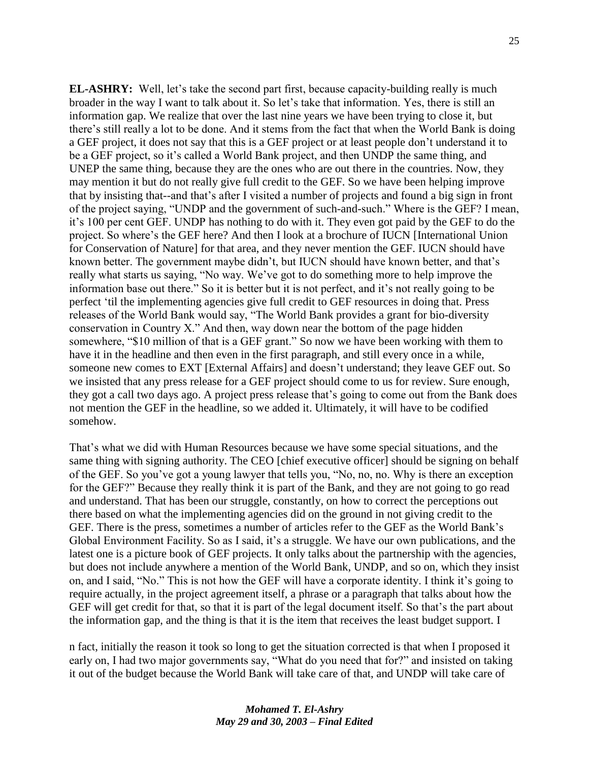**EL-ASHRY:** Well, let's take the second part first, because capacity-building really is much broader in the way I want to talk about it. So let's take that information. Yes, there is still an information gap. We realize that over the last nine years we have been trying to close it, but there's still really a lot to be done. And it stems from the fact that when the World Bank is doing a GEF project, it does not say that this is a GEF project or at least people don't understand it to be a GEF project, so it's called a World Bank project, and then UNDP the same thing, and UNEP the same thing, because they are the ones who are out there in the countries. Now, they may mention it but do not really give full credit to the GEF. So we have been helping improve that by insisting that--and that's after I visited a number of projects and found a big sign in front of the project saying, "UNDP and the government of such-and-such." Where is the GEF? I mean, it's 100 per cent GEF. UNDP has nothing to do with it. They even got paid by the GEF to do the project. So where's the GEF here? And then I look at a brochure of IUCN [International Union for Conservation of Nature] for that area, and they never mention the GEF. IUCN should have known better. The government maybe didn't, but IUCN should have known better, and that's really what starts us saying, "No way. We've got to do something more to help improve the information base out there." So it is better but it is not perfect, and it's not really going to be perfect 'til the implementing agencies give full credit to GEF resources in doing that. Press releases of the World Bank would say, "The World Bank provides a grant for bio-diversity conservation in Country X." And then, way down near the bottom of the page hidden somewhere, "$10 million of that is a GEF grant." So now we have been working with them to have it in the headline and then even in the first paragraph, and still every once in a while, someone new comes to EXT [External Affairs] and doesn't understand; they leave GEF out. So we insisted that any press release for a GEF project should come to us for review. Sure enough, they got a call two days ago. A project press release that's going to come out from the Bank does not mention the GEF in the headline, so we added it. Ultimately, it will have to be codified somehow.

That's what we did with Human Resources because we have some special situations, and the same thing with signing authority. The CEO [chief executive officer] should be signing on behalf of the GEF. So you've got a young lawyer that tells you, "No, no, no. Why is there an exception for the GEF?" Because they really think it is part of the Bank, and they are not going to go read and understand. That has been our struggle, constantly, on how to correct the perceptions out there based on what the implementing agencies did on the ground in not giving credit to the GEF. There is the press, sometimes a number of articles refer to the GEF as the World Bank's Global Environment Facility. So as I said, it's a struggle. We have our own publications, and the latest one is a picture book of GEF projects. It only talks about the partnership with the agencies, but does not include anywhere a mention of the World Bank, UNDP, and so on, which they insist on, and I said, "No." This is not how the GEF will have a corporate identity. I think it's going to require actually, in the project agreement itself, a phrase or a paragraph that talks about how the GEF will get credit for that, so that it is part of the legal document itself. So that's the part about the information gap, and the thing is that it is the item that receives the least budget support. In fact, initially the reason it took so long to get the situation corrected is that when I proposed it early on, I had two major governments say, "What do you need that for?" and insisted on taking it out of the budget because the World Bank will take care of that, and UNDP will take care of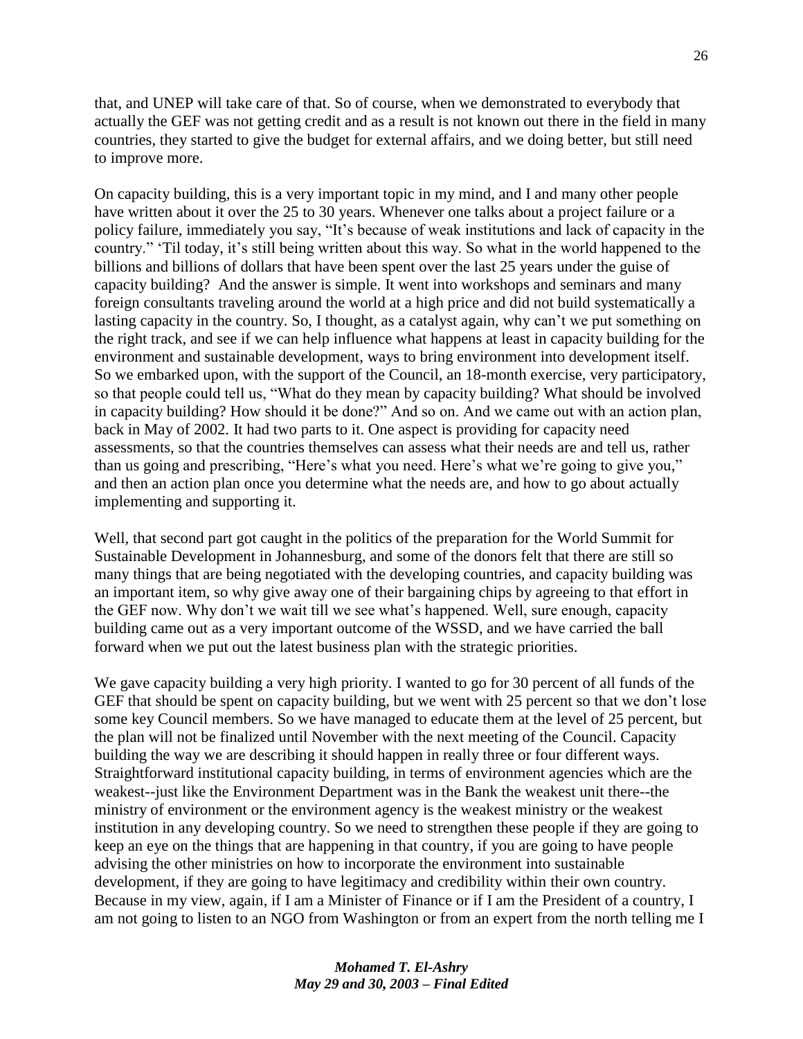that, and UNEP will take care of that. So of course, when we demonstrated to everybody that actually the GEF was not getting credit and as a result is not known out there in the field in many countries, they started to give the budget for external affairs, and we doing better, but still need to improve more.

On capacity building, this is a very important topic in my mind, and I and many other people have written about it over the 25 to 30 years. Whenever one talks about a project failure or a policy failure, immediately you say, "It's because of weak institutions and lack of capacity in the country." 'Til today, it's still being written about this way. So what in the world happened to the billions and billions of dollars that have been spent over the last 25 years under the guise of capacity building? And the answer is simple. It went into workshops and seminars and many foreign consultants traveling around the world at a high price and did not build systematically a lasting capacity in the country. So, I thought, as a catalyst again, why can't we put something on the right track, and see if we can help influence what happens at least in capacity building for the environment and sustainable development, ways to bring environment into development itself. So we embarked upon, with the support of the Council, an 18-month exercise, very participatory, so that people could tell us, "What do they mean by capacity building? What should be involved in capacity building? How should it be done?" And so on. And we came out with an action plan, back in May of 2002. It had two parts to it. One aspect is providing for capacity need assessments, so that the countries themselves can assess what their needs are and tell us, rather than us going and prescribing, "Here's what you need. Here's what we're going to give you," and then an action plan once you determine what the needs are, and how to go about actually implementing and supporting it.

Well, that second part got caught in the politics of the preparation for the World Summit for Sustainable Development in Johannesburg, and some of the donors felt that there are still so many things that are being negotiated with the developing countries, and capacity building was an important item, so why give away one of their bargaining chips by agreeing to that effort in the GEF now. Why don't we wait till we see what's happened. Well, sure enough, capacity building came out as a very important outcome of the WSSD, and we have carried the ball forward when we put out the latest business plan with the strategic priorities.

We gave capacity building a very high priority. I wanted to go for 30 percent of all funds of the GEF that should be spent on capacity building, but we went with 25 percent so that we don't lose some key Council members. So we have managed to educate them at the level of 25 percent, but the plan will not be finalized until November with the next meeting of the Council. Capacity building the way we are describing it should happen in really three or four different ways. Straightforward institutional capacity building, in terms of environment agencies which are the weakest--just like the Environment Department was in the Bank the weakest unit there--the ministry of environment or the environment agency is the weakest ministry or the weakest institution in any developing country. So we need to strengthen these people if they are going to keep an eye on the things that are happening in that country, if you are going to have people advising the other ministries on how to incorporate the environment into sustainable development, if they are going to have legitimacy and credibility within their own country. Because in my view, again, if I am a Minister of Finance or if I am the President of a country, I am not going to listen to an NGO from Washington or from an expert from the north telling me I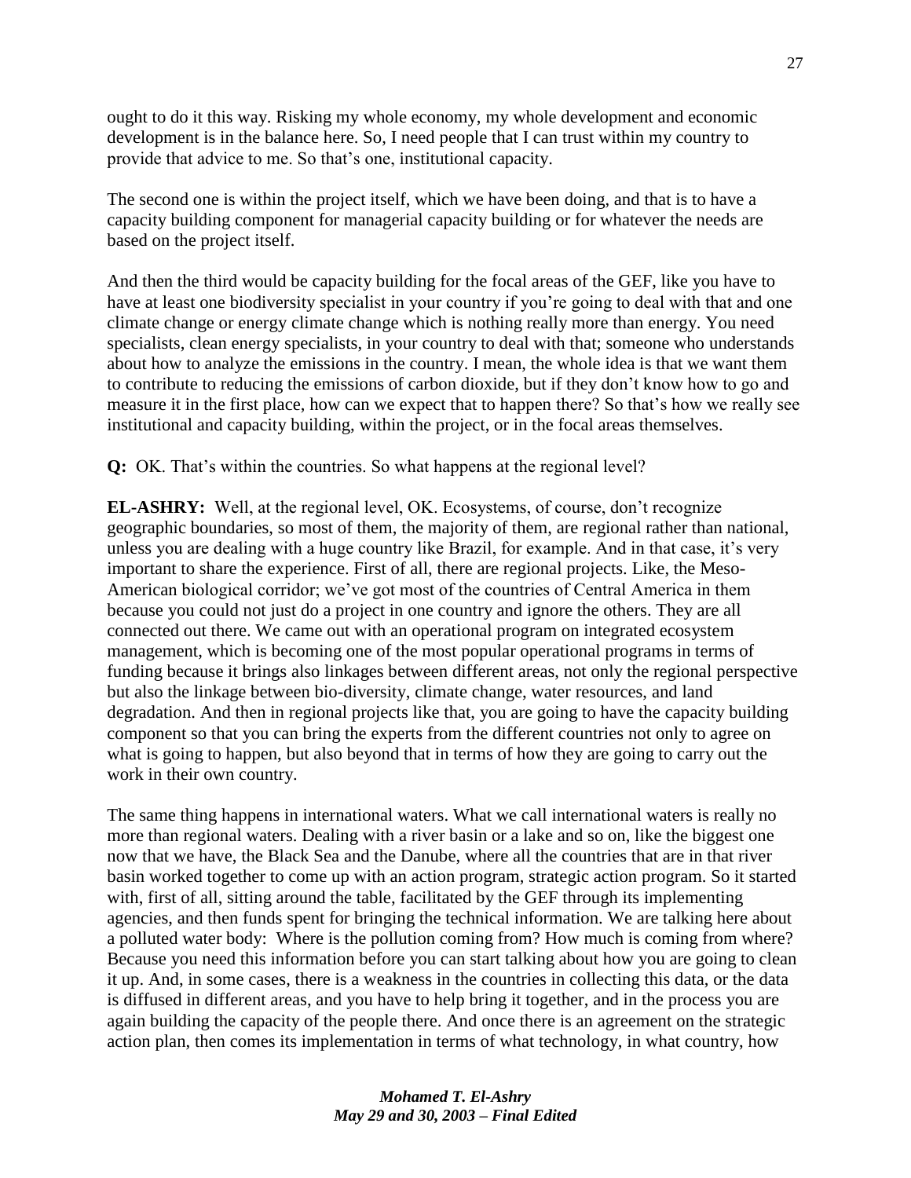ought to do it this way. Risking my whole economy, my whole development and economic development is in the balance here. So, I need people that I can trust within my country to provide that advice to me. So that's one, institutional capacity.

The second one is within the project itself, which we have been doing, and that is to have a capacity building component for managerial capacity building or for whatever the needs are based on the project itself.

And then the third would be capacity building for the focal areas of the GEF, like you have to have at least one biodiversity specialist in your country if you're going to deal with that and one climate change or energy climate change which is nothing really more than energy. You need specialists, clean energy specialists, in your country to deal with that; someone who understands about how to analyze the emissions in the country. I mean, the whole idea is that we want them to contribute to reducing the emissions of carbon dioxide, but if they don't know how to go and measure it in the first place, how can we expect that to happen there? So that's how we really see institutional and capacity building, within the project, or in the focal areas themselves.

**Q:** OK. That's within the countries. So what happens at the regional level?

**EL-ASHRY:** Well, at the regional level, OK. Ecosystems, of course, don't recognize geographic boundaries, so most of them, the majority of them, are regional rather than national, unless you are dealing with a huge country like Brazil, for example. And in that case, it's very important to share the experience. First of all, there are regional projects. Like, the Meso-American biological corridor; we've got most of the countries of Central America in them because you could not just do a project in one country and ignore the others. They are all connected out there. We came out with an operational program on integrated ecosystem management, which is becoming one of the most popular operational programs in terms of funding because it brings also linkages between different areas, not only the regional perspective but also the linkage between bio-diversity, climate change, water resources, and land degradation. And then in regional projects like that, you are going to have the capacity building component so that you can bring the experts from the different countries not only to agree on what is going to happen, but also beyond that in terms of how they are going to carry out the work in their own country.

The same thing happens in international waters. What we call international waters is really no more than regional waters. Dealing with a river basin or a lake and so on, like the biggest one now that we have, the Black Sea and the Danube, where all the countries that are in that river basin worked together to come up with an action program, strategic action program. So it started with, first of all, sitting around the table, facilitated by the GEF through its implementing agencies, and then funds spent for bringing the technical information. We are talking here about a polluted water body: Where is the pollution coming from? How much is coming from where? Because you need this information before you can start talking about how you are going to clean it up. And, in some cases, there is a weakness in the countries in collecting this data, or the data is diffused in different areas, and you have to help bring it together, and in the process you are again building the capacity of the people there. And once there is an agreement on the strategic action plan, then comes its implementation in terms of what technology, in what country, how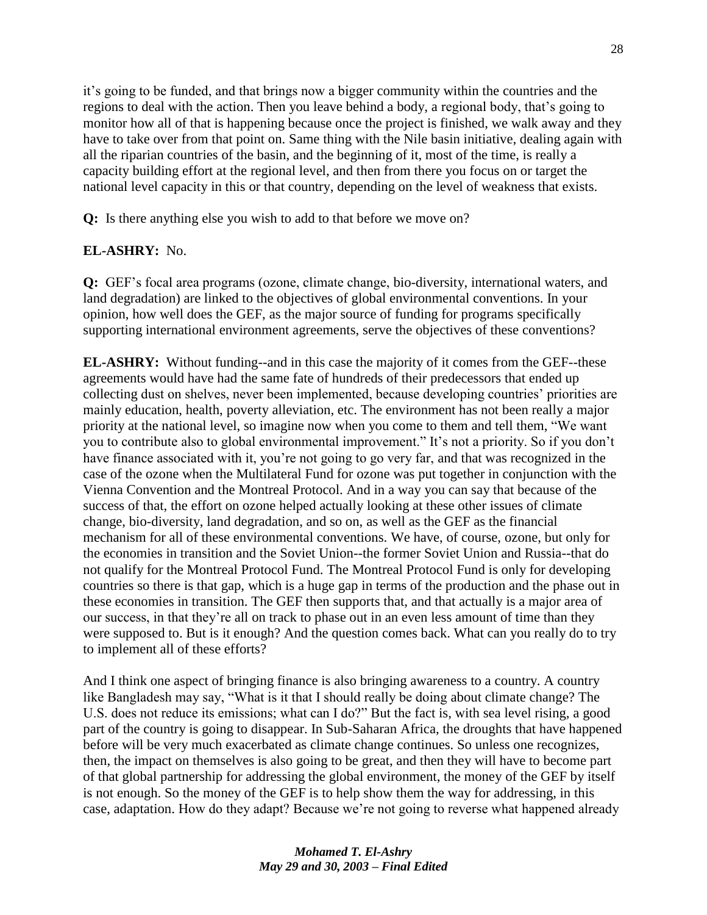it's going to be funded, and that brings now a bigger community within the countries and the regions to deal with the action. Then you leave behind a body, a regional body, that's going to monitor how all of that is happening because once the project is finished, we walk away and they have to take over from that point on. Same thing with the Nile basin initiative, dealing again with all the riparian countries of the basin, and the beginning of it, most of the time, is really a capacity building effort at the regional level, and then from there you focus on or target the national level capacity in this or that country, depending on the level of weakness that exists.

**Q:** Is there anything else you wish to add to that before we move on?

**EL-ASHRY:** No.

**Q:** GEF's focal area programs (ozone, climate change, bio-diversity, international waters, and land degradation) are linked to the objectives of global environmental conventions. In your opinion, how well does the GEF, as the major source of funding for programs specifically supporting international environment agreements, serve the objectives of these conventions?

**EL-ASHRY:** Without funding--and in this case the majority of it comes from the GEF--these agreements would have had the same fate of hundreds of their predecessors that ended up collecting dust on shelves, never been implemented, because developing countries' priorities are mainly education, health, poverty alleviation, etc. The environment has not been really a major priority at the national level, so imagine now when you come to them and tell them, "We want you to contribute also to global environmental improvement." It's not a priority. So if you don't have finance associated with it, you're not going to go very far, and that was recognized in the case of the ozone when the Multilateral Fund for ozone was put together in conjunction with the Vienna Convention and the Montreal Protocol. And in a way you can say that because of the success of that, the effort on ozone helped actually looking at these other issues of climate change, bio-diversity, land degradation, and so on, as well as the GEF as the financial mechanism for all of these environmental conventions. We have, of course, ozone, but only for the economies in transition and the Soviet Union--the former Soviet Union and Russia--that do not qualify for the Montreal Protocol Fund. The Montreal Protocol Fund is only for developing countries so there is that gap, which is a huge gap in terms of the production and the phase out in these economies in transition. The GEF then supports that, and that actually is a major area of our success, in that they're all on track to phase out in an even less amount of time than they were supposed to. But is it enough? And the question comes back. What can you really do to try to implement all of these efforts?

And I think one aspect of bringing finance is also bringing awareness to a country. A country like Bangladesh may say, "What is it that I should really be doing about climate change? The U.S. does not reduce its emissions; what can I do?" But the fact is, with sea level rising, a good part of the country is going to disappear. In Sub-Saharan Africa, the droughts that have happened before will be very much exacerbated as climate change continues. So unless one recognizes, then, the impact on themselves is also going to be great, and then they will have to become part of that global partnership for addressing the global environment, the money of the GEF by itself is not enough. So the money of the GEF is to help show them the way for addressing, in this case, adaptation. How do they adapt? Because we're not going to reverse what happened already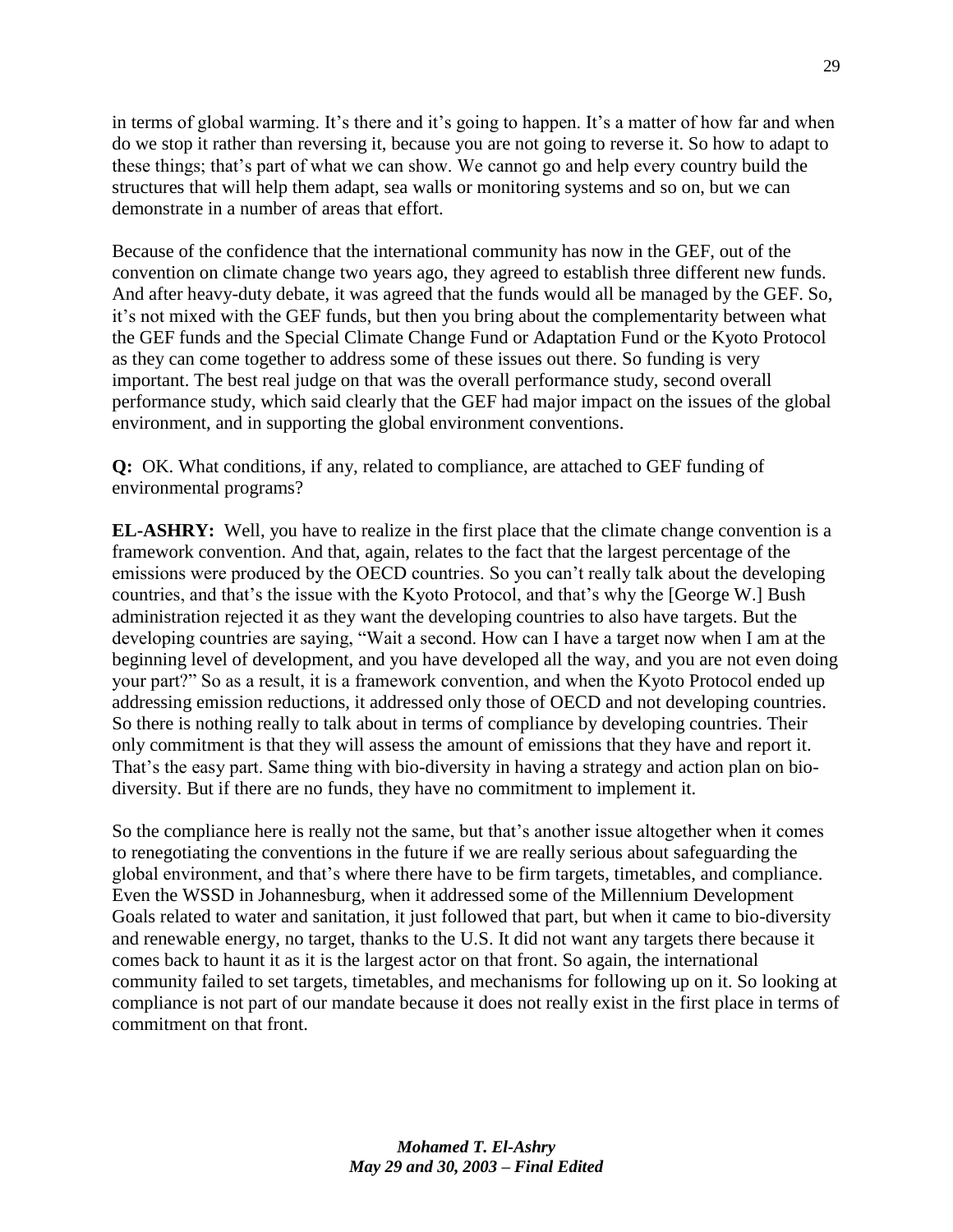in terms of global warming. It's there and it's going to happen. It's a matter of how far and when do we stop it rather than reversing it, because you are not going to reverse it. So how to adapt to these things; that's part of what we can show. We cannot go and help every country build the structures that will help them adapt, sea walls or monitoring systems and so on, but we can demonstrate in a number of areas that effort.

Because of the confidence that the international community has now in the GEF, out of the convention on climate change two years ago, they agreed to establish three different new funds. And after heavy-duty debate, it was agreed that the funds would all be managed by the GEF. So, it's not mixed with the GEF funds, but then you bring about the complementarity between what the GEF funds and the Special Climate Change Fund or Adaptation Fund or the Kyoto Protocol as they can come together to address some of these issues out there. So funding is very important. The best real judge on that was the overall performance study, second overall performance study, which said clearly that the GEF had major impact on the issues of the global environment, and in supporting the global environment conventions.

**Q:** OK. What conditions, if any, related to compliance, are attached to GEF funding of environmental programs?

**EL-ASHRY:** Well, you have to realize in the first place that the climate change convention is a framework convention. And that, again, relates to the fact that the largest percentage of the emissions were produced by the OECD countries. So you can't really talk about the developing countries, and that's the issue with the Kyoto Protocol, and that's why the [George W.] Bush administration rejected it as they want the developing countries to also have targets. But the developing countries are saying, "Wait a second. How can I have a target now when I am at the beginning level of development, and you have developed all the way, and you are not even doing your part?" So as a result, it is a framework convention, and when the Kyoto Protocol ended up addressing emission reductions, it addressed only those of OECD and not developing countries. So there is nothing really to talk about in terms of compliance by developing countries. Their only commitment is that they will assess the amount of emissions that they have and report it. That's the easy part. Same thing with bio-diversity in having a strategy and action plan on bio-diversity. But if there are no funds, they have no commitment to implement it.

So the compliance here is really not the same, but that's another issue altogether when it comes to renegotiating the conventions in the future if we are really serious about safeguarding the global environment, and that's where there have to be firm targets, timetables, and compliance. Even the WSSD in Johannesburg, when it addressed some of the Millennium Development Goals related to water and sanitation, it just followed that part, but when it came to bio-diversity and renewable energy, no target, thanks to the U.S. It did not want any targets there because it comes back to haunt it as it is the largest actor on that front. So again, the international community failed to set targets, timetables, and mechanisms for following up on it. So looking at compliance is not part of our mandate because it does not really exist in the first place in terms of commitment on that front.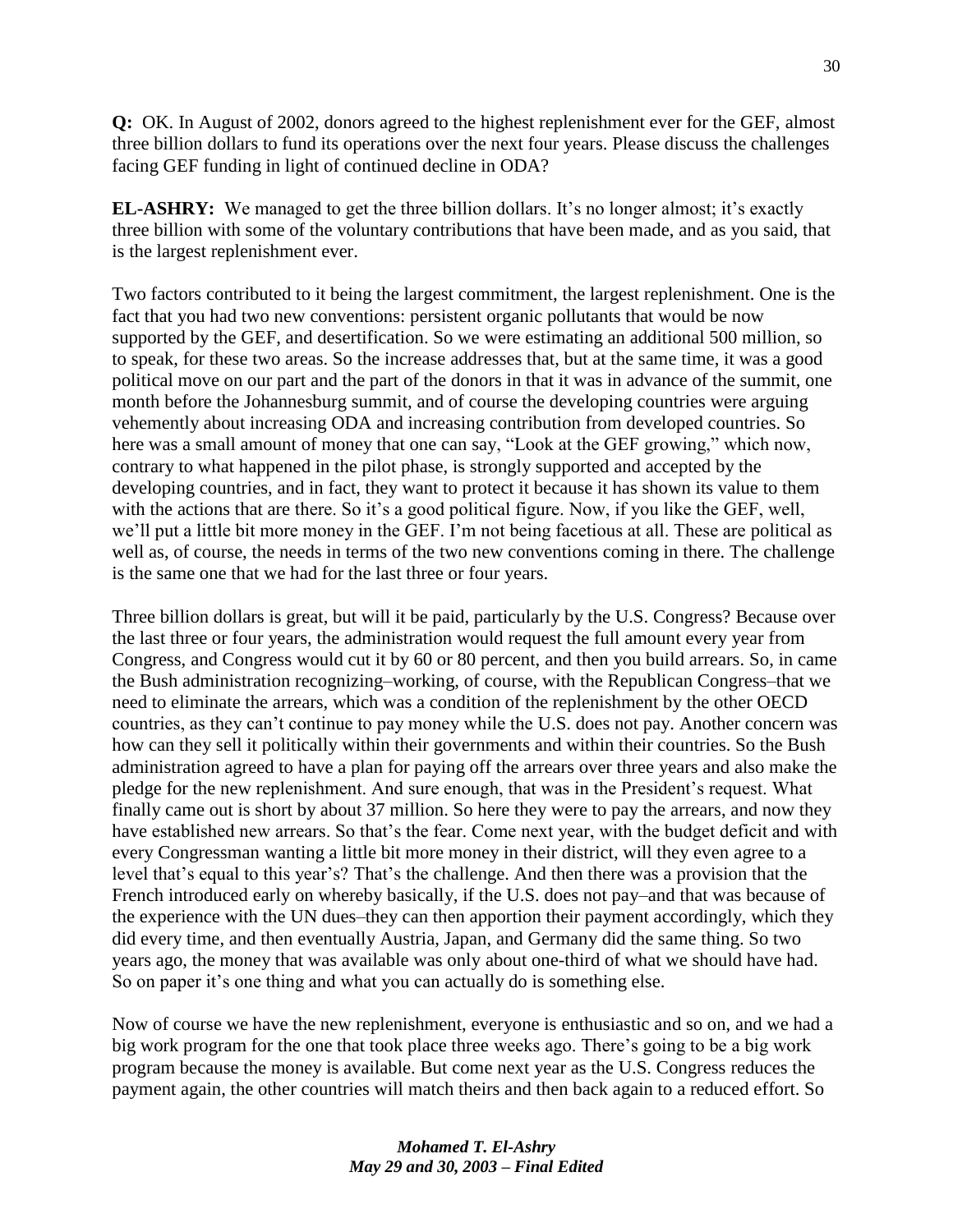**Q:** OK. In August of 2002, donors agreed to the highest replenishment ever for the GEF, almost three billion dollars to fund its operations over the next four years. Please discuss the challenges facing GEF funding in light of continued decline in ODA?

**EL-ASHRY:** We managed to get the three billion dollars. It's no longer almost; it's exactly three billion with some of the voluntary contributions that have been made, and as you said, that is the largest replenishment ever.

Two factors contributed to it being the largest commitment, the largest replenishment. One is the fact that you had two new conventions: persistent organic pollutants that would be now supported by the GEF, and desertification. So we were estimating an additional 500 million, so to speak, for these two areas. So the increase addresses that, but at the same time, it was a good political move on our part and the part of the donors in that it was in advance of the summit, one month before the Johannesburg summit, and of course the developing countries were arguing vehemently about increasing ODA and increasing contribution from developed countries. So here was a small amount of money that one can say, "Look at the GEF growing," which now, contrary to what happened in the pilot phase, is strongly supported and accepted by the developing countries, and in fact, they want to protect it because it has shown its value to them with the actions that are there. So it's a good political figure. Now, if you like the GEF, well, we'll put a little bit more money in the GEF. I'm not being facetious at all. These are political as well as, of course, the needs in terms of the two new conventions coming in there. The challenge is the same one that we had for the last three or four years.

Three billion dollars is great, but will it be paid, particularly by the U.S. Congress? Because over the last three or four years, the administration would request the full amount every year from Congress, and Congress would cut it by 60 or 80 percent, and then you build arrears. So, in came the Bush administration recognizing–working, of course, with the Republican Congress–that we need to eliminate the arrears, which was a condition of the replenishment by the other OECD countries, as they can't continue to pay money while the U.S. does not pay. Another concern was how can they sell it politically within their governments and within their countries. So the Bush administration agreed to have a plan for paying off the arrears over three years and also make the pledge for the new replenishment. And sure enough, that was in the President's request. What finally came out is short by about 37 million. So here they were to pay the arrears, and now they have established new arrears. So that's the fear. Come next year, with the budget deficit and with every Congressman wanting a little bit more money in their district, will they even agree to a level that's equal to this year's? That's the challenge. And then there was a provision that the French introduced early on whereby basically, if the U.S. does not pay–and that was because of the experience with the UN dues–they can then apportion their payment accordingly, which they did every time, and then eventually Austria, Japan, and Germany did the same thing. So two years ago, the money that was available was only about one-third of what we should have had. So on paper it's one thing and what you can actually do is something else.

Now of course we have the new replenishment, everyone is enthusiastic and so on, and we had a big work program for the one that took place three weeks ago. There's going to be a big work program because the money is available. But come next year as the U.S. Congress reduces the payment again, the other countries will match theirs and then back again to a reduced effort. So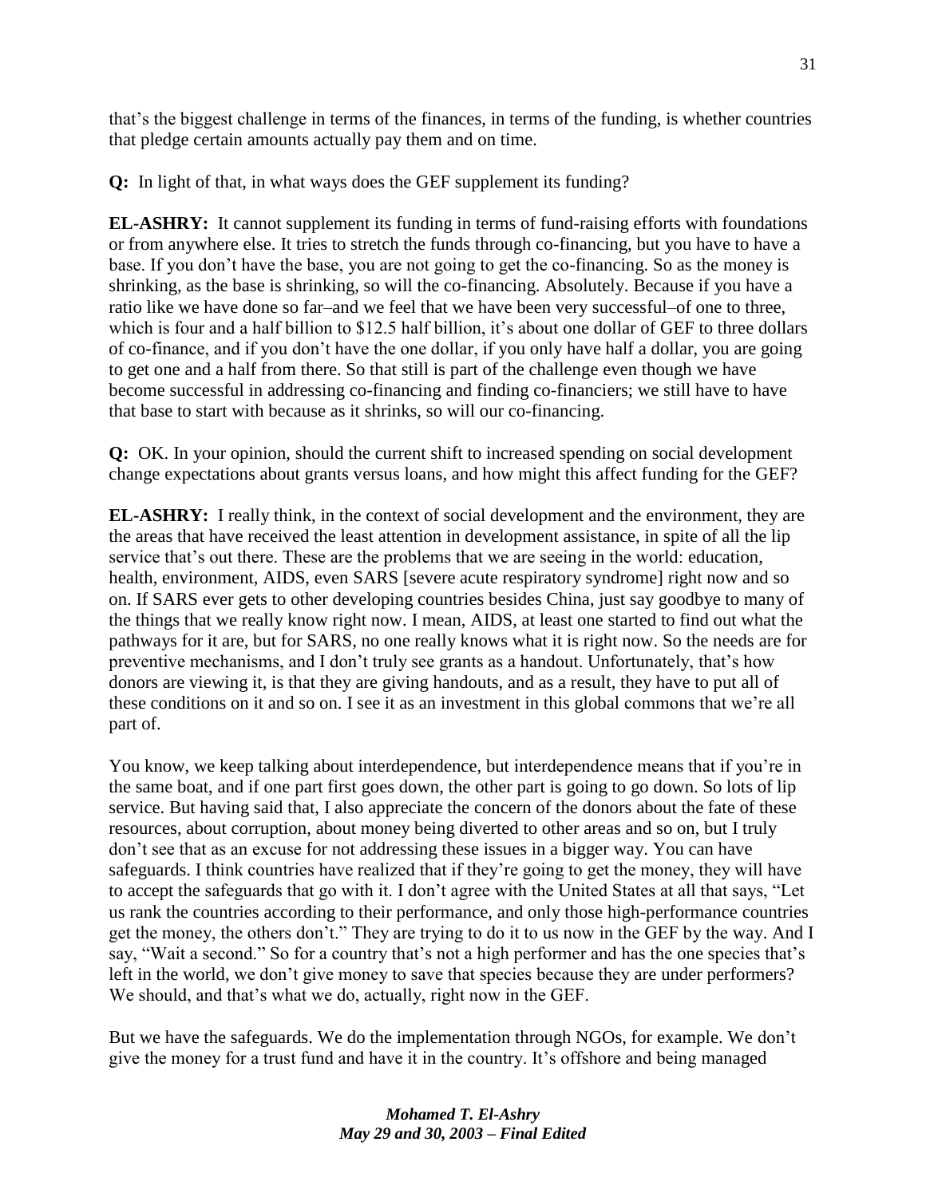that's the biggest challenge in terms of the finances, in terms of the funding, is whether countries that pledge certain amounts actually pay them and on time.

**Q:** In light of that, in what ways does the GEF supplement its funding?

**EL-ASHRY:** It cannot supplement its funding in terms of fund-raising efforts with foundations or from anywhere else. It tries to stretch the funds through co-financing, but you have to have a base. If you don't have the base, you are not going to get the co-financing. So as the money is shrinking, as the base is shrinking, so will the co-financing. Absolutely. Because if you have a ratio like we have done so far–and we feel that we have been very successful–of one to three, which is four and a half billion to $12.5 half billion, it's about one dollar of GEF to three dollars of co-finance, and if you don't have the one dollar, if you only have half a dollar, you are going to get one and a half from there. So that still is part of the challenge even though we have become successful in addressing co-financing and finding co-financiers; we still have to have that base to start with because as it shrinks, so will our co-financing.

**Q:** OK. In your opinion, should the current shift to increased spending on social development change expectations about grants versus loans, and how might this affect funding for the GEF?

**EL-ASHRY:** I really think, in the context of social development and the environment, they are the areas that have received the least attention in development assistance, in spite of all the lip service that's out there. These are the problems that we are seeing in the world: education, health, environment, AIDS, even SARS [severe acute respiratory syndrome] right now and so on. If SARS ever gets to other developing countries besides China, just say goodbye to many of the things that we really know right now. I mean, AIDS, at least one started to find out what the pathways for it are, but for SARS, no one really knows what it is right now. So the needs are for preventive mechanisms, and I don't truly see grants as a handout. Unfortunately, that's how donors are viewing it, is that they are giving handouts, and as a result, they have to put all of these conditions on it and so on. I see it as an investment in this global commons that we're all part of.

You know, we keep talking about interdependence, but interdependence means that if you're in the same boat, and if one part first goes down, the other part is going to go down. So lots of lip service. But having said that, I also appreciate the concern of the donors about the fate of these resources, about corruption, about money being diverted to other areas and so on, but I truly don't see that as an excuse for not addressing these issues in a bigger way. You can have safeguards. I think countries have realized that if they're going to get the money, they will have to accept the safeguards that go with it. I don't agree with the United States at all that says, "Let us rank the countries according to their performance, and only those high-performance countries get the money, the others don't." They are trying to do it to us now in the GEF by the way. And I say, "Wait a second." So for a country that's not a high performer and has the one species that's left in the world, we don't give money to save that species because they are under performers? We should, and that's what we do, actually, right now in the GEF.

But we have the safeguards. We do the implementation through NGOs, for example. We don't give the money for a trust fund and have it in the country. It's offshore and being managed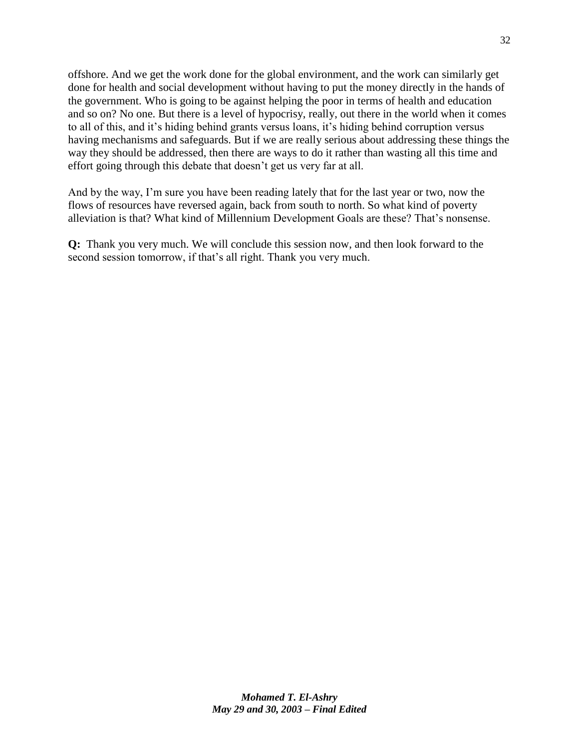offshore. And we get the work done for the global environment, and the work can similarly get done for health and social development without having to put the money directly in the hands of the government. Who is going to be against helping the poor in terms of health and education and so on? No one. But there is a level of hypocrisy, really, out there in the world when it comes to all of this, and it's hiding behind grants versus loans, it's hiding behind corruption versus having mechanisms and safeguards. But if we are really serious about addressing these things the way they should be addressed, then there are ways to do it rather than wasting all this time and effort going through this debate that doesn't get us very far at all.

And by the way, I'm sure you have been reading lately that for the last year or two, now the flows of resources have reversed again, back from south to north. So what kind of poverty alleviation is that? What kind of Millennium Development Goals are these? That's nonsense.

**Q:** Thank you very much. We will conclude this session now, and then look forward to the second session tomorrow, if that's all right. Thank you very much.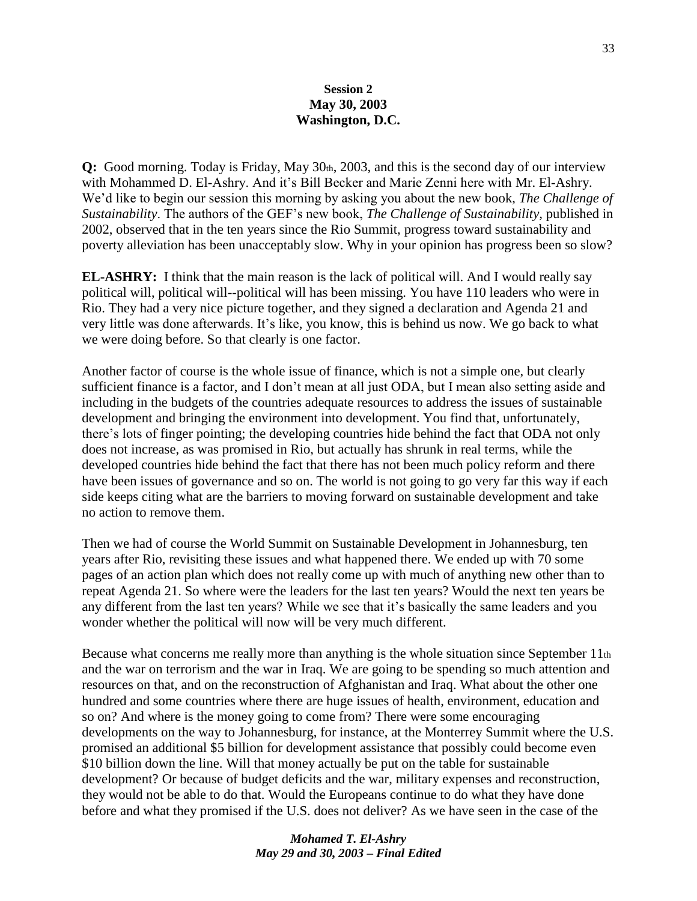**Session 2**
**May 30, 2003**
**Washington, D.C.**

**Q:** Good morning. Today is Friday, May 30th, 2003, and this is the second day of our interview with Mohammed D. El-Ashry. And it's Bill Becker and Marie Zenni here with Mr. El-Ashry. We'd like to begin our session this morning by asking you about the new book, *The Challenge of Sustainability*. The authors of the GEF's new book, *The Challenge of Sustainability*, published in 2002, observed that in the ten years since the Rio Summit, progress toward sustainability and poverty alleviation has been unacceptably slow. Why in your opinion has progress been so slow?

**EL-ASHRY:** I think that the main reason is the lack of political will. And I would really say political will, political will--political will has been missing. You have 110 leaders who were in Rio. They had a very nice picture together, and they signed a declaration and Agenda 21 and very little was done afterwards. It's like, you know, this is behind us now. We go back to what we were doing before. So that clearly is one factor.

Another factor of course is the whole issue of finance, which is not a simple one, but clearly sufficient finance is a factor, and I don't mean at all just ODA, but I mean also setting aside and including in the budgets of the countries adequate resources to address the issues of sustainable development and bringing the environment into development. You find that, unfortunately, there's lots of finger pointing; the developing countries hide behind the fact that ODA not only does not increase, as was promised in Rio, but actually has shrunk in real terms, while the developed countries hide behind the fact that there has not been much policy reform and there have been issues of governance and so on. The world is not going to go very far this way if each side keeps citing what are the barriers to moving forward on sustainable development and take no action to remove them.

Then we had of course the World Summit on Sustainable Development in Johannesburg, ten years after Rio, revisiting these issues and what happened there. We ended up with 70 some pages of an action plan which does not really come up with much of anything new other than to repeat Agenda 21. So where were the leaders for the last ten years? Would the next ten years be any different from the last ten years? While we see that it's basically the same leaders and you wonder whether the political will now will be very much different.

Because what concerns me really more than anything is the whole situation since September 11th and the war on terrorism and the war in Iraq. We are going to be spending so much attention and resources on that, and on the reconstruction of Afghanistan and Iraq. What about the other one hundred and some countries where there are huge issues of health, environment, education and so on? And where is the money going to come from? There were some encouraging developments on the way to Johannesburg, for instance, at the Monterrey Summit where the U.S. promised an additional $5 billion for development assistance that possibly could become even $10 billion down the line. Will that money actually be put on the table for sustainable development? Or because of budget deficits and the war, military expenses and reconstruction, they would not be able to do that. Would the Europeans continue to do what they have done before and what they promised if the U.S. does not deliver? As we have seen in the case of the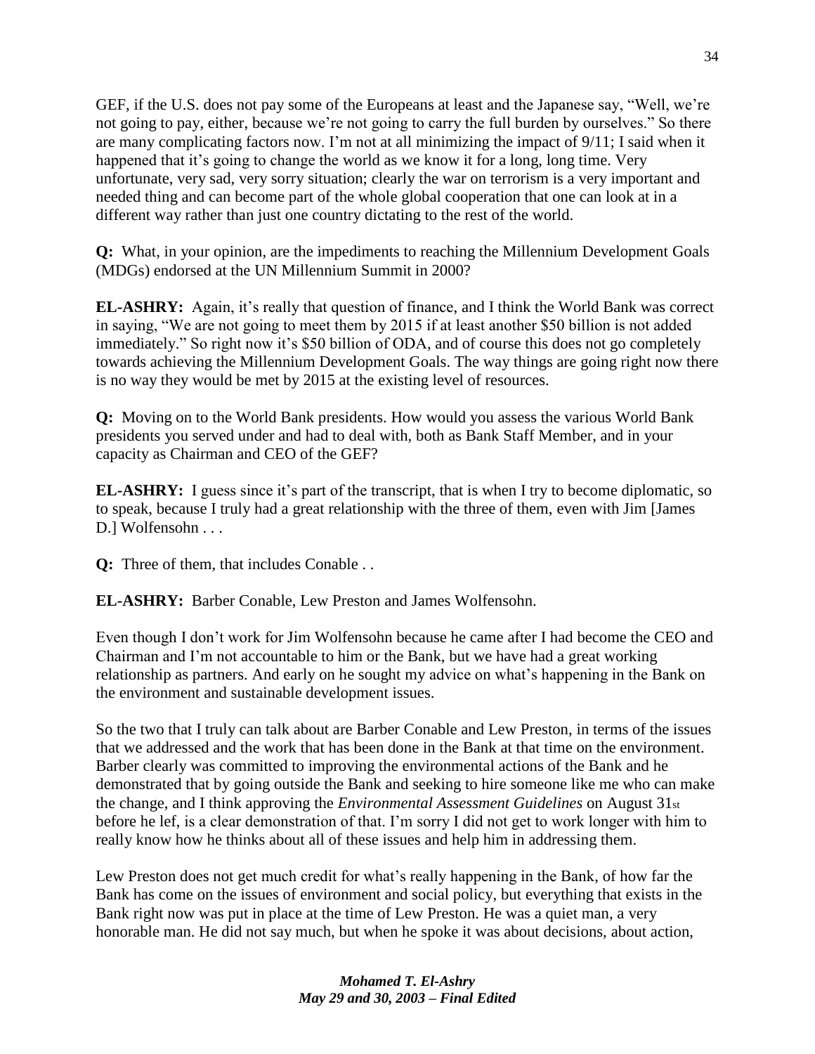GEF, if the U.S. does not pay some of the Europeans at least and the Japanese say, "Well, we're not going to pay, either, because we're not going to carry the full burden by ourselves." So there are many complicating factors now. I'm not at all minimizing the impact of 9/11; I said when it happened that it's going to change the world as we know it for a long, long time. Very unfortunate, very sad, very sorry situation; clearly the war on terrorism is a very important and needed thing and can become part of the whole global cooperation that one can look at in a different way rather than just one country dictating to the rest of the world.

**Q:** What, in your opinion, are the impediments to reaching the Millennium Development Goals (MDGs) endorsed at the UN Millennium Summit in 2000?

**EL-ASHRY:** Again, it's really that question of finance, and I think the World Bank was correct in saying, "We are not going to meet them by 2015 if at least another $50 billion is not added immediately." So right now it's $50 billion of ODA, and of course this does not go completely towards achieving the Millennium Development Goals. The way things are going right now there is no way they would be met by 2015 at the existing level of resources.

**Q:** Moving on to the World Bank presidents. How would you assess the various World Bank presidents you served under and had to deal with, both as Bank Staff Member, and in your capacity as Chairman and CEO of the GEF?

**EL-ASHRY:** I guess since it's part of the transcript, that is when I try to become diplomatic, so to speak, because I truly had a great relationship with the three of them, even with Jim [James D.] Wolfensohn . . .

**Q:** Three of them, that includes Conable . .

**EL-ASHRY:** Barber Conable, Lew Preston and James Wolfensohn.

Even though I don't work for Jim Wolfensohn because he came after I had become the CEO and Chairman and I'm not accountable to him or the Bank, but we have had a great working relationship as partners. And early on he sought my advice on what's happening in the Bank on the environment and sustainable development issues.

So the two that I truly can talk about are Barber Conable and Lew Preston, in terms of the issues that we addressed and the work that has been done in the Bank at that time on the environment. Barber clearly was committed to improving the environmental actions of the Bank and he demonstrated that by going outside the Bank and seeking to hire someone like me who can make the change, and I think approving the *Environmental Assessment Guidelines* on August 31st before he lef, is a clear demonstration of that. I'm sorry I did not get to work longer with him to really know how he thinks about all of these issues and help him in addressing them.

Lew Preston does not get much credit for what's really happening in the Bank, of how far the Bank has come on the issues of environment and social policy, but everything that exists in the Bank right now was put in place at the time of Lew Preston. He was a quiet man, a very honorable man. He did not say much, but when he spoke it was about decisions, about action,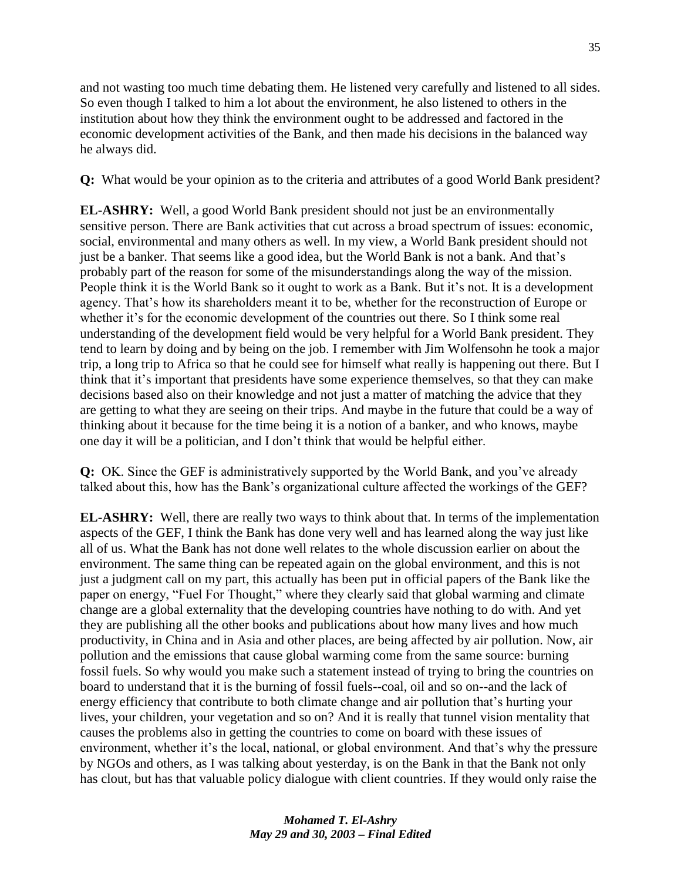and not wasting too much time debating them. He listened very carefully and listened to all sides. So even though I talked to him a lot about the environment, he also listened to others in the institution about how they think the environment ought to be addressed and factored in the economic development activities of the Bank, and then made his decisions in the balanced way he always did.

**Q:** What would be your opinion as to the criteria and attributes of a good World Bank president?

**EL-ASHRY:** Well, a good World Bank president should not just be an environmentally sensitive person. There are Bank activities that cut across a broad spectrum of issues: economic, social, environmental and many others as well. In my view, a World Bank president should not just be a banker. That seems like a good idea, but the World Bank is not a bank. And that's probably part of the reason for some of the misunderstandings along the way of the mission. People think it is the World Bank so it ought to work as a Bank. But it's not. It is a development agency. That's how its shareholders meant it to be, whether for the reconstruction of Europe or whether it's for the economic development of the countries out there. So I think some real understanding of the development field would be very helpful for a World Bank president. They tend to learn by doing and by being on the job. I remember with Jim Wolfensohn he took a major trip, a long trip to Africa so that he could see for himself what really is happening out there. But I think that it's important that presidents have some experience themselves, so that they can make decisions based also on their knowledge and not just a matter of matching the advice that they are getting to what they are seeing on their trips. And maybe in the future that could be a way of thinking about it because for the time being it is a notion of a banker, and who knows, maybe one day it will be a politician, and I don't think that would be helpful either.

**Q:** OK. Since the GEF is administratively supported by the World Bank, and you've already talked about this, how has the Bank's organizational culture affected the workings of the GEF?

**EL-ASHRY:** Well, there are really two ways to think about that. In terms of the implementation aspects of the GEF, I think the Bank has done very well and has learned along the way just like all of us. What the Bank has not done well relates to the whole discussion earlier on about the environment. The same thing can be repeated again on the global environment, and this is not just a judgment call on my part, this actually has been put in official papers of the Bank like the paper on energy, "Fuel For Thought," where they clearly said that global warming and climate change are a global externality that the developing countries have nothing to do with. And yet they are publishing all the other books and publications about how many lives and how much productivity, in China and in Asia and other places, are being affected by air pollution. Now, air pollution and the emissions that cause global warming come from the same source: burning fossil fuels. So why would you make such a statement instead of trying to bring the countries on board to understand that it is the burning of fossil fuels--coal, oil and so on--and the lack of energy efficiency that contribute to both climate change and air pollution that's hurting your lives, your children, your vegetation and so on? And it is really that tunnel vision mentality that causes the problems also in getting the countries to come on board with these issues of environment, whether it's the local, national, or global environment. And that's why the pressure by NGOs and others, as I was talking about yesterday, is on the Bank in that the Bank not only has clout, but has that valuable policy dialogue with client countries. If they would only raise the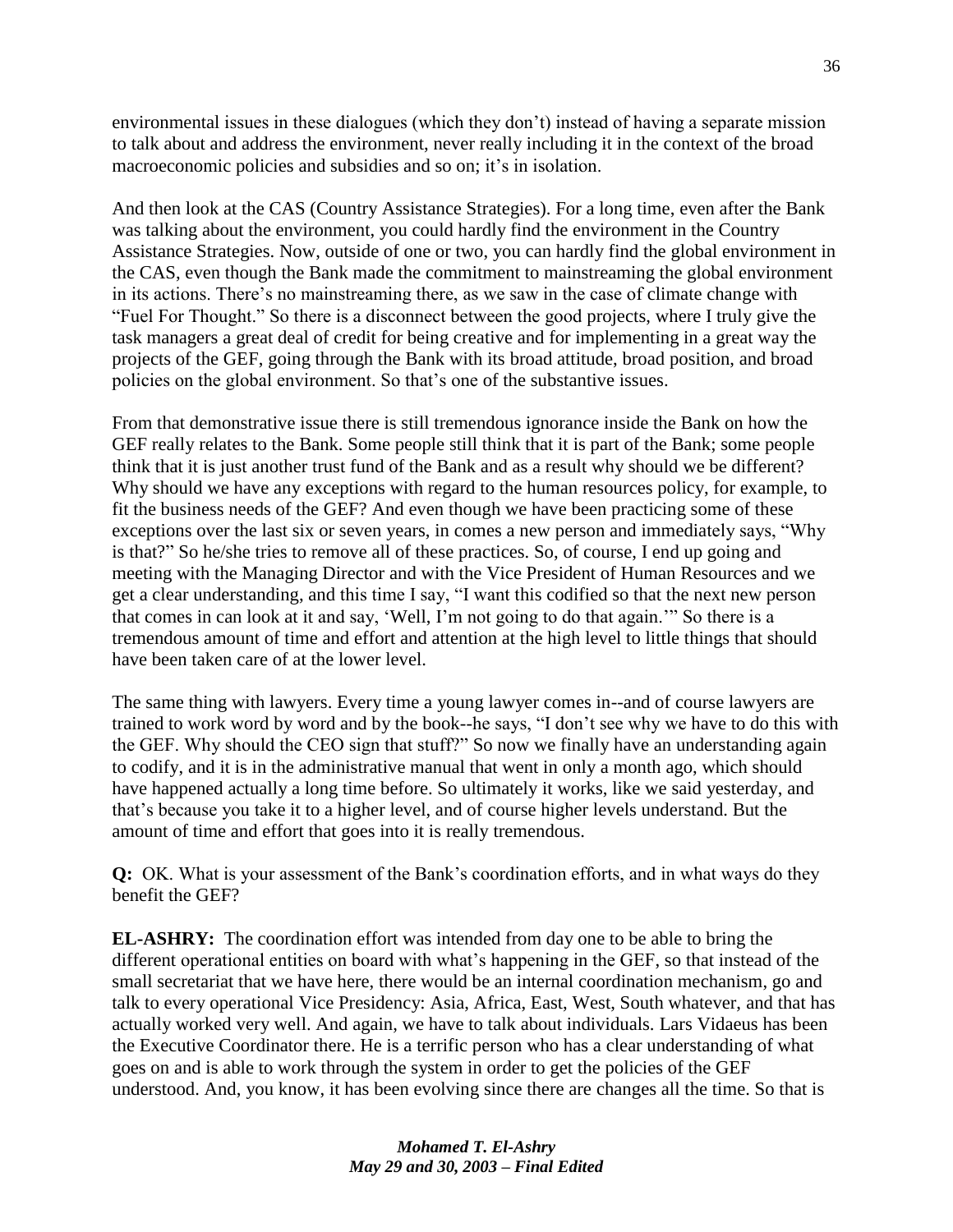environmental issues in these dialogues (which they don't) instead of having a separate mission to talk about and address the environment, never really including it in the context of the broad macroeconomic policies and subsidies and so on; it's in isolation.

And then look at the CAS (Country Assistance Strategies). For a long time, even after the Bank was talking about the environment, you could hardly find the environment in the Country Assistance Strategies. Now, outside of one or two, you can hardly find the global environment in the CAS, even though the Bank made the commitment to mainstreaming the global environment in its actions. There's no mainstreaming there, as we saw in the case of climate change with "Fuel For Thought." So there is a disconnect between the good projects, where I truly give the task managers a great deal of credit for being creative and for implementing in a great way the projects of the GEF, going through the Bank with its broad attitude, broad position, and broad policies on the global environment. So that's one of the substantive issues.

From that demonstrative issue there is still tremendous ignorance inside the Bank on how the GEF really relates to the Bank. Some people still think that it is part of the Bank; some people think that it is just another trust fund of the Bank and as a result why should we be different? Why should we have any exceptions with regard to the human resources policy, for example, to fit the business needs of the GEF? And even though we have been practicing some of these exceptions over the last six or seven years, in comes a new person and immediately says, "Why is that?" So he/she tries to remove all of these practices. So, of course, I end up going and meeting with the Managing Director and with the Vice President of Human Resources and we get a clear understanding, and this time I say, "I want this codified so that the next new person that comes in can look at it and say, 'Well, I'm not going to do that again.'" So there is a tremendous amount of time and effort and attention at the high level to little things that should have been taken care of at the lower level.

The same thing with lawyers. Every time a young lawyer comes in--and of course lawyers are trained to work word by word and by the book--he says, "I don't see why we have to do this with the GEF. Why should the CEO sign that stuff?" So now we finally have an understanding again to codify, and it is in the administrative manual that went in only a month ago, which should have happened actually a long time before. So ultimately it works, like we said yesterday, and that's because you take it to a higher level, and of course higher levels understand. But the amount of time and effort that goes into it is really tremendous.

**Q:** OK. What is your assessment of the Bank's coordination efforts, and in what ways do they benefit the GEF?

**EL-ASHRY:** The coordination effort was intended from day one to be able to bring the different operational entities on board with what's happening in the GEF, so that instead of the small secretariat that we have here, there would be an internal coordination mechanism, go and talk to every operational Vice Presidency: Asia, Africa, East, West, South whatever, and that has actually worked very well. And again, we have to talk about individuals. Lars Vidaeus has been the Executive Coordinator there. He is a terrific person who has a clear understanding of what goes on and is able to work through the system in order to get the policies of the GEF understood. And, you know, it has been evolving since there are changes all the time. So that is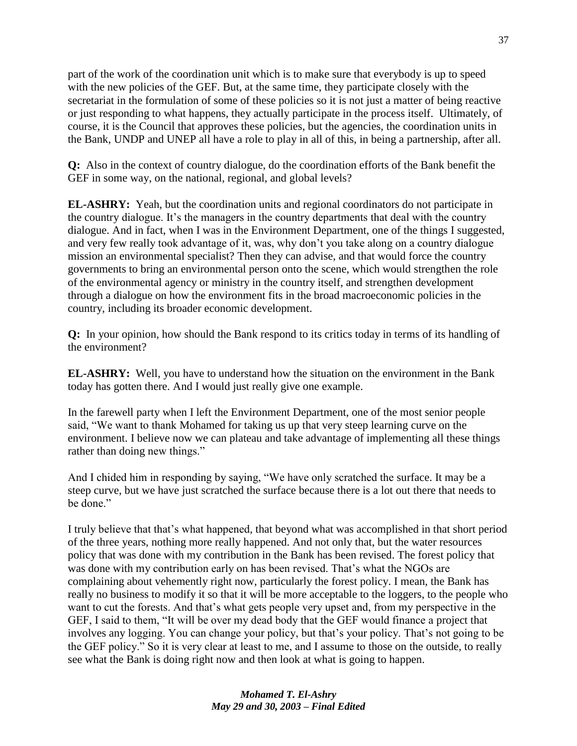part of the work of the coordination unit which is to make sure that everybody is up to speed with the new policies of the GEF. But, at the same time, they participate closely with the secretariat in the formulation of some of these policies so it is not just a matter of being reactive or just responding to what happens, they actually participate in the process itself. Ultimately, of course, it is the Council that approves these policies, but the agencies, the coordination units in the Bank, UNDP and UNEP all have a role to play in all of this, in being a partnership, after all.

**Q:** Also in the context of country dialogue, do the coordination efforts of the Bank benefit the GEF in some way, on the national, regional, and global levels?

**EL-ASHRY:** Yeah, but the coordination units and regional coordinators do not participate in the country dialogue. It's the managers in the country departments that deal with the country dialogue. And in fact, when I was in the Environment Department, one of the things I suggested, and very few really took advantage of it, was, why don't you take along on a country dialogue mission an environmental specialist? Then they can advise, and that would force the country governments to bring an environmental person onto the scene, which would strengthen the role of the environmental agency or ministry in the country itself, and strengthen development through a dialogue on how the environment fits in the broad macroeconomic policies in the country, including its broader economic development.

**Q:** In your opinion, how should the Bank respond to its critics today in terms of its handling of the environment?

**EL-ASHRY:** Well, you have to understand how the situation on the environment in the Bank today has gotten there. And I would just really give one example.

In the farewell party when I left the Environment Department, one of the most senior people said, "We want to thank Mohamed for taking us up that very steep learning curve on the environment. I believe now we can plateau and take advantage of implementing all these things rather than doing new things."

And I chided him in responding by saying, "We have only scratched the surface. It may be a steep curve, but we have just scratched the surface because there is a lot out there that needs to be done."

I truly believe that that's what happened, that beyond what was accomplished in that short period of the three years, nothing more really happened. And not only that, but the water resources policy that was done with my contribution in the Bank has been revised. The forest policy that was done with my contribution early on has been revised. That's what the NGOs are complaining about vehemently right now, particularly the forest policy. I mean, the Bank has really no business to modify it so that it will be more acceptable to the loggers, to the people who want to cut the forests. And that's what gets people very upset and, from my perspective in the GEF, I said to them, "It will be over my dead body that the GEF would finance a project that involves any logging. You can change your policy, but that's your policy. That's not going to be the GEF policy." So it is very clear at least to me, and I assume to those on the outside, to really see what the Bank is doing right now and then look at what is going to happen.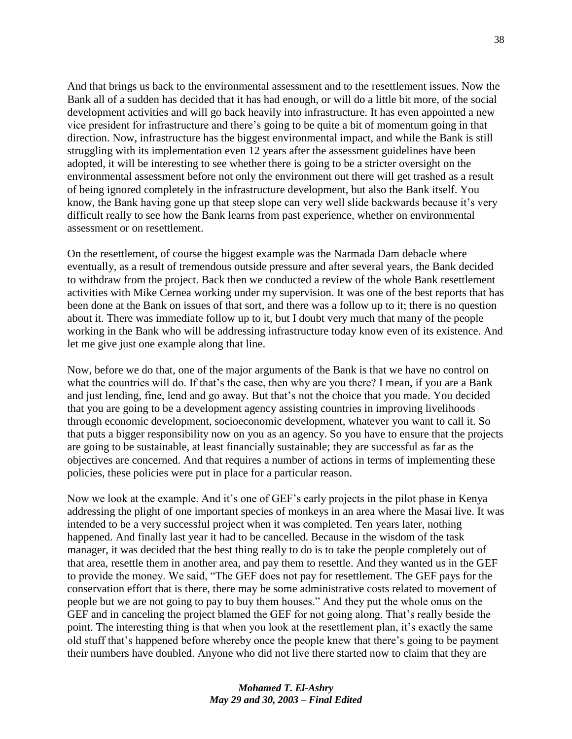And that brings us back to the environmental assessment and to the resettlement issues. Now the Bank all of a sudden has decided that it has had enough, or will do a little bit more, of the social development activities and will go back heavily into infrastructure. It has even appointed a new vice president for infrastructure and there's going to be quite a bit of momentum going in that direction. Now, infrastructure has the biggest environmental impact, and while the Bank is still struggling with its implementation even 12 years after the assessment guidelines have been adopted, it will be interesting to see whether there is going to be a stricter oversight on the environmental assessment before not only the environment out there will get trashed as a result of being ignored completely in the infrastructure development, but also the Bank itself. You know, the Bank having gone up that steep slope can very well slide backwards because it's very difficult really to see how the Bank learns from past experience, whether on environmental assessment or on resettlement.

On the resettlement, of course the biggest example was the Narmada Dam debacle where eventually, as a result of tremendous outside pressure and after several years, the Bank decided to withdraw from the project. Back then we conducted a review of the whole Bank resettlement activities with Mike Cernea working under my supervision. It was one of the best reports that has been done at the Bank on issues of that sort, and there was a follow up to it; there is no question about it. There was immediate follow up to it, but I doubt very much that many of the people working in the Bank who will be addressing infrastructure today know even of its existence. And let me give just one example along that line.

Now, before we do that, one of the major arguments of the Bank is that we have no control on what the countries will do. If that's the case, then why are you there? I mean, if you are a Bank and just lending, fine, lend and go away. But that's not the choice that you made. You decided that you are going to be a development agency assisting countries in improving livelihoods through economic development, socioeconomic development, whatever you want to call it. So that puts a bigger responsibility now on you as an agency. So you have to ensure that the projects are going to be sustainable, at least financially sustainable; they are successful as far as the objectives are concerned. And that requires a number of actions in terms of implementing these policies, these policies were put in place for a particular reason.

Now we look at the example. And it's one of GEF's early projects in the pilot phase in Kenya addressing the plight of one important species of monkeys in an area where the Masai live. It was intended to be a very successful project when it was completed. Ten years later, nothing happened. And finally last year it had to be cancelled. Because in the wisdom of the task manager, it was decided that the best thing really to do is to take the people completely out of that area, resettle them in another area, and pay them to resettle. And they wanted us in the GEF to provide the money. We said, "The GEF does not pay for resettlement. The GEF pays for the conservation effort that is there, there may be some administrative costs related to movement of people but we are not going to pay to buy them houses." And they put the whole onus on the GEF and in canceling the project blamed the GEF for not going along. That's really beside the point. The interesting thing is that when you look at the resettlement plan, it's exactly the same old stuff that's happened before whereby once the people knew that there's going to be payment their numbers have doubled. Anyone who did not live there started now to claim that they are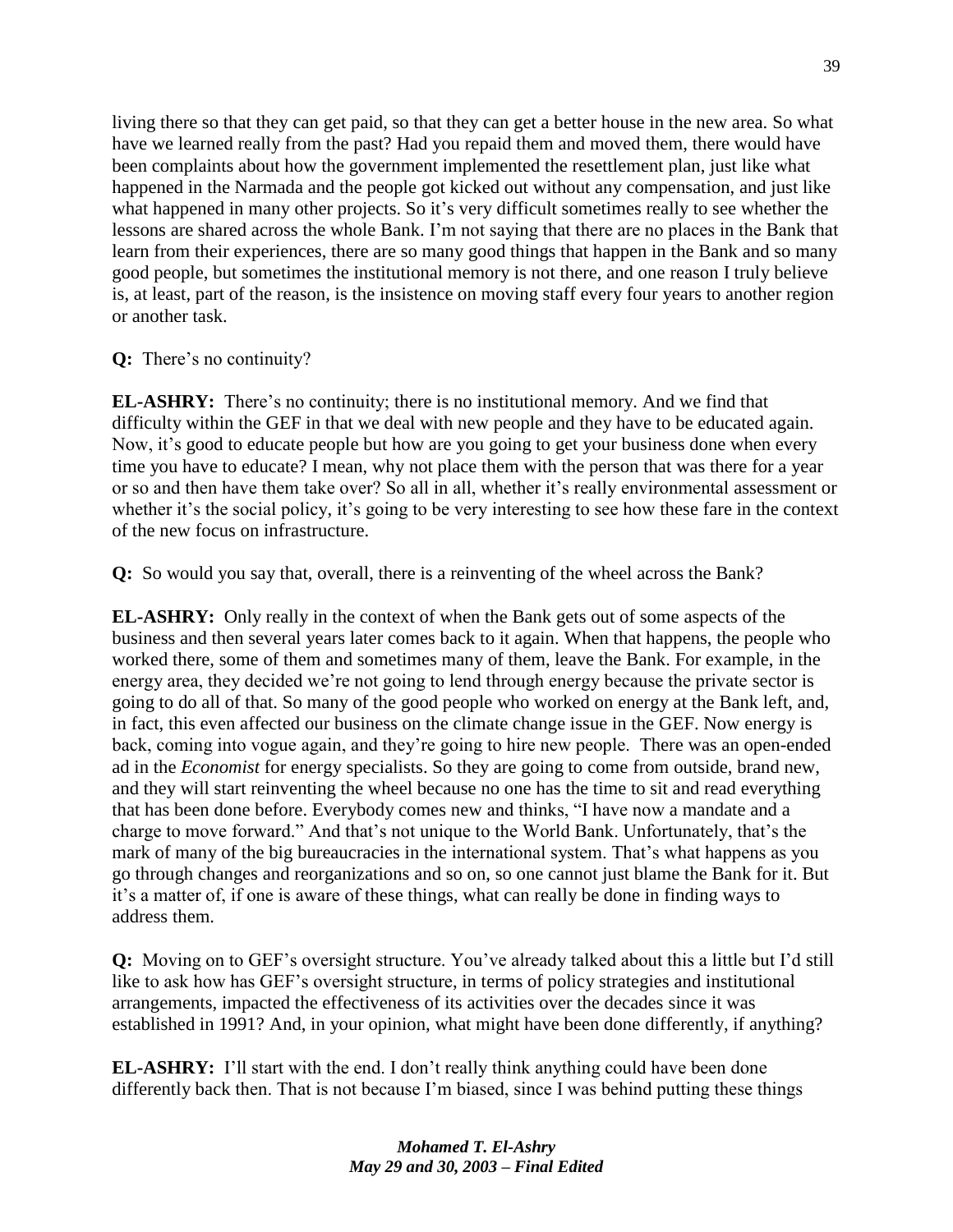living there so that they can get paid, so that they can get a better house in the new area. So what have we learned really from the past? Had you repaid them and moved them, there would have been complaints about how the government implemented the resettlement plan, just like what happened in the Narmada and the people got kicked out without any compensation, and just like what happened in many other projects. So it's very difficult sometimes really to see whether the lessons are shared across the whole Bank. I'm not saying that there are no places in the Bank that learn from their experiences, there are so many good things that happen in the Bank and so many good people, but sometimes the institutional memory is not there, and one reason I truly believe is, at least, part of the reason, is the insistence on moving staff every four years to another region or another task.

**Q:** There's no continuity?

**EL-ASHRY:** There's no continuity; there is no institutional memory. And we find that difficulty within the GEF in that we deal with new people and they have to be educated again. Now, it's good to educate people but how are you going to get your business done when every time you have to educate? I mean, why not place them with the person that was there for a year or so and then have them take over? So all in all, whether it's really environmental assessment or whether it's the social policy, it's going to be very interesting to see how these fare in the context of the new focus on infrastructure.

**Q:** So would you say that, overall, there is a reinventing of the wheel across the Bank?

**EL-ASHRY:** Only really in the context of when the Bank gets out of some aspects of the business and then several years later comes back to it again. When that happens, the people who worked there, some of them and sometimes many of them, leave the Bank. For example, in the energy area, they decided we're not going to lend through energy because the private sector is going to do all of that. So many of the good people who worked on energy at the Bank left, and, in fact, this even affected our business on the climate change issue in the GEF. Now energy is back, coming into vogue again, and they're going to hire new people. There was an open-ended ad in the *Economist* for energy specialists. So they are going to come from outside, brand new, and they will start reinventing the wheel because no one has the time to sit and read everything that has been done before. Everybody comes new and thinks, "I have now a mandate and a charge to move forward." And that's not unique to the World Bank. Unfortunately, that's the mark of many of the big bureaucracies in the international system. That's what happens as you go through changes and reorganizations and so on, so one cannot just blame the Bank for it. But it's a matter of, if one is aware of these things, what can really be done in finding ways to address them.

**Q:** Moving on to GEF's oversight structure. You've already talked about this a little but I'd still like to ask how has GEF's oversight structure, in terms of policy strategies and institutional arrangements, impacted the effectiveness of its activities over the decades since it was established in 1991? And, in your opinion, what might have been done differently, if anything?

**EL-ASHRY:** I'll start with the end. I don't really think anything could have been done differently back then. That is not because I'm biased, since I was behind putting these things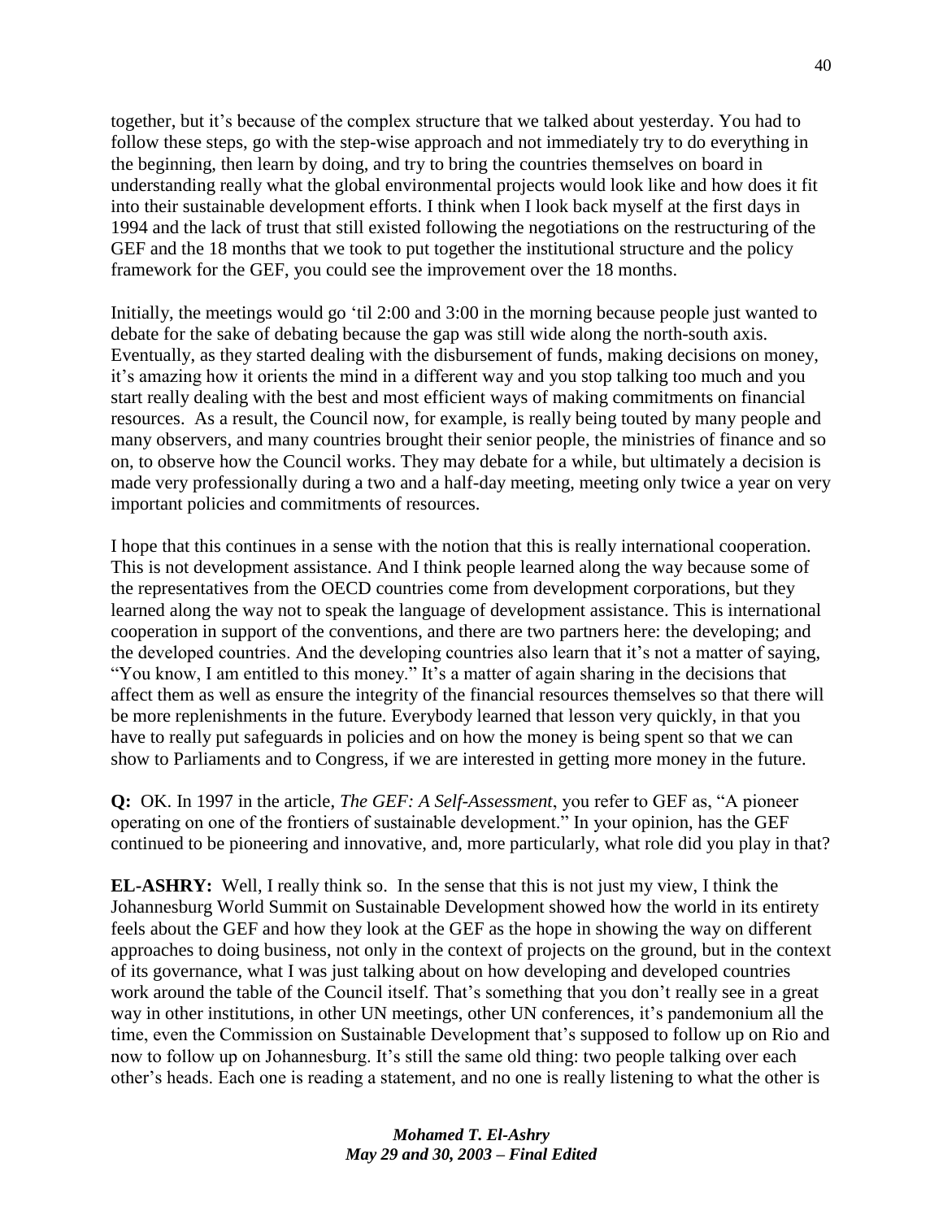together, but it's because of the complex structure that we talked about yesterday. You had to follow these steps, go with the step-wise approach and not immediately try to do everything in the beginning, then learn by doing, and try to bring the countries themselves on board in understanding really what the global environmental projects would look like and how does it fit into their sustainable development efforts. I think when I look back myself at the first days in 1994 and the lack of trust that still existed following the negotiations on the restructuring of the GEF and the 18 months that we took to put together the institutional structure and the policy framework for the GEF, you could see the improvement over the 18 months.

Initially, the meetings would go 'til 2:00 and 3:00 in the morning because people just wanted to debate for the sake of debating because the gap was still wide along the north-south axis. Eventually, as they started dealing with the disbursement of funds, making decisions on money, it's amazing how it orients the mind in a different way and you stop talking too much and you start really dealing with the best and most efficient ways of making commitments on financial resources. As a result, the Council now, for example, is really being touted by many people and many observers, and many countries brought their senior people, the ministries of finance and so on, to observe how the Council works. They may debate for a while, but ultimately a decision is made very professionally during a two and a half-day meeting, meeting only twice a year on very important policies and commitments of resources.

I hope that this continues in a sense with the notion that this is really international cooperation. This is not development assistance. And I think people learned along the way because some of the representatives from the OECD countries come from development corporations, but they learned along the way not to speak the language of development assistance. This is international cooperation in support of the conventions, and there are two partners here: the developing; and the developed countries. And the developing countries also learn that it's not a matter of saying, "You know, I am entitled to this money." It's a matter of again sharing in the decisions that affect them as well as ensure the integrity of the financial resources themselves so that there will be more replenishments in the future. Everybody learned that lesson very quickly, in that you have to really put safeguards in policies and on how the money is being spent so that we can show to Parliaments and to Congress, if we are interested in getting more money in the future.

**Q:** OK. In 1997 in the article, *The GEF: A Self-Assessment*, you refer to GEF as, "A pioneer operating on one of the frontiers of sustainable development." In your opinion, has the GEF continued to be pioneering and innovative, and, more particularly, what role did you play in that?

**EL-ASHRY:** Well, I really think so. In the sense that this is not just my view, I think the Johannesburg World Summit on Sustainable Development showed how the world in its entirety feels about the GEF and how they look at the GEF as the hope in showing the way on different approaches to doing business, not only in the context of projects on the ground, but in the context of its governance, what I was just talking about on how developing and developed countries work around the table of the Council itself. That's something that you don't really see in a great way in other institutions, in other UN meetings, other UN conferences, it's pandemonium all the time, even the Commission on Sustainable Development that's supposed to follow up on Rio and now to follow up on Johannesburg. It's still the same old thing: two people talking over each other's heads. Each one is reading a statement, and no one is really listening to what the other is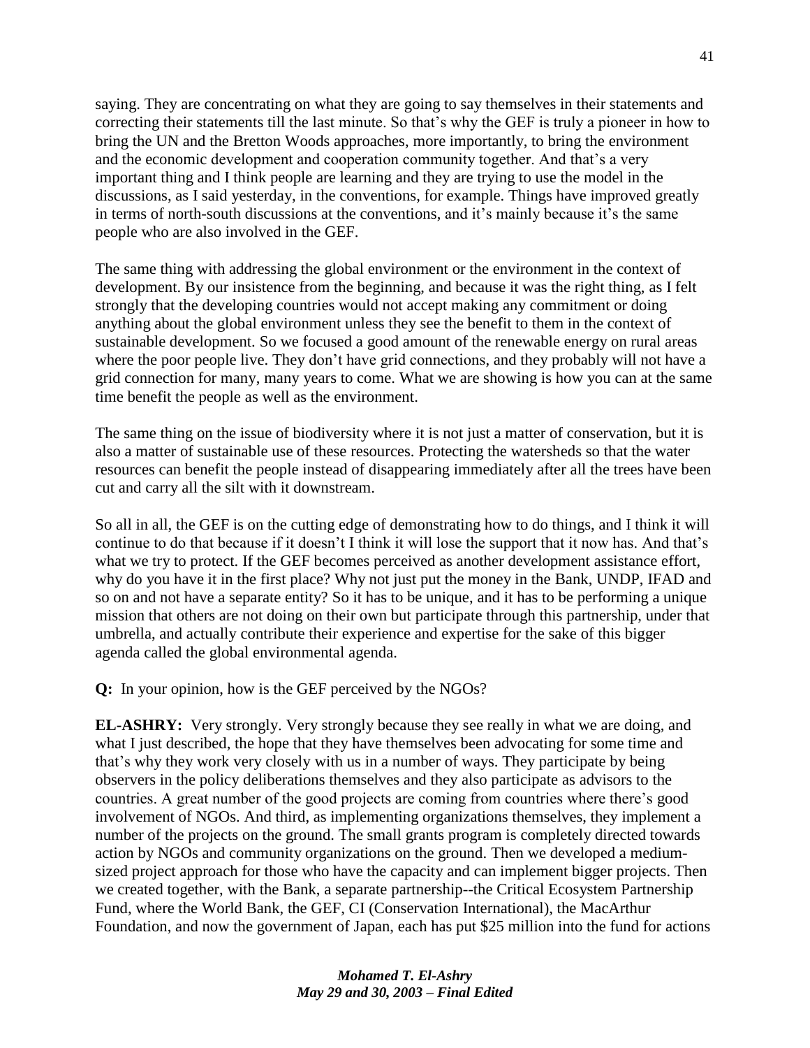saying. They are concentrating on what they are going to say themselves in their statements and correcting their statements till the last minute. So that's why the GEF is truly a pioneer in how to bring the UN and the Bretton Woods approaches, more importantly, to bring the environment and the economic development and cooperation community together. And that's a very important thing and I think people are learning and they are trying to use the model in the discussions, as I said yesterday, in the conventions, for example. Things have improved greatly in terms of north-south discussions at the conventions, and it's mainly because it's the same people who are also involved in the GEF.

The same thing with addressing the global environment or the environment in the context of development. By our insistence from the beginning, and because it was the right thing, as I felt strongly that the developing countries would not accept making any commitment or doing anything about the global environment unless they see the benefit to them in the context of sustainable development. So we focused a good amount of the renewable energy on rural areas where the poor people live. They don't have grid connections, and they probably will not have a grid connection for many, many years to come. What we are showing is how you can at the same time benefit the people as well as the environment.

The same thing on the issue of biodiversity where it is not just a matter of conservation, but it is also a matter of sustainable use of these resources. Protecting the watersheds so that the water resources can benefit the people instead of disappearing immediately after all the trees have been cut and carry all the silt with it downstream.

So all in all, the GEF is on the cutting edge of demonstrating how to do things, and I think it will continue to do that because if it doesn't I think it will lose the support that it now has. And that's what we try to protect. If the GEF becomes perceived as another development assistance effort, why do you have it in the first place? Why not just put the money in the Bank, UNDP, IFAD and so on and not have a separate entity? So it has to be unique, and it has to be performing a unique mission that others are not doing on their own but participate through this partnership, under that umbrella, and actually contribute their experience and expertise for the sake of this bigger agenda called the global environmental agenda.

**Q:** In your opinion, how is the GEF perceived by the NGOs?

**EL-ASHRY:** Very strongly. Very strongly because they see really in what we are doing, and what I just described, the hope that they have themselves been advocating for some time and that's why they work very closely with us in a number of ways. They participate by being observers in the policy deliberations themselves and they also participate as advisors to the countries. A great number of the good projects are coming from countries where there's good involvement of NGOs. And third, as implementing organizations themselves, they implement a number of the projects on the ground. The small grants program is completely directed towards action by NGOs and community organizations on the ground. Then we developed a medium-sized project approach for those who have the capacity and can implement bigger projects. Then we created together, with the Bank, a separate partnership--the Critical Ecosystem Partnership Fund, where the World Bank, the GEF, CI (Conservation International), the MacArthur Foundation, and now the government of Japan, each has put $25 million into the fund for actions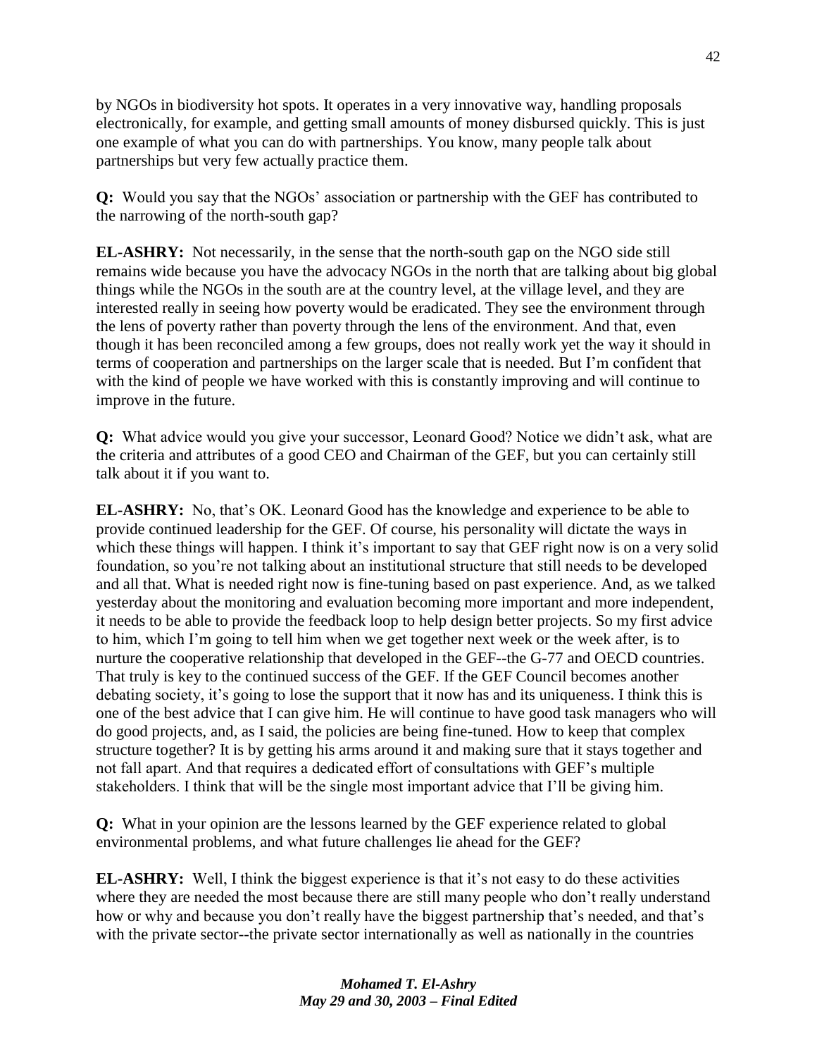by NGOs in biodiversity hot spots. It operates in a very innovative way, handling proposals electronically, for example, and getting small amounts of money disbursed quickly. This is just one example of what you can do with partnerships. You know, many people talk about partnerships but very few actually practice them.

**Q:** Would you say that the NGOs' association or partnership with the GEF has contributed to the narrowing of the north-south gap?

**EL-ASHRY:** Not necessarily, in the sense that the north-south gap on the NGO side still remains wide because you have the advocacy NGOs in the north that are talking about big global things while the NGOs in the south are at the country level, at the village level, and they are interested really in seeing how poverty would be eradicated. They see the environment through the lens of poverty rather than poverty through the lens of the environment. And that, even though it has been reconciled among a few groups, does not really work yet the way it should in terms of cooperation and partnerships on the larger scale that is needed. But I'm confident that with the kind of people we have worked with this is constantly improving and will continue to improve in the future.

**Q:** What advice would you give your successor, Leonard Good? Notice we didn't ask, what are the criteria and attributes of a good CEO and Chairman of the GEF, but you can certainly still talk about it if you want to.

**EL-ASHRY:** No, that's OK. Leonard Good has the knowledge and experience to be able to provide continued leadership for the GEF. Of course, his personality will dictate the ways in which these things will happen. I think it's important to say that GEF right now is on a very solid foundation, so you're not talking about an institutional structure that still needs to be developed and all that. What is needed right now is fine-tuning based on past experience. And, as we talked yesterday about the monitoring and evaluation becoming more important and more independent, it needs to be able to provide the feedback loop to help design better projects. So my first advice to him, which I'm going to tell him when we get together next week or the week after, is to nurture the cooperative relationship that developed in the GEF--the G-77 and OECD countries. That truly is key to the continued success of the GEF. If the GEF Council becomes another debating society, it's going to lose the support that it now has and its uniqueness. I think this is one of the best advice that I can give him. He will continue to have good task managers who will do good projects, and, as I said, the policies are being fine-tuned. How to keep that complex structure together? It is by getting his arms around it and making sure that it stays together and not fall apart. And that requires a dedicated effort of consultations with GEF's multiple stakeholders. I think that will be the single most important advice that I'll be giving him.

**Q:** What in your opinion are the lessons learned by the GEF experience related to global environmental problems, and what future challenges lie ahead for the GEF?

**EL-ASHRY:** Well, I think the biggest experience is that it's not easy to do these activities where they are needed the most because there are still many people who don't really understand how or why and because you don't really have the biggest partnership that's needed, and that's with the private sector--the private sector internationally as well as nationally in the countries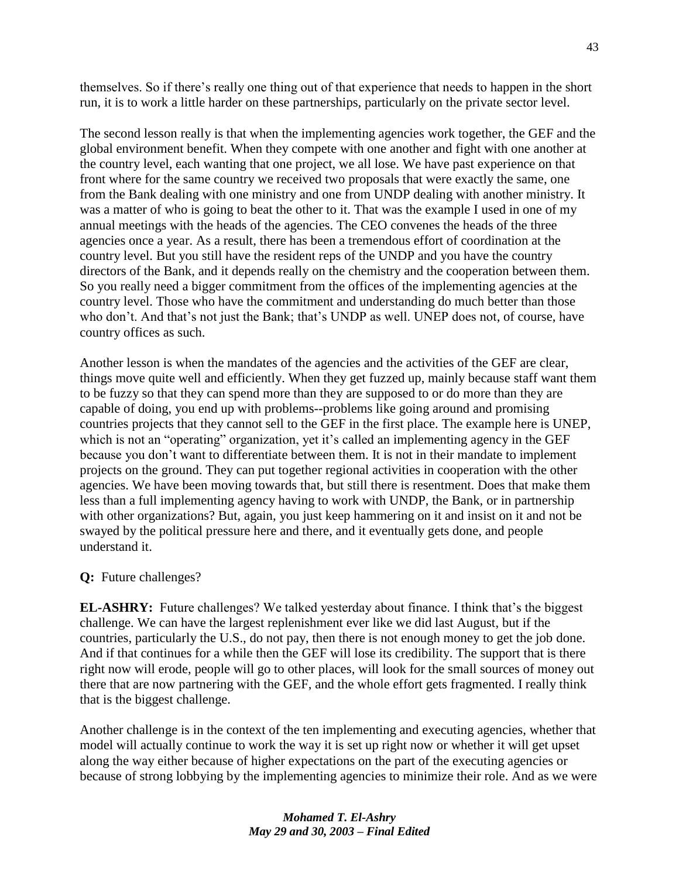themselves. So if there's really one thing out of that experience that needs to happen in the short run, it is to work a little harder on these partnerships, particularly on the private sector level.

The second lesson really is that when the implementing agencies work together, the GEF and the global environment benefit. When they compete with one another and fight with one another at the country level, each wanting that one project, we all lose. We have past experience on that front where for the same country we received two proposals that were exactly the same, one from the Bank dealing with one ministry and one from UNDP dealing with another ministry. It was a matter of who is going to beat the other to it. That was the example I used in one of my annual meetings with the heads of the agencies. The CEO convenes the heads of the three agencies once a year. As a result, there has been a tremendous effort of coordination at the country level. But you still have the resident reps of the UNDP and you have the country directors of the Bank, and it depends really on the chemistry and the cooperation between them. So you really need a bigger commitment from the offices of the implementing agencies at the country level. Those who have the commitment and understanding do much better than those who don't. And that's not just the Bank; that's UNDP as well. UNEP does not, of course, have country offices as such.

Another lesson is when the mandates of the agencies and the activities of the GEF are clear, things move quite well and efficiently. When they get fuzzed up, mainly because staff want them to be fuzzy so that they can spend more than they are supposed to or do more than they are capable of doing, you end up with problems--problems like going around and promising countries projects that they cannot sell to the GEF in the first place. The example here is UNEP, which is not an "operating" organization, yet it's called an implementing agency in the GEF because you don't want to differentiate between them. It is not in their mandate to implement projects on the ground. They can put together regional activities in cooperation with the other agencies. We have been moving towards that, but still there is resentment. Does that make them less than a full implementing agency having to work with UNDP, the Bank, or in partnership with other organizations? But, again, you just keep hammering on it and insist on it and not be swayed by the political pressure here and there, and it eventually gets done, and people understand it.

**Q:** Future challenges?

**EL-ASHRY:** Future challenges? We talked yesterday about finance. I think that's the biggest challenge. We can have the largest replenishment ever like we did last August, but if the countries, particularly the U.S., do not pay, then there is not enough money to get the job done. And if that continues for a while then the GEF will lose its credibility. The support that is there right now will erode, people will go to other places, will look for the small sources of money out there that are now partnering with the GEF, and the whole effort gets fragmented. I really think that is the biggest challenge.

Another challenge is in the context of the ten implementing and executing agencies, whether that model will actually continue to work the way it is set up right now or whether it will get upset along the way either because of higher expectations on the part of the executing agencies or because of strong lobbying by the implementing agencies to minimize their role. And as we were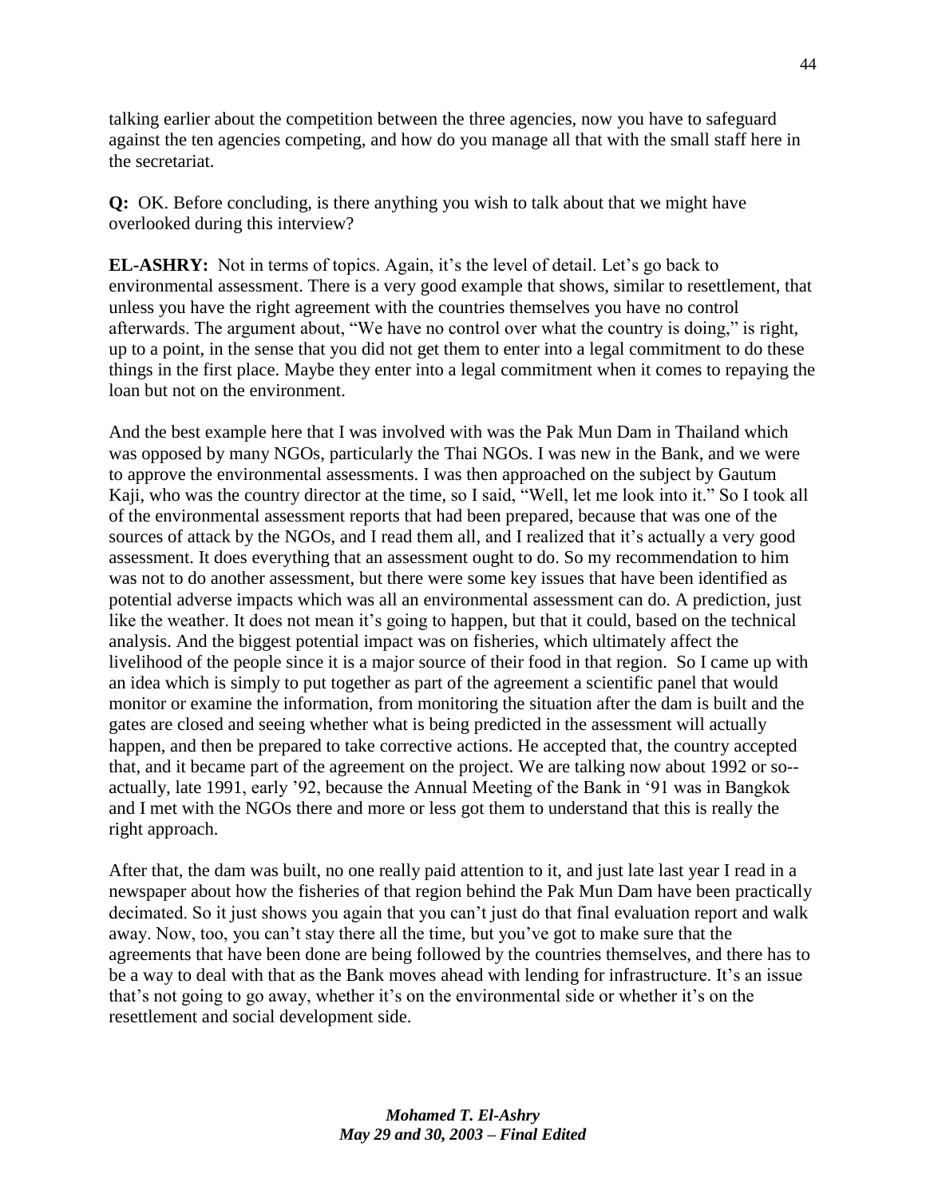talking earlier about the competition between the three agencies, now you have to safeguard against the ten agencies competing, and how do you manage all that with the small staff here in the secretariat.

**Q:** OK. Before concluding, is there anything you wish to talk about that we might have overlooked during this interview?

**EL-ASHRY:** Not in terms of topics. Again, it's the level of detail. Let's go back to environmental assessment. There is a very good example that shows, similar to resettlement, that unless you have the right agreement with the countries themselves you have no control afterwards. The argument about, "We have no control over what the country is doing," is right, up to a point, in the sense that you did not get them to enter into a legal commitment to do these things in the first place. Maybe they enter into a legal commitment when it comes to repaying the loan but not on the environment.

And the best example here that I was involved with was the Pak Mun Dam in Thailand which was opposed by many NGOs, particularly the Thai NGOs. I was new in the Bank, and we were to approve the environmental assessments. I was then approached on the subject by Gautum Kaji, who was the country director at the time, so I said, "Well, let me look into it." So I took all of the environmental assessment reports that had been prepared, because that was one of the sources of attack by the NGOs, and I read them all, and I realized that it's actually a very good assessment. It does everything that an assessment ought to do. So my recommendation to him was not to do another assessment, but there were some key issues that have been identified as potential adverse impacts which was all an environmental assessment can do. A prediction, just like the weather. It does not mean it's going to happen, but that it could, based on the technical analysis. And the biggest potential impact was on fisheries, which ultimately affect the livelihood of the people since it is a major source of their food in that region. So I came up with an idea which is simply to put together as part of the agreement a scientific panel that would monitor or examine the information, from monitoring the situation after the dam is built and the gates are closed and seeing whether what is being predicted in the assessment will actually happen, and then be prepared to take corrective actions. He accepted that, the country accepted that, and it became part of the agreement on the project. We are talking now about 1992 or so--actually, late 1991, early '92, because the Annual Meeting of the Bank in '91 was in Bangkok and I met with the NGOs there and more or less got them to understand that this is really the right approach.

After that, the dam was built, no one really paid attention to it, and just late last year I read in a newspaper about how the fisheries of that region behind the Pak Mun Dam have been practically decimated. So it just shows you again that you can't just do that final evaluation report and walk away. Now, too, you can't stay there all the time, but you've got to make sure that the agreements that have been done are being followed by the countries themselves, and there has to be a way to deal with that as the Bank moves ahead with lending for infrastructure. It's an issue that's not going to go away, whether it's on the environmental side or whether it's on the resettlement and social development side.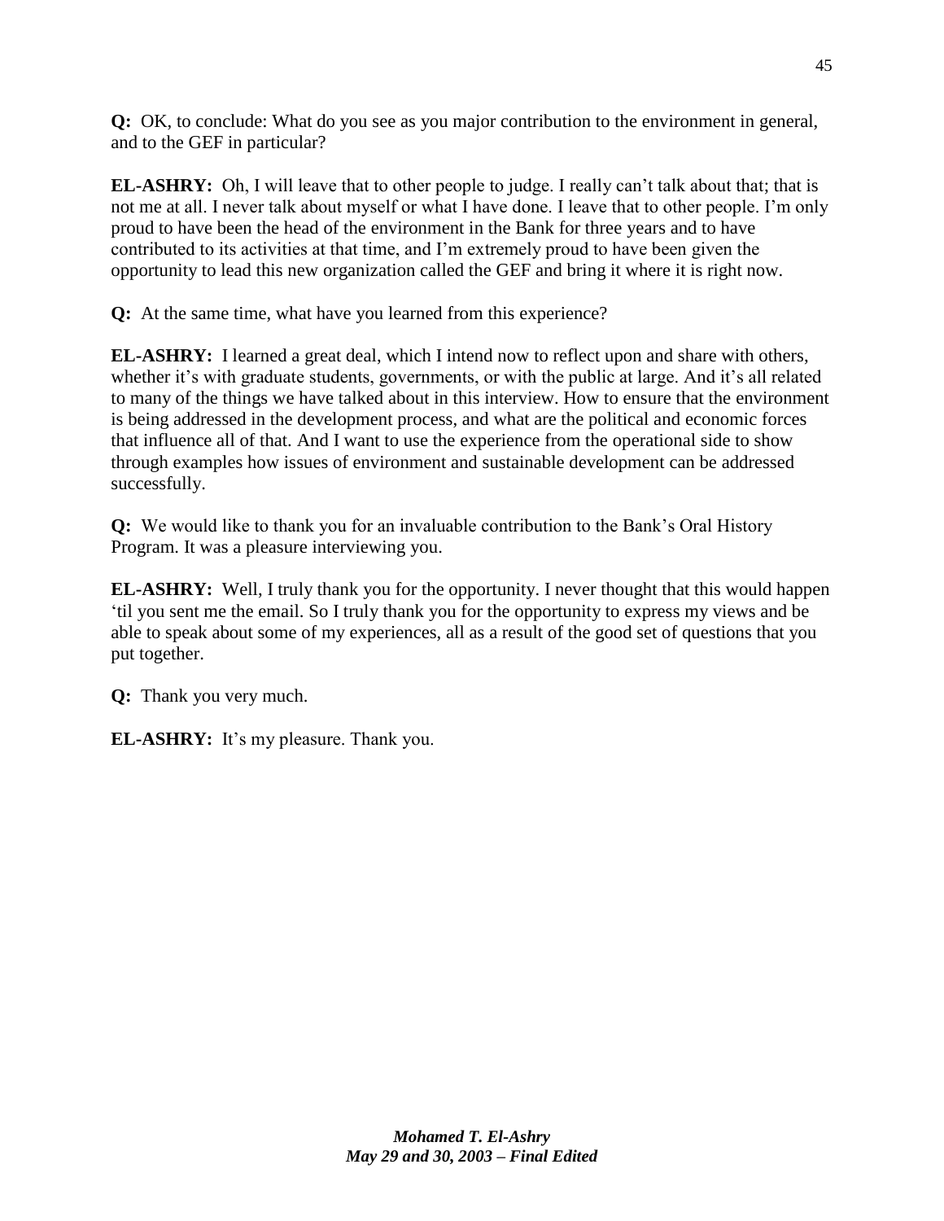**Q:** OK, to conclude: What do you see as you major contribution to the environment in general, and to the GEF in particular?

**EL-ASHRY:** Oh, I will leave that to other people to judge. I really can't talk about that; that is not me at all. I never talk about myself or what I have done. I leave that to other people. I'm only proud to have been the head of the environment in the Bank for three years and to have contributed to its activities at that time, and I'm extremely proud to have been given the opportunity to lead this new organization called the GEF and bring it where it is right now.

**Q:** At the same time, what have you learned from this experience?

**EL-ASHRY:** I learned a great deal, which I intend now to reflect upon and share with others, whether it's with graduate students, governments, or with the public at large. And it's all related to many of the things we have talked about in this interview. How to ensure that the environment is being addressed in the development process, and what are the political and economic forces that influence all of that. And I want to use the experience from the operational side to show through examples how issues of environment and sustainable development can be addressed successfully.

**Q:** We would like to thank you for an invaluable contribution to the Bank's Oral History Program. It was a pleasure interviewing you.

**EL-ASHRY:** Well, I truly thank you for the opportunity. I never thought that this would happen 'til you sent me the email. So I truly thank you for the opportunity to express my views and be able to speak about some of my experiences, all as a result of the good set of questions that you put together.

**Q:** Thank you very much.

**EL-ASHRY:** It's my pleasure. Thank you.